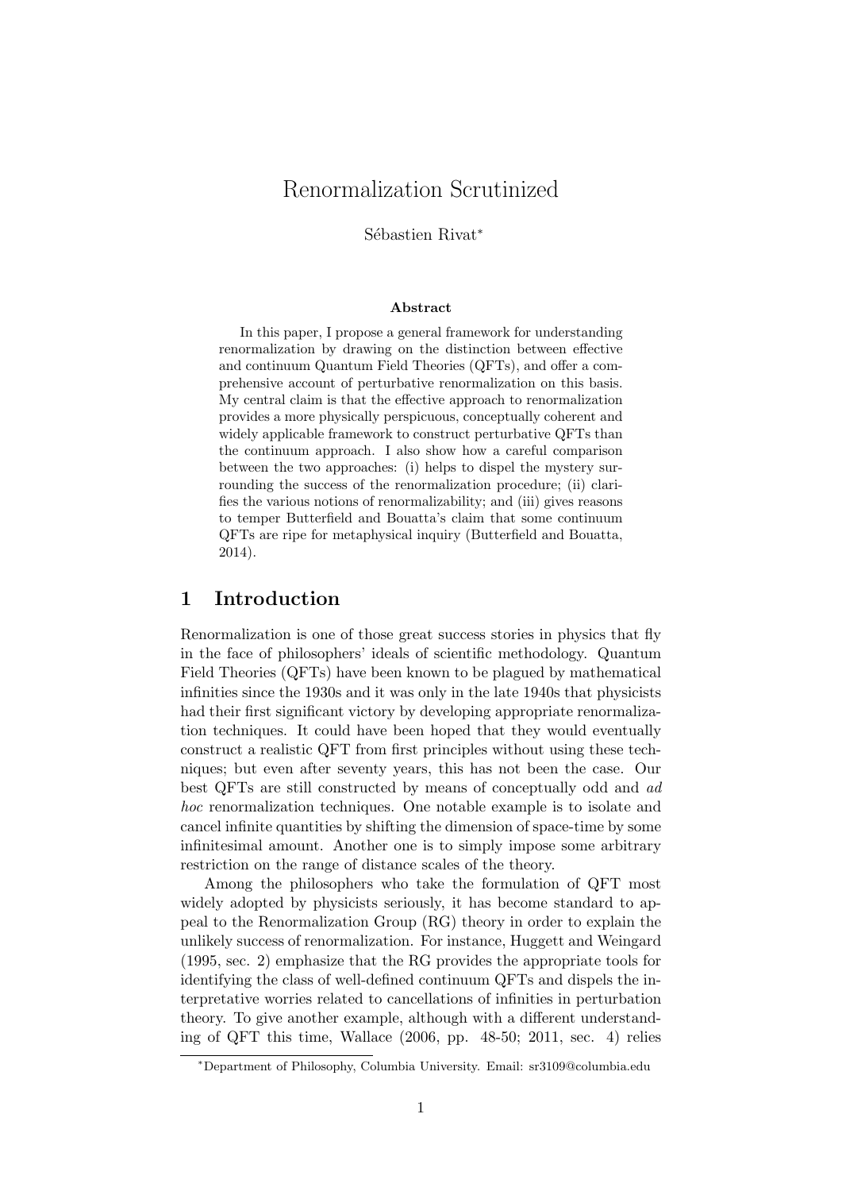# Renormalization Scrutinized

Sébastien Rivat[*]

### Abstract

In this paper, I propose a general framework for understanding renormalization by drawing on the distinction between effective and continuum Quantum Field Theories (QFTs), and offer a comprehensive account of perturbative renormalization on this basis. My central claim is that the effective approach to renormalization provides a more physically perspicuous, conceptually coherent and widely applicable framework to construct perturbative QFTs than the continuum approach. I also show how a careful comparison between the two approaches: (i) helps to dispel the mystery surrounding the success of the renormalization procedure; (ii) clarifies the various notions of renormalizability; and (iii) gives reasons to temper Butterfield and Bouatta's claim that some continuum QFTs are ripe for metaphysical inquiry (Butterfield and Bouatta, 2014).

## 1 Introduction

Renormalization is one of those great success stories in physics that fly in the face of philosophers' ideals of scientific methodology. Quantum Field Theories (QFTs) have been known to be plagued by mathematical infinities since the 1930s and it was only in the late 1940s that physicists had their first significant victory by developing appropriate renormalization techniques. It could have been hoped that they would eventually construct a realistic QFT from first principles without using these techniques; but even after seventy years, this has not been the case. Our best QFTs are still constructed by means of conceptually odd and *ad hoc* renormalization techniques. One notable example is to isolate and cancel infinite quantities by shifting the dimension of space-time by some infinitesimal amount. Another one is to simply impose some arbitrary restriction on the range of distance scales of the theory.

Among the philosophers who take the formulation of QFT most widely adopted by physicists seriously, it has become standard to appeal to the Renormalization Group (RG) theory in order to explain the unlikely success of renormalization. For instance, Huggett and Weingard (1995, sec. 2) emphasize that the RG provides the appropriate tools for identifying the class of well-defined continuum QFTs and dispels the interpretative worries related to cancellations of infinities in perturbation theory. To give another example, although with a different understanding of QFT this time, Wallace (2006, pp. 48-50; 2011, sec. 4) relies

[*] Department of Philosophy, Columbia University. Email: sr3109@columbia.edu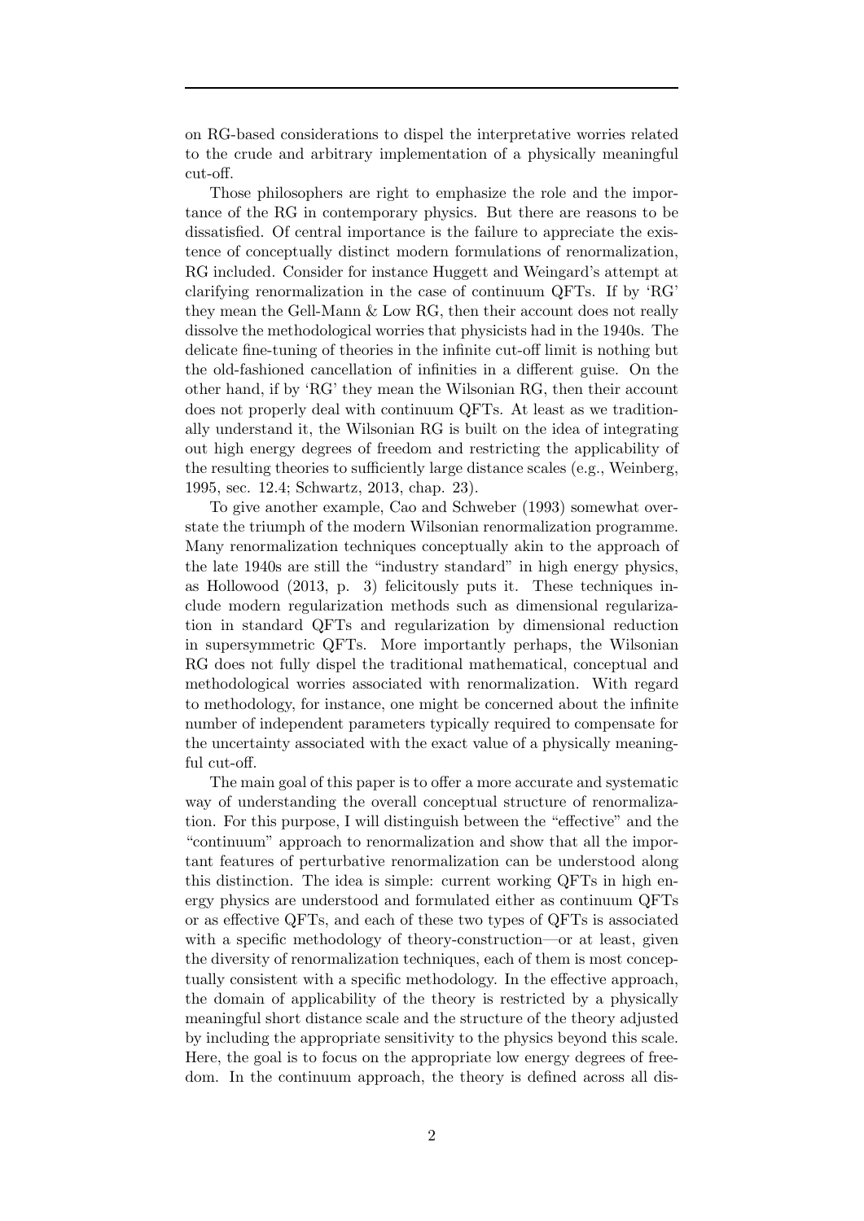on RG-based considerations to dispel the interpretative worries related to the crude and arbitrary implementation of a physically meaningful cut-off.

Those philosophers are right to emphasize the role and the importance of the RG in contemporary physics. But there are reasons to be dissatisfied. Of central importance is the failure to appreciate the existence of conceptually distinct modern formulations of renormalization, RG included. Consider for instance Huggett and Weingard's attempt at clarifying renormalization in the case of continuum QFTs. If by 'RG' they mean the Gell-Mann & Low RG, then their account does not really dissolve the methodological worries that physicists had in the 1940s. The delicate fine-tuning of theories in the infinite cut-off limit is nothing but the old-fashioned cancellation of infinities in a different guise. On the other hand, if by 'RG' they mean the Wilsonian RG, then their account does not properly deal with continuum QFTs. At least as we traditionally understand it, the Wilsonian RG is built on the idea of integrating out high energy degrees of freedom and restricting the applicability of the resulting theories to sufficiently large distance scales (e.g., Weinberg, 1995, sec. 12.4; Schwartz, 2013, chap. 23).

To give another example, Cao and Schweber (1993) somewhat overstate the triumph of the modern Wilsonian renormalization programme. Many renormalization techniques conceptually akin to the approach of the late 1940s are still the "industry standard" in high energy physics, as Hollowood (2013, p. 3) felicitously puts it. These techniques include modern regularization methods such as dimensional regularization in standard QFTs and regularization by dimensional reduction in supersymmetric QFTs. More importantly perhaps, the Wilsonian RG does not fully dispel the traditional mathematical, conceptual and methodological worries associated with renormalization. With regard to methodology, for instance, one might be concerned about the infinite number of independent parameters typically required to compensate for the uncertainty associated with the exact value of a physically meaningful cut-off.

The main goal of this paper is to offer a more accurate and systematic way of understanding the overall conceptual structure of renormalization. For this purpose, I will distinguish between the "effective" and the "continuum" approach to renormalization and show that all the important features of perturbative renormalization can be understood along this distinction. The idea is simple: current working QFTs in high energy physics are understood and formulated either as continuum QFTs or as effective QFTs, and each of these two types of QFTs is associated with a specific methodology of theory-construction—or at least, given the diversity of renormalization techniques, each of them is most conceptually consistent with a specific methodology. In the effective approach, the domain of applicability of the theory is restricted by a physically meaningful short distance scale and the structure of the theory adjusted by including the appropriate sensitivity to the physics beyond this scale. Here, the goal is to focus on the appropriate low energy degrees of freedom. In the continuum approach, the theory is defined across all dis-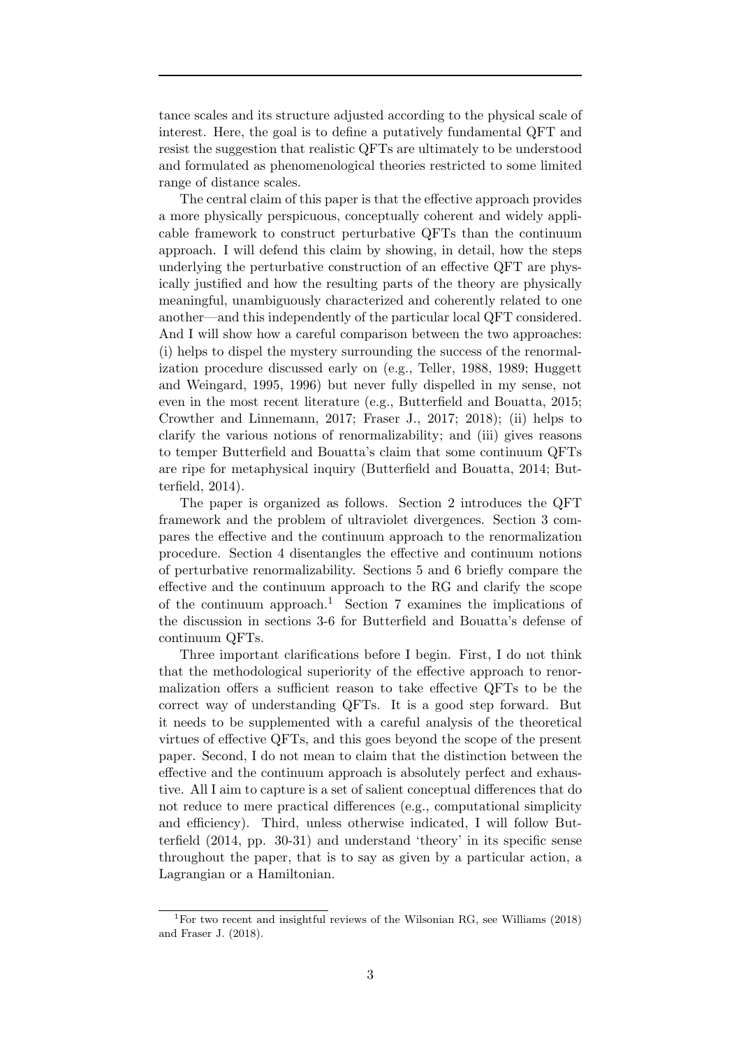tance scales and its structure adjusted according to the physical scale of interest. Here, the goal is to define a putatively fundamental QFT and resist the suggestion that realistic QFTs are ultimately to be understood and formulated as phenomenological theories restricted to some limited range of distance scales.

The central claim of this paper is that the effective approach provides a more physically perspicuous, conceptually coherent and widely applicable framework to construct perturbative QFTs than the continuum approach. I will defend this claim by showing, in detail, how the steps underlying the perturbative construction of an effective QFT are physically justified and how the resulting parts of the theory are physically meaningful, unambiguously characterized and coherently related to one another—and this independently of the particular local QFT considered. And I will show how a careful comparison between the two approaches: (i) helps to dispel the mystery surrounding the success of the renormalization procedure discussed early on (e.g., Teller, 1988, 1989; Huggett and Weingard, 1995, 1996) but never fully dispelled in my sense, not even in the most recent literature (e.g., Butterfield and Bouatta, 2015; Crowther and Linnemann, 2017; Fraser J., 2017; 2018); (ii) helps to clarify the various notions of renormalizability; and (iii) gives reasons to temper Butterfield and Bouatta's claim that some continuum QFTs are ripe for metaphysical inquiry (Butterfield and Bouatta, 2014; Butterfield, 2014).

The paper is organized as follows. Section 2 introduces the QFT framework and the problem of ultraviolet divergences. Section 3 compares the effective and the continuum approach to the renormalization procedure. Section 4 disentangles the effective and continuum notions of perturbative renormalizability. Sections 5 and 6 briefly compare the effective and the continuum approach to the RG and clarify the scope of the continuum approach.[1] Section 7 examines the implications of the discussion in sections 3-6 for Butterfield and Bouatta's defense of continuum QFTs.

Three important clarifications before I begin. First, I do not think that the methodological superiority of the effective approach to renormalization offers a sufficient reason to take effective QFTs to be the correct way of understanding QFTs. It is a good step forward. But it needs to be supplemented with a careful analysis of the theoretical virtues of effective QFTs, and this goes beyond the scope of the present paper. Second, I do not mean to claim that the distinction between the effective and the continuum approach is absolutely perfect and exhaustive. All I aim to capture is a set of salient conceptual differences that do not reduce to mere practical differences (e.g., computational simplicity and efficiency). Third, unless otherwise indicated, I will follow Butterfield (2014, pp. 30-31) and understand 'theory' in its specific sense throughout the paper, that is to say as given by a particular action, a Lagrangian or a Hamiltonian.

[1] For two recent and insightful reviews of the Wilsonian RG, see Williams (2018) and Fraser J. (2018).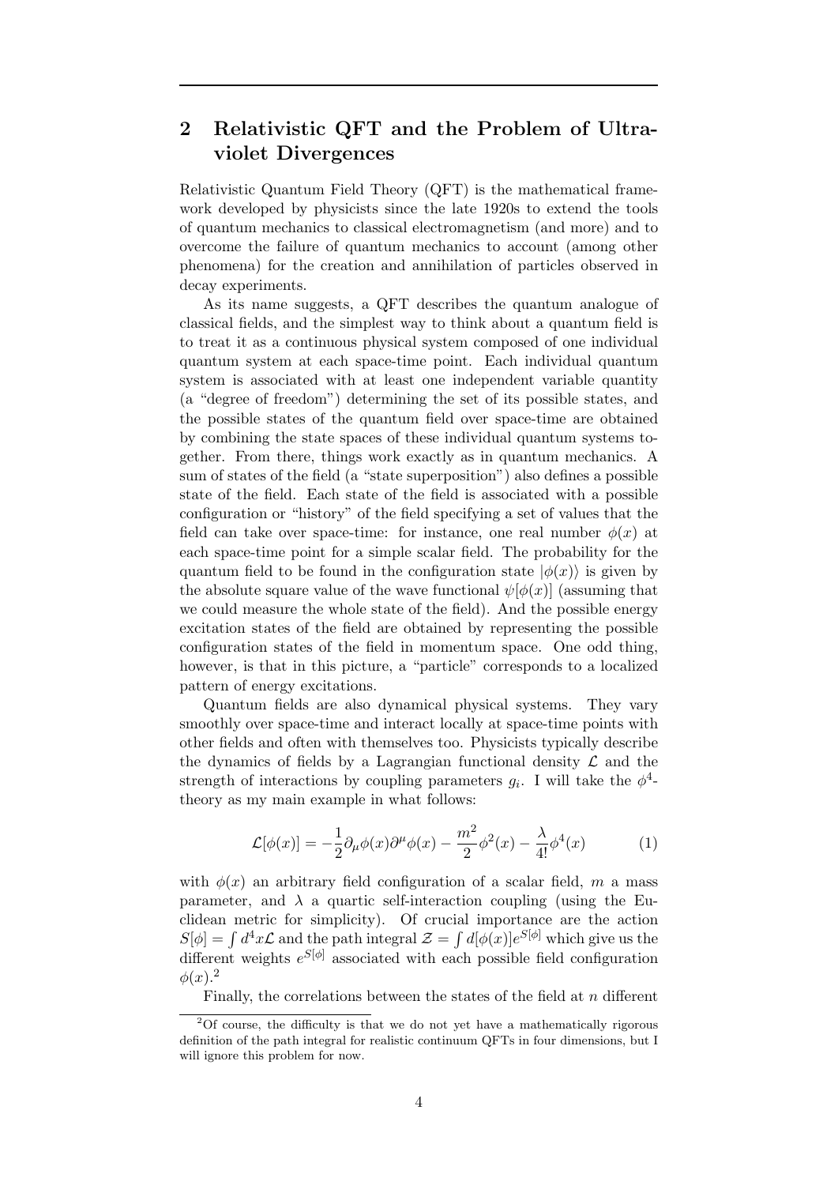## 2 Relativistic QFT and the Problem of Ultraviolet Divergences

Relativistic Quantum Field Theory (QFT) is the mathematical framework developed by physicists since the late 1920s to extend the tools of quantum mechanics to classical electromagnetism (and more) and to overcome the failure of quantum mechanics to account (among other phenomena) for the creation and annihilation of particles observed in decay experiments.

As its name suggests, a QFT describes the quantum analogue of classical fields, and the simplest way to think about a quantum field is to treat it as a continuous physical system composed of one individual quantum system at each space-time point. Each individual quantum system is associated with at least one independent variable quantity (a "degree of freedom") determining the set of its possible states, and the possible states of the quantum field over space-time are obtained by combining the state spaces of these individual quantum systems together. From there, things work exactly as in quantum mechanics. A sum of states of the field (a "state superposition") also defines a possible state of the field. Each state of the field is associated with a possible configuration or "history" of the field specifying a set of values that the field can take over space-time: for instance, one real number $\phi(x)$ at each space-time point for a simple scalar field. The probability for the quantum field to be found in the configuration state $|\phi(x)\rangle$ is given by the absolute square value of the wave functional $\psi[\phi(x)]$ (assuming that we could measure the whole state of the field). And the possible energy excitation states of the field are obtained by representing the possible configuration states of the field in momentum space. One odd thing, however, is that in this picture, a "particle" corresponds to a localized pattern of energy excitations.

Quantum fields are also dynamical physical systems. They vary smoothly over space-time and interact locally at space-time points with other fields and often with themselves too. Physicists typically describe the dynamics of fields by a Lagrangian functional density $\mathcal{L}$ and the strength of interactions by coupling parameters $g_i$. I will take the $\phi^4$-theory as my main example in what follows:

$$\mathcal{L}[\phi(x)] = -\frac{1}{2}\partial_\mu\phi(x)\partial^\mu\phi(x) - \frac{m^2}{2}\phi^2(x) - \frac{\lambda}{4!}\phi^4(x) \tag{1}$$

with $\phi(x)$ an arbitrary field configuration of a scalar field, $m$ a mass parameter, and $\lambda$ a quartic self-interaction coupling (using the Euclidean metric for simplicity). Of crucial importance are the action $S[\phi] = \int d^4x\mathcal{L}$ and the path integral $\mathcal{Z} = \int d[\phi(x)]e^{S[\phi]}$ which give us the different weights $e^{S[\phi]}$ associated with each possible field configuration $\phi(x)$.[2]

Finally, the correlations between the states of the field at $n$ different

[2] Of course, the difficulty is that we do not yet have a mathematically rigorous definition of the path integral for realistic continuum QFTs in four dimensions, but I will ignore this problem for now.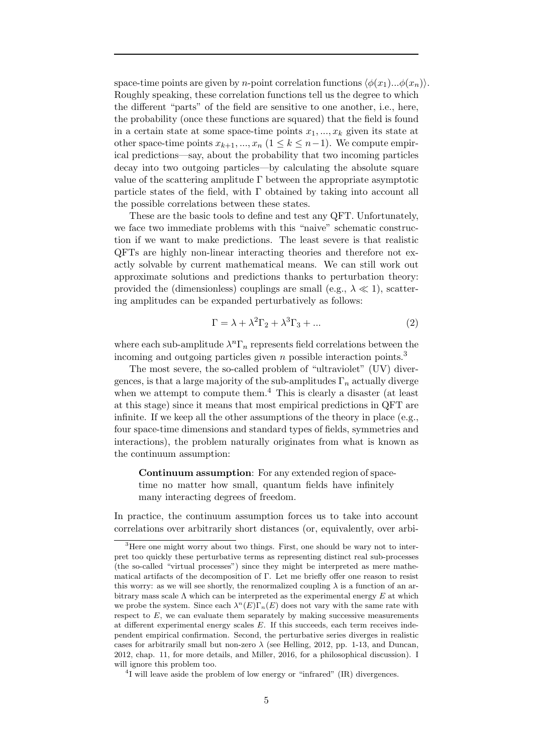space-time points are given by $n$-point correlation functions $\langle\phi(x_1)...\phi(x_n)\rangle$. Roughly speaking, these correlation functions tell us the degree to which the different "parts" of the field are sensitive to one another, i.e., here, the probability (once these functions are squared) that the field is found in a certain state at some space-time points $x_1, ..., x_k$ given its state at other space-time points $x_{k+1}, ..., x_n$ ($1 \leq k \leq n-1$). We compute empirical predictions—say, about the probability that two incoming particles decay into two outgoing particles—by calculating the absolute square value of the scattering amplitude $\Gamma$ between the appropriate asymptotic particle states of the field, with $\Gamma$ obtained by taking into account all the possible correlations between these states.

These are the basic tools to define and test any QFT. Unfortunately, we face two immediate problems with this "naive" schematic construction if we want to make predictions. The least severe is that realistic QFTs are highly non-linear interacting theories and therefore not exactly solvable by current mathematical means. We can still work out approximate solutions and predictions thanks to perturbation theory: provided the (dimensionless) couplings are small (e.g., $\lambda \ll 1$), scattering amplitudes can be expanded perturbatively as follows:

$$\Gamma = \lambda + \lambda^2\Gamma_2 + \lambda^3\Gamma_3 + ... \tag{2}$$

where each sub-amplitude $\lambda^n\Gamma_n$ represents field correlations between the incoming and outgoing particles given $n$ possible interaction points.[3]

The most severe, the so-called problem of "ultraviolet" (UV) divergences, is that a large majority of the sub-amplitudes $\Gamma_n$ actually diverge when we attempt to compute them.[4] This is clearly a disaster (at least at this stage) since it means that most empirical predictions in QFT are infinite. If we keep all the other assumptions of the theory in place (e.g., four space-time dimensions and standard types of fields, symmetries and interactions), the problem naturally originates from what is known as the continuum assumption:

> **Continuum assumption**: For any extended region of space-time no matter how small, quantum fields have infinitely many interacting degrees of freedom.

In practice, the continuum assumption forces us to take into account correlations over arbitrarily short distances (or, equivalently, over arbi-

---

[3] Here one might worry about two things. First, one should be wary not to interpret too quickly these perturbative terms as representing distinct real sub-processes (the so-called "virtual processes") since they might be interpreted as mere mathematical artifacts of the decomposition of $\Gamma$. Let me briefly offer one reason to resist this worry: as we will see shortly, the renormalized coupling $\lambda$ is a function of an arbitrary mass scale $\Lambda$ which can be interpreted as the experimental energy $E$ at which we probe the system. Since each $\lambda^n(E)\Gamma_n(E)$ does not vary with the same rate with respect to $E$, we can evaluate them separately by making successive measurements at different experimental energy scales $E$. If this succeeds, each term receives independent empirical confirmation. Second, the perturbative series diverges in realistic cases for arbitrarily small but non-zero $\lambda$ (see Helling, 2012, pp. 1-13, and Duncan, 2012, chap. 11, for more details, and Miller, 2016, for a philosophical discussion). I will ignore this problem too.

[4] I will leave aside the problem of low energy or "infrared" (IR) divergences.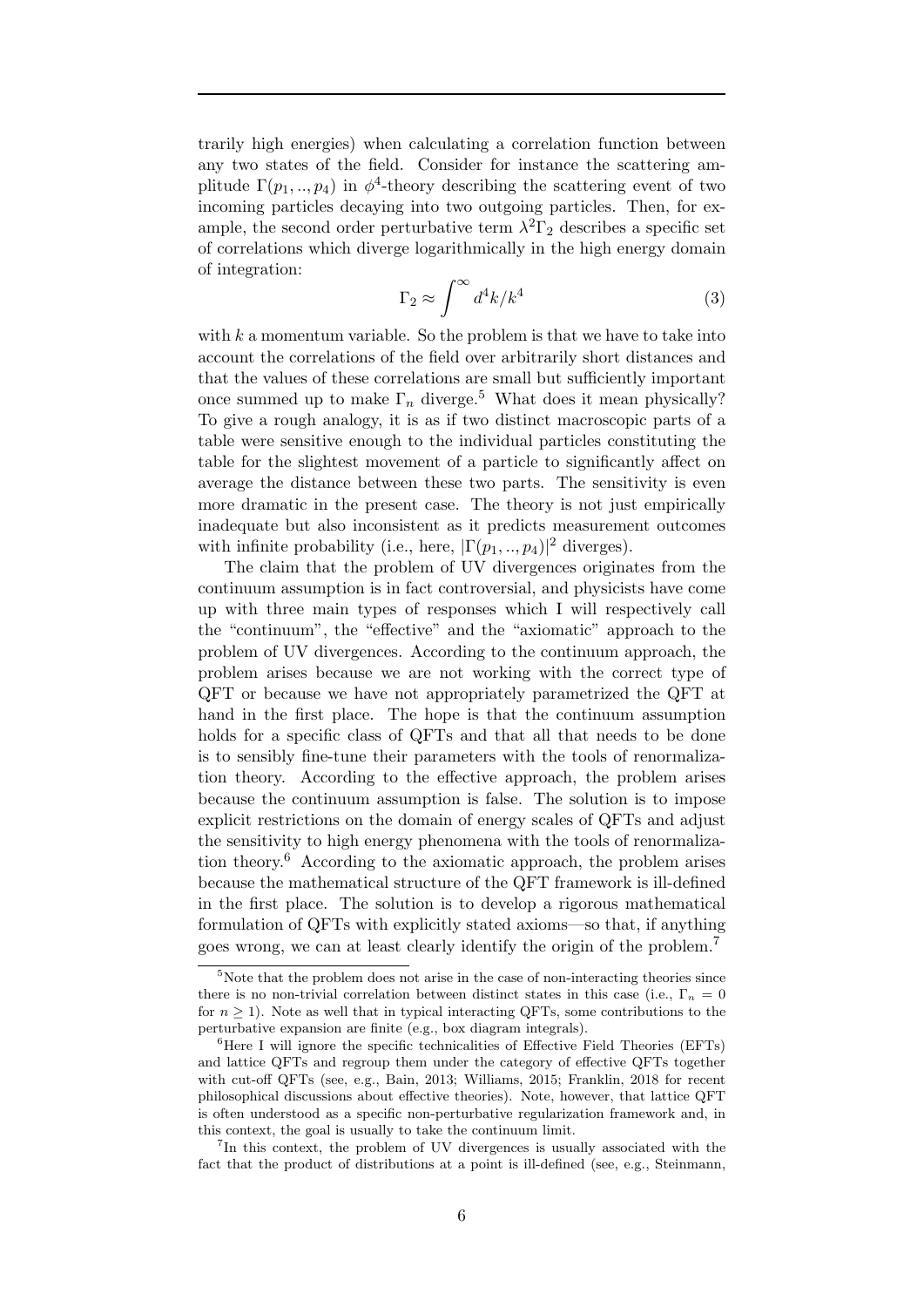trarily high energies) when calculating a correlation function between any two states of the field. Consider for instance the scattering amplitude $\Gamma(p_1, .., p_4)$ in $\phi^4$-theory describing the scattering event of two incoming particles decaying into two outgoing particles. Then, for example, the second order perturbative term $\lambda^2 \Gamma_2$ describes a specific set of correlations which diverge logarithmically in the high energy domain of integration:

$$\Gamma_2 \approx \int^{\infty} d^4k/k^4 \tag{3}$$

with $k$ a momentum variable. So the problem is that we have to take into account the correlations of the field over arbitrarily short distances and that the values of these correlations are small but sufficiently important once summed up to make $\Gamma_n$ diverge.[5] What does it mean physically? To give a rough analogy, it is as if two distinct macroscopic parts of a table were sensitive enough to the individual particles constituting the table for the slightest movement of a particle to significantly affect on average the distance between these two parts. The sensitivity is even more dramatic in the present case. The theory is not just empirically inadequate but also inconsistent as it predicts measurement outcomes with infinite probability (i.e., here, $|\Gamma(p_1, .., p_4)|^2$ diverges).

The claim that the problem of UV divergences originates from the continuum assumption is in fact controversial, and physicists have come up with three main types of responses which I will respectively call the "continuum", the "effective" and the "axiomatic" approach to the problem of UV divergences. According to the continuum approach, the problem arises because we are not working with the correct type of QFT or because we have not appropriately parametrized the QFT at hand in the first place. The hope is that the continuum assumption holds for a specific class of QFTs and that all that needs to be done is to sensibly fine-tune their parameters with the tools of renormalization theory. According to the effective approach, the problem arises because the continuum assumption is false. The solution is to impose explicit restrictions on the domain of energy scales of QFTs and adjust the sensitivity to high energy phenomena with the tools of renormalization theory.[6] According to the axiomatic approach, the problem arises because the mathematical structure of the QFT framework is ill-defined in the first place. The solution is to develop a rigorous mathematical formulation of QFTs with explicitly stated axioms—so that, if anything goes wrong, we can at least clearly identify the origin of the problem.[7]

---

[5] Note that the problem does not arise in the case of non-interacting theories since there is no non-trivial correlation between distinct states in this case (i.e., $\Gamma_n = 0$ for $n \geq 1$). Note as well that in typical interacting QFTs, some contributions to the perturbative expansion are finite (e.g., box diagram integrals).

[6] Here I will ignore the specific technicalities of Effective Field Theories (EFTs) and lattice QFTs and regroup them under the category of effective QFTs together with cut-off QFTs (see, e.g., Bain, 2013; Williams, 2015; Franklin, 2018 for recent philosophical discussions about effective theories). Note, however, that lattice QFT is often understood as a specific non-perturbative regularization framework and, in this context, the goal is usually to take the continuum limit.

[7] In this context, the problem of UV divergences is usually associated with the fact that the product of distributions at a point is ill-defined (see, e.g., Steinmann,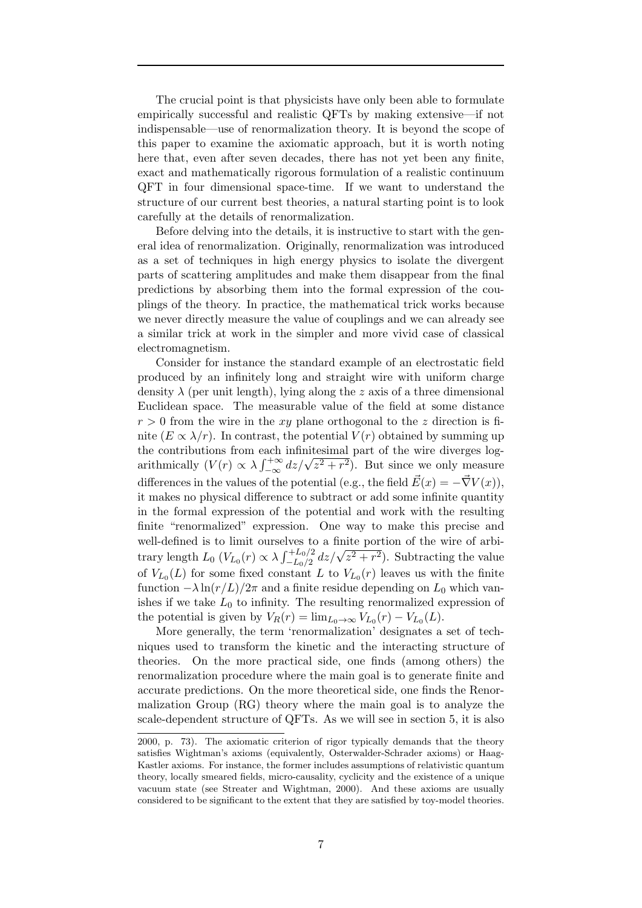The crucial point is that physicists have only been able to formulate empirically successful and realistic QFTs by making extensive—if not indispensable—use of renormalization theory. It is beyond the scope of this paper to examine the axiomatic approach, but it is worth noting here that, even after seven decades, there has not yet been any finite, exact and mathematically rigorous formulation of a realistic continuum QFT in four dimensional space-time. If we want to understand the structure of our current best theories, a natural starting point is to look carefully at the details of renormalization.

Before delving into the details, it is instructive to start with the general idea of renormalization. Originally, renormalization was introduced as a set of techniques in high energy physics to isolate the divergent parts of scattering amplitudes and make them disappear from the final predictions by absorbing them into the formal expression of the couplings of the theory. In practice, the mathematical trick works because we never directly measure the value of couplings and we can already see a similar trick at work in the simpler and more vivid case of classical electromagnetism.

Consider for instance the standard example of an electrostatic field produced by an infinitely long and straight wire with uniform charge density $\lambda$ (per unit length), lying along the $z$ axis of a three dimensional Euclidean space. The measurable value of the field at some distance $r > 0$ from the wire in the $xy$ plane orthogonal to the $z$ direction is finite ($E \propto \lambda / r$). In contrast, the potential $V(r)$ obtained by summing up the contributions from each infinitesimal part of the wire diverges logarithmically ($V(r) \propto \lambda \int_{-\infty}^{+\infty} dz / \sqrt{z^2 + r^2}$). But since we only measure differences in the values of the potential (e.g., the field $\vec{E}(x) = -\vec{\nabla} V(x)$), it makes no physical difference to subtract or add some infinite quantity in the formal expression of the potential and work with the resulting finite "renormalized" expression. One way to make this precise and well-defined is to limit ourselves to a finite portion of the wire of arbitrary length $L_0$ ($V_{L_0}(r) \propto \lambda \int_{-L_0/2}^{+L_0/2} dz / \sqrt{z^2 + r^2}$). Subtracting the value of $V_{L_0}(L)$ for some fixed constant $L$ to $V_{L_0}(r)$ leaves us with the finite function $-\lambda \ln(r/L)/2\pi$ and a finite residue depending on $L_0$ which vanishes if we take $L_0$ to infinity. The resulting renormalized expression of the potential is given by $V_R(r) = \lim_{L_0 \to \infty} V_{L_0}(r) - V_{L_0}(L)$.

More generally, the term 'renormalization' designates a set of techniques used to transform the kinetic and the interacting structure of theories. On the more practical side, one finds (among others) the renormalization procedure where the main goal is to generate finite and accurate predictions. On the more theoretical side, one finds the Renormalization Group (RG) theory where the main goal is to analyze the scale-dependent structure of QFTs. As we will see in section 5, it is also

2000, p. 73). The axiomatic criterion of rigor typically demands that the theory satisfies Wightman's axioms (equivalently, Osterwalder-Schrader axioms) or Haag-Kastler axioms. For instance, the former includes assumptions of relativistic quantum theory, locally smeared fields, micro-causality, cyclicity and the existence of a unique vacuum state (see Streater and Wightman, 2000). And these axioms are usually considered to be significant to the extent that they are satisfied by toy-model theories.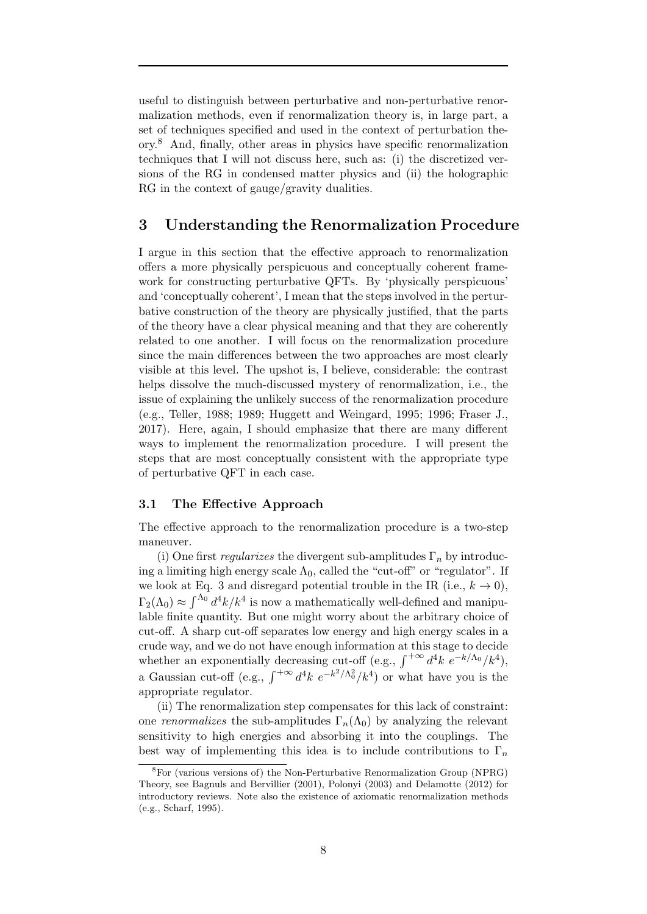useful to distinguish between perturbative and non-perturbative renormalization methods, even if renormalization theory is, in large part, a set of techniques specified and used in the context of perturbation theory.[8] And, finally, other areas in physics have specific renormalization techniques that I will not discuss here, such as: (i) the discretized versions of the RG in condensed matter physics and (ii) the holographic RG in the context of gauge/gravity dualities.

## 3 Understanding the Renormalization Procedure

I argue in this section that the effective approach to renormalization offers a more physically perspicuous and conceptually coherent framework for constructing perturbative QFTs. By 'physically perspicuous' and 'conceptually coherent', I mean that the steps involved in the perturbative construction of the theory are physically justified, that the parts of the theory have a clear physical meaning and that they are coherently related to one another. I will focus on the renormalization procedure since the main differences between the two approaches are most clearly visible at this level. The upshot is, I believe, considerable: the contrast helps dissolve the much-discussed mystery of renormalization, i.e., the issue of explaining the unlikely success of the renormalization procedure (e.g., Teller, 1988; 1989; Huggett and Weingard, 1995; 1996; Fraser J., 2017). Here, again, I should emphasize that there are many different ways to implement the renormalization procedure. I will present the steps that are most conceptually consistent with the appropriate type of perturbative QFT in each case.

### 3.1 The Effective Approach

The effective approach to the renormalization procedure is a two-step maneuver.

(i) One first *regularizes* the divergent sub-amplitudes $\Gamma_n$ by introducing a limiting high energy scale $\Lambda_0$, called the "cut-off" or "regulator". If we look at Eq. 3 and disregard potential trouble in the IR (i.e., $k \to 0$), $\Gamma_2(\Lambda_0) \approx \int^{\Lambda_0} d^4k/k^4$ is now a mathematically well-defined and manipulable finite quantity. But one might worry about the arbitrary choice of cut-off. A sharp cut-off separates low energy and high energy scales in a crude way, and we do not have enough information at this stage to decide whether an exponentially decreasing cut-off (e.g., $\int^{+\infty} d^4k \ e^{-k/\Lambda_0}/k^4$), a Gaussian cut-off (e.g., $\int^{+\infty} d^4k \ e^{-k^2/\Lambda_0^2}/k^4$) or what have you is the appropriate regulator.

(ii) The renormalization step compensates for this lack of constraint: one *renormalizes* the sub-amplitudes $\Gamma_n(\Lambda_0)$ by analyzing the relevant sensitivity to high energies and absorbing it into the couplings. The best way of implementing this idea is to include contributions to $\Gamma_n$

[8] For (various versions of) the Non-Perturbative Renormalization Group (NPRG) Theory, see Bagnuls and Bervillier (2001), Polonyi (2003) and Delamotte (2012) for introductory reviews. Note also the existence of axiomatic renormalization methods (e.g., Scharf, 1995).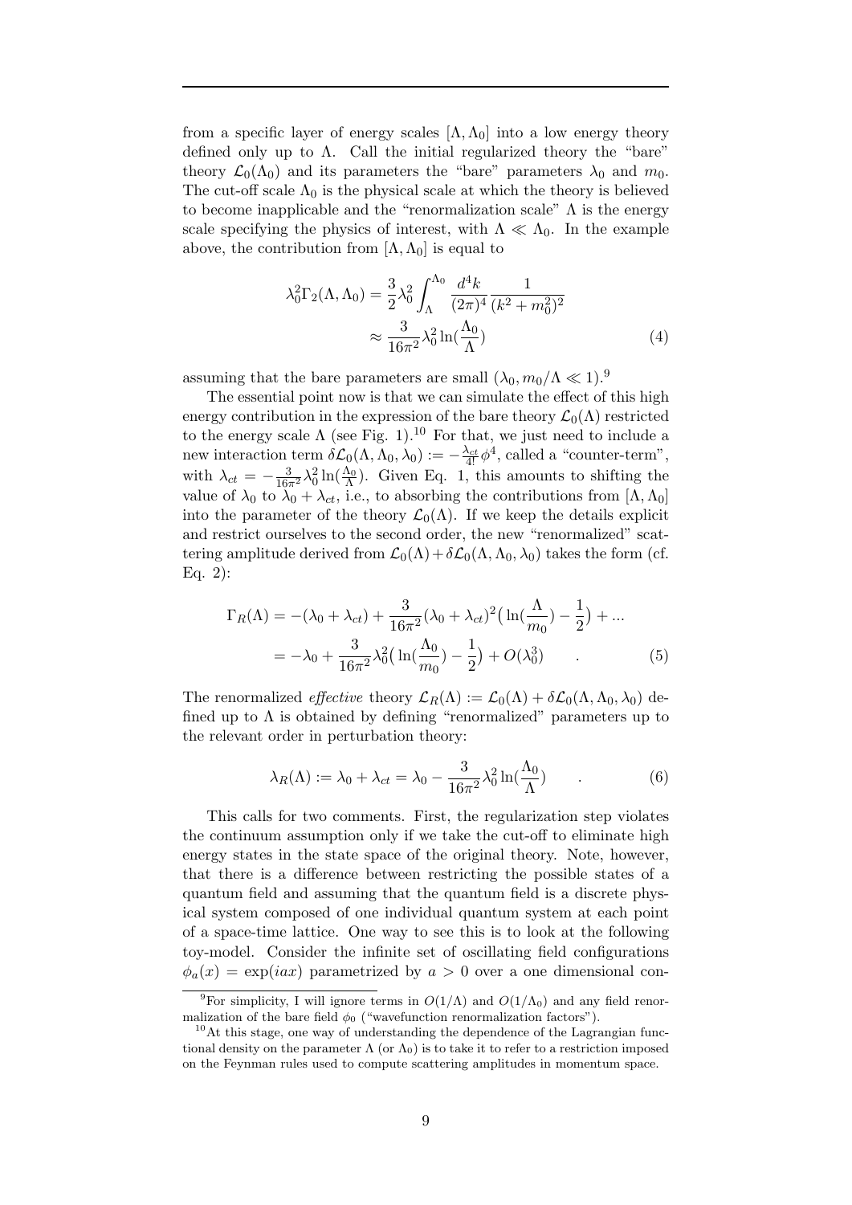from a specific layer of energy scales $[\Lambda, \Lambda_0]$ into a low energy theory defined only up to $\Lambda$. Call the initial regularized theory the "bare" theory $\mathcal{L}_0(\Lambda_0)$ and its parameters the "bare" parameters $\lambda_0$ and $m_0$. The cut-off scale $\Lambda_0$ is the physical scale at which the theory is believed to become inapplicable and the "renormalization scale" $\Lambda$ is the energy scale specifying the physics of interest, with $\Lambda \ll \Lambda_0$. In the example above, the contribution from $[\Lambda, \Lambda_0]$ is equal to

$$
\begin{aligned}
\lambda_0^2 \Gamma_2(\Lambda, \Lambda_0) &= \frac{3}{2}\lambda_0^2 \int_{\Lambda}^{\Lambda_0} \frac{d^4k}{(2\pi)^4} \frac{1}{(k^2 + m_0^2)^2} \\
&\approx \frac{3}{16\pi^2}\lambda_0^2 \ln(\frac{\Lambda_0}{\Lambda})
\end{aligned} \tag{4}
$$

assuming that the bare parameters are small ($\lambda_0, m_0/\Lambda \ll 1$).[9]

The essential point now is that we can simulate the effect of this high energy contribution in the expression of the bare theory $\mathcal{L}_0(\Lambda)$ restricted to the energy scale $\Lambda$ (see Fig. 1).[10] For that, we just need to include a new interaction term $\delta\mathcal{L}_0(\Lambda, \Lambda_0, \lambda_0) := -\frac{\lambda_{ct}}{4!}\phi^4$, called a "counter-term", with $\lambda_{ct} = -\frac{3}{16\pi^2}\lambda_0^2 \ln(\frac{\Lambda_0}{\Lambda})$. Given Eq. 1, this amounts to shifting the value of $\lambda_0$ to $\lambda_0 + \lambda_{ct}$, i.e., to absorbing the contributions from $[\Lambda, \Lambda_0]$ into the parameter of the theory $\mathcal{L}_0(\Lambda)$. If we keep the details explicit and restrict ourselves to the second order, the new "renormalized" scattering amplitude derived from $\mathcal{L}_0(\Lambda) + \delta\mathcal{L}_0(\Lambda, \Lambda_0, \lambda_0)$ takes the form (cf. Eq. 2):

$$
\begin{aligned}
\Gamma_R(\Lambda) &= -(\lambda_0 + \lambda_{ct}) + \frac{3}{16\pi^2}(\lambda_0 + \lambda_{ct})^2\big(\ln(\frac{\Lambda}{m_0}) - \frac{1}{2}\big) + ... \\
&= -\lambda_0 + \frac{3}{16\pi^2}\lambda_0^2\big(\ln(\frac{\Lambda_0}{m_0}) - \frac{1}{2}\big) + O(\lambda_0^3) \qquad .
\end{aligned} \tag{5}
$$

The renormalized *effective* theory $\mathcal{L}_R(\Lambda) := \mathcal{L}_0(\Lambda) + \delta\mathcal{L}_0(\Lambda, \Lambda_0, \lambda_0)$ defined up to $\Lambda$ is obtained by defining "renormalized" parameters up to the relevant order in perturbation theory:

$$
\lambda_R(\Lambda) := \lambda_0 + \lambda_{ct} = \lambda_0 - \frac{3}{16\pi^2}\lambda_0^2 \ln(\frac{\Lambda_0}{\Lambda}) \qquad . \tag{6}
$$

This calls for two comments. First, the regularization step violates the continuum assumption only if we take the cut-off to eliminate high energy states in the state space of the original theory. Note, however, that there is a difference between restricting the possible states of a quantum field and assuming that the quantum field is a discrete physical system composed of one individual quantum system at each point of a space-time lattice. One way to see this is to look at the following toy-model. Consider the infinite set of oscillating field configurations $\phi_a(x) = \exp(iax)$ parametrized by $a > 0$ over a one dimensional con-

[9] For simplicity, I will ignore terms in $O(1/\Lambda)$ and $O(1/\Lambda_0)$ and any field renormalization of the bare field $\phi_0$ ("wavefunction renormalization factors").

[10] At this stage, one way of understanding the dependence of the Lagrangian functional density on the parameter $\Lambda$ (or $\Lambda_0$) is to take it to refer to a restriction imposed on the Feynman rules used to compute scattering amplitudes in momentum space.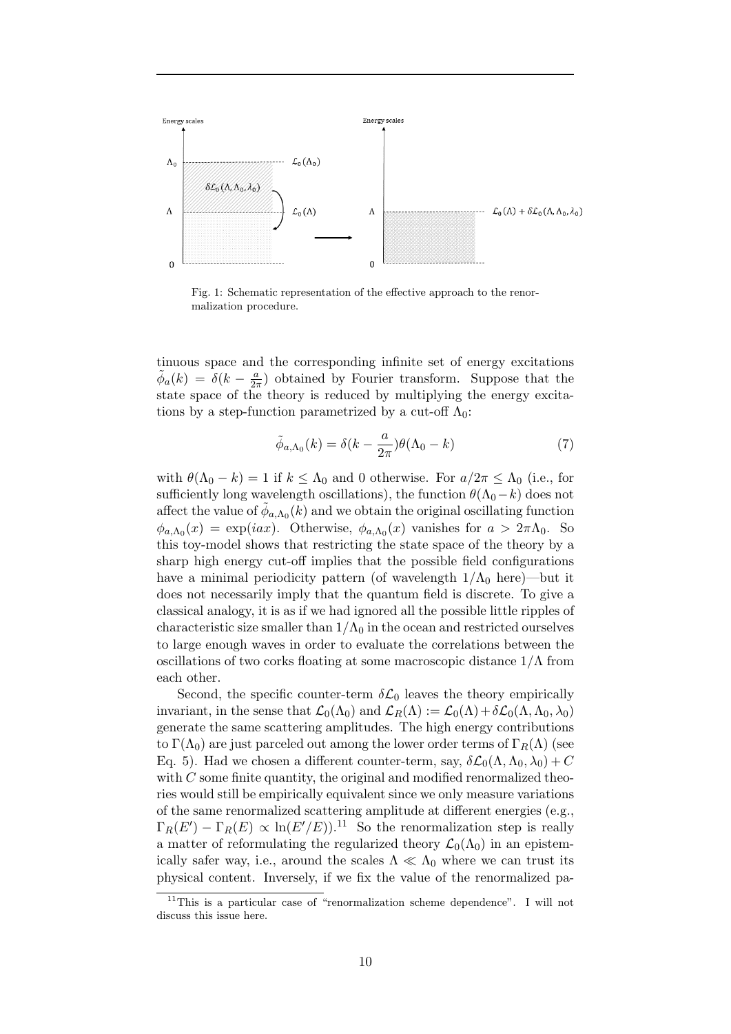Fig. 1: Schematic representation of the effective approach to the renormalization procedure.

tinuous space and the corresponding infinite set of energy excitations $\tilde{\phi}_a(k) = \delta(k - \frac{a}{2\pi})$ obtained by Fourier transform. Suppose that the state space of the theory is reduced by multiplying the energy excitations by a step-function parametrized by a cut-off $\Lambda_0$:

$$\tilde{\phi}_{a,\Lambda_0}(k) = \delta(k - \frac{a}{2\pi})\theta(\Lambda_0 - k) \tag{7}$$

with $\theta(\Lambda_0 - k) = 1$ if $k \leq \Lambda_0$ and 0 otherwise. For $a/2\pi \leq \Lambda_0$ (i.e., for sufficiently long wavelength oscillations), the function $\theta(\Lambda_0 - k)$ does not affect the value of $\tilde{\phi}_{a,\Lambda_0}(k)$ and we obtain the original oscillating function $\phi_{a,\Lambda_0}(x) = \exp(iax)$. Otherwise, $\phi_{a,\Lambda_0}(x)$ vanishes for $a > 2\pi\Lambda_0$. So this toy-model shows that restricting the state space of the theory by a sharp high energy cut-off implies that the possible field configurations have a minimal periodicity pattern (of wavelength $1/\Lambda_0$ here)—but it does not necessarily imply that the quantum field is discrete. To give a classical analogy, it is as if we had ignored all the possible little ripples of characteristic size smaller than $1/\Lambda_0$ in the ocean and restricted ourselves to large enough waves in order to evaluate the correlations between the oscillations of two corks floating at some macroscopic distance $1/\Lambda$ from each other.

Second, the specific counter-term $\delta\mathcal{L}_0$ leaves the theory empirically invariant, in the sense that $\mathcal{L}_0(\Lambda_0)$ and $\mathcal{L}_R(\Lambda) := \mathcal{L}_0(\Lambda) + \delta\mathcal{L}_0(\Lambda, \Lambda_0, \lambda_0)$ generate the same scattering amplitudes. The high energy contributions to $\Gamma(\Lambda_0)$ are just parceled out among the lower order terms of $\Gamma_R(\Lambda)$ (see Eq. 5). Had we chosen a different counter-term, say, $\delta\mathcal{L}_0(\Lambda, \Lambda_0, \lambda_0) + C$ with $C$ some finite quantity, the original and modified renormalized theories would still be empirically equivalent since we only measure variations of the same renormalized scattering amplitude at different energies (e.g., $\Gamma_R(E') - \Gamma_R(E) \propto \ln(E'/E)$).[11] So the renormalization step is really a matter of reformulating the regularized theory $\mathcal{L}_0(\Lambda_0)$ in an epistemically safer way, i.e., around the scales $\Lambda \ll \Lambda_0$ where we can trust its physical content. Inversely, if we fix the value of the renormalized pa-

[11] This is a particular case of "renormalization scheme dependence". I will not discuss this issue here.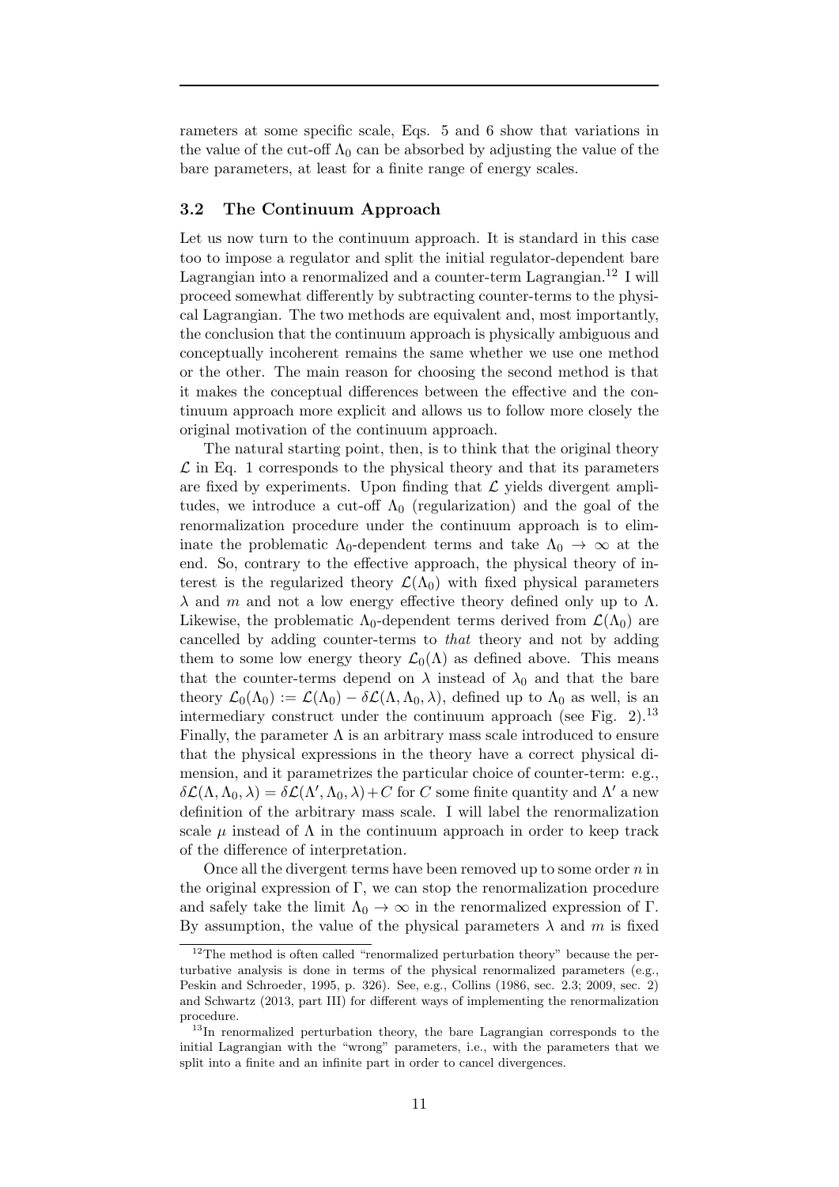rameters at some specific scale, Eqs. 5 and 6 show that variations in the value of the cut-off $\Lambda_0$ can be absorbed by adjusting the value of the bare parameters, at least for a finite range of energy scales.

### 3.2 The Continuum Approach

Let us now turn to the continuum approach. It is standard in this case too to impose a regulator and split the initial regulator-dependent bare Lagrangian into a renormalized and a counter-term Lagrangian.[12] I will proceed somewhat differently by subtracting counter-terms to the physical Lagrangian. The two methods are equivalent and, most importantly, the conclusion that the continuum approach is physically ambiguous and conceptually incoherent remains the same whether we use one method or the other. The main reason for choosing the second method is that it makes the conceptual differences between the effective and the continuum approach more explicit and allows us to follow more closely the original motivation of the continuum approach.

The natural starting point, then, is to think that the original theory $\mathcal{L}$ in Eq. 1 corresponds to the physical theory and that its parameters are fixed by experiments. Upon finding that $\mathcal{L}$ yields divergent amplitudes, we introduce a cut-off $\Lambda_0$ (regularization) and the goal of the renormalization procedure under the continuum approach is to eliminate the problematic $\Lambda_0$-dependent terms and take $\Lambda_0 \to \infty$ at the end. So, contrary to the effective approach, the physical theory of interest is the regularized theory $\mathcal{L}(\Lambda_0)$ with fixed physical parameters $\lambda$ and $m$ and not a low energy effective theory defined only up to $\Lambda$. Likewise, the problematic $\Lambda_0$-dependent terms derived from $\mathcal{L}(\Lambda_0)$ are cancelled by adding counter-terms to *that* theory and not by adding them to some low energy theory $\mathcal{L}_0(\Lambda)$ as defined above. This means that the counter-terms depend on $\lambda$ instead of $\lambda_0$ and that the bare theory $\mathcal{L}_0(\Lambda_0) := \mathcal{L}(\Lambda_0) - \delta\mathcal{L}(\Lambda, \Lambda_0, \lambda)$, defined up to $\Lambda_0$ as well, is an intermediary construct under the continuum approach (see Fig. 2).[13] Finally, the parameter $\Lambda$ is an arbitrary mass scale introduced to ensure that the physical expressions in the theory have a correct physical dimension, and it parametrizes the particular choice of counter-term: e.g., $\delta\mathcal{L}(\Lambda, \Lambda_0, \lambda) = \delta\mathcal{L}(\Lambda', \Lambda_0, \lambda) + C$ for $C$ some finite quantity and $\Lambda'$ a new definition of the arbitrary mass scale. I will label the renormalization scale $\mu$ instead of $\Lambda$ in the continuum approach in order to keep track of the difference of interpretation.

Once all the divergent terms have been removed up to some order $n$ in the original expression of $\Gamma$, we can stop the renormalization procedure and safely take the limit $\Lambda_0 \to \infty$ in the renormalized expression of $\Gamma$. By assumption, the value of the physical parameters $\lambda$ and $m$ is fixed

---

[12] The method is often called "renormalized perturbation theory" because the perturbative analysis is done in terms of the physical renormalized parameters (e.g., Peskin and Schroeder, 1995, p. 326). See, e.g., Collins (1986, sec. 2.3; 2009, sec. 2) and Schwartz (2013, part III) for different ways of implementing the renormalization procedure.

[13] In renormalized perturbation theory, the bare Lagrangian corresponds to the initial Lagrangian with the "wrong" parameters, i.e., with the parameters that we split into a finite and an infinite part in order to cancel divergences.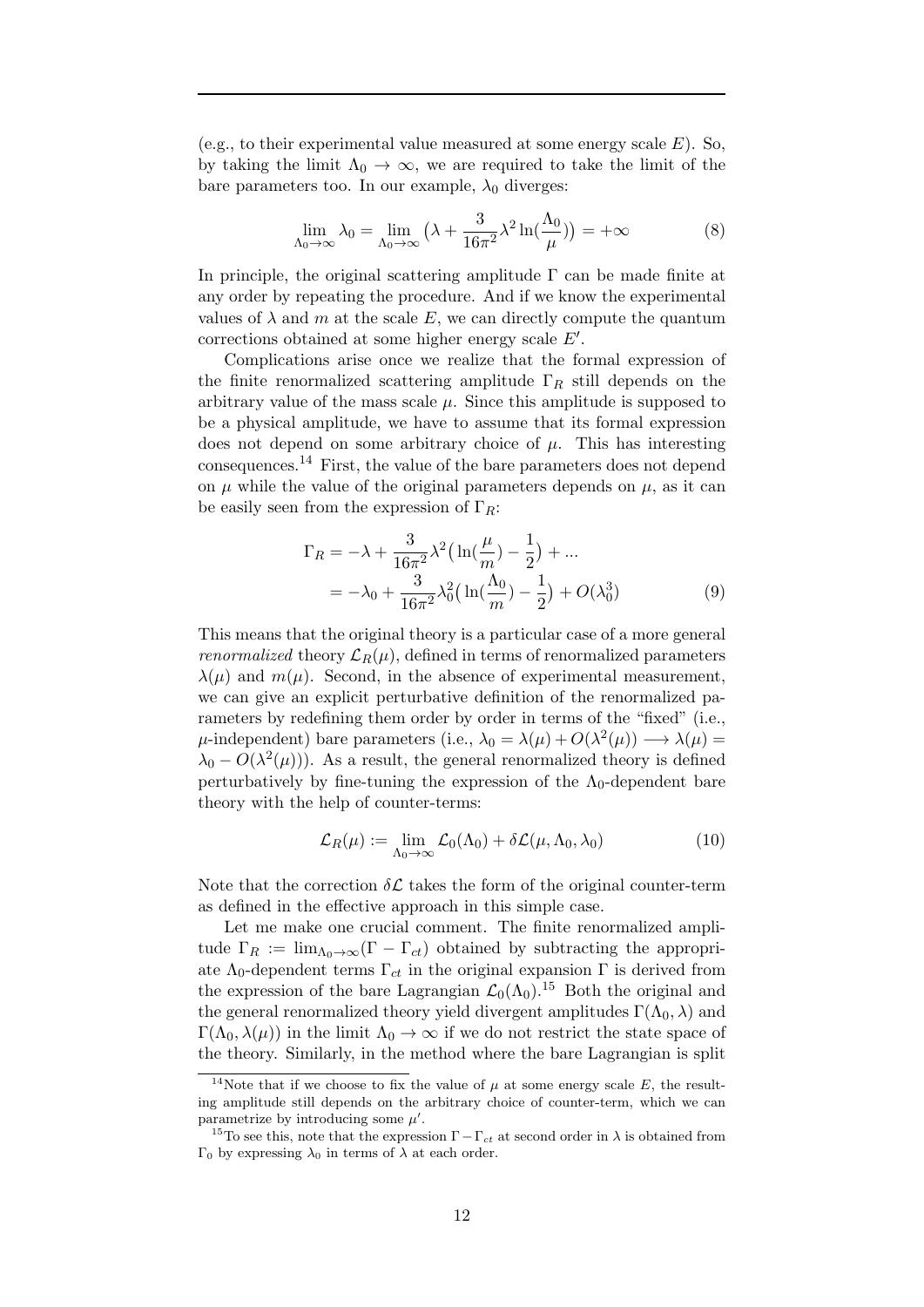(e.g., to their experimental value measured at some energy scale $E$). So, by taking the limit $\Lambda_0 \to \infty$, we are required to take the limit of the bare parameters too. In our example, $\lambda_0$ diverges:

$$\lim_{\Lambda_0 \to \infty} \lambda_0 = \lim_{\Lambda_0 \to \infty} \left(\lambda + \frac{3}{16\pi^2}\lambda^2 \ln(\frac{\Lambda_0}{\mu})\right) = +\infty \tag{8}$$

In principle, the original scattering amplitude $\Gamma$ can be made finite at any order by repeating the procedure. And if we know the experimental values of $\lambda$ and $m$ at the scale $E$, we can directly compute the quantum corrections obtained at some higher energy scale $E'$.

Complications arise once we realize that the formal expression of the finite renormalized scattering amplitude $\Gamma_R$ still depends on the arbitrary value of the mass scale $\mu$. Since this amplitude is supposed to be a physical amplitude, we have to assume that its formal expression does not depend on some arbitrary choice of $\mu$. This has interesting consequences.[14] First, the value of the bare parameters does not depend on $\mu$ while the value of the original parameters depends on $\mu$, as it can be easily seen from the expression of $\Gamma_R$:

$$\begin{aligned}
\Gamma_R &= -\lambda + \frac{3}{16\pi^2}\lambda^2\big(\ln(\frac{\mu}{m}) - \frac{1}{2}\big) + ... \\
&= -\lambda_0 + \frac{3}{16\pi^2}\lambda_0^2\big(\ln(\frac{\Lambda_0}{m}) - \frac{1}{2}\big) + O(\lambda_0^3)
\end{aligned} \tag{9}$$

This means that the original theory is a particular case of a more general *renormalized* theory $\mathcal{L}_R(\mu)$, defined in terms of renormalized parameters $\lambda(\mu)$ and $m(\mu)$. Second, in the absence of experimental measurement, we can give an explicit perturbative definition of the renormalized parameters by redefining them order by order in terms of the "fixed" (i.e., $\mu$-independent) bare parameters (i.e., $\lambda_0 = \lambda(\mu) + O(\lambda^2(\mu)) \longrightarrow \lambda(\mu) = \lambda_0 - O(\lambda^2(\mu))$). As a result, the general renormalized theory is defined perturbatively by fine-tuning the expression of the $\Lambda_0$-dependent bare theory with the help of counter-terms:

$$\mathcal{L}_R(\mu) := \lim_{\Lambda_0 \to \infty} \mathcal{L}_0(\Lambda_0) + \delta\mathcal{L}(\mu, \Lambda_0, \lambda_0) \tag{10}$$

Note that the correction $\delta\mathcal{L}$ takes the form of the original counter-term as defined in the effective approach in this simple case.

Let me make one crucial comment. The finite renormalized amplitude $\Gamma_R := \lim_{\Lambda_0 \to \infty}(\Gamma - \Gamma_{ct})$ obtained by subtracting the appropriate $\Lambda_0$-dependent terms $\Gamma_{ct}$ in the original expansion $\Gamma$ is derived from the expression of the bare Lagrangian $\mathcal{L}_0(\Lambda_0)$.[15] Both the original and the general renormalized theory yield divergent amplitudes $\Gamma(\Lambda_0, \lambda)$ and $\Gamma(\Lambda_0, \lambda(\mu))$ in the limit $\Lambda_0 \to \infty$ if we do not restrict the state space of the theory. Similarly, in the method where the bare Lagrangian is split

---

[14] Note that if we choose to fix the value of $\mu$ at some energy scale $E$, the resulting amplitude still depends on the arbitrary choice of counter-term, which we can parametrize by introducing some $\mu'$.

[15] To see this, note that the expression $\Gamma - \Gamma_{ct}$ at second order in $\lambda$ is obtained from $\Gamma_0$ by expressing $\lambda_0$ in terms of $\lambda$ at each order.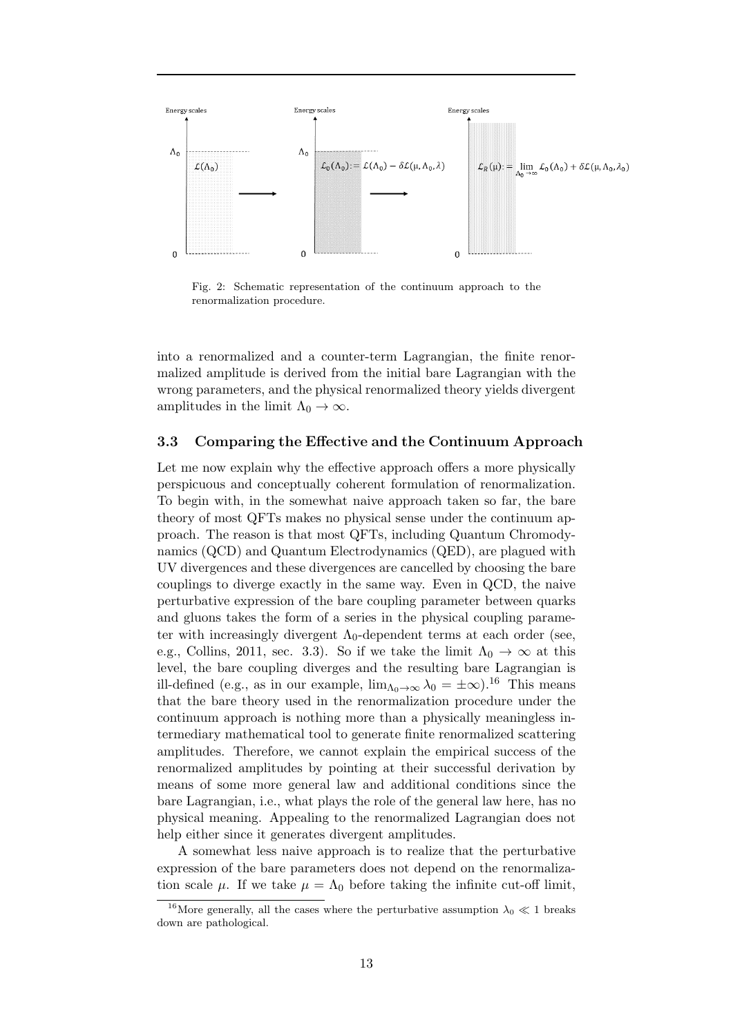Fig. 2: Schematic representation of the continuum approach to the renormalization procedure.

into a renormalized and a counter-term Lagrangian, the finite renormalized amplitude is derived from the initial bare Lagrangian with the wrong parameters, and the physical renormalized theory yields divergent amplitudes in the limit $\Lambda_0 \to \infty$.

### 3.3 Comparing the Effective and the Continuum Approach

Let me now explain why the effective approach offers a more physically perspicuous and conceptually coherent formulation of renormalization. To begin with, in the somewhat naive approach taken so far, the bare theory of most QFTs makes no physical sense under the continuum approach. The reason is that most QFTs, including Quantum Chromodynamics (QCD) and Quantum Electrodynamics (QED), are plagued with UV divergences and these divergences are cancelled by choosing the bare couplings to diverge exactly in the same way. Even in QCD, the naive perturbative expression of the bare coupling parameter between quarks and gluons takes the form of a series in the physical coupling parameter with increasingly divergent $\Lambda_0$-dependent terms at each order (see, e.g., Collins, 2011, sec. 3.3). So if we take the limit $\Lambda_0 \to \infty$ at this level, the bare coupling diverges and the resulting bare Lagrangian is ill-defined (e.g., as in our example, $\lim_{\Lambda_0 \to \infty} \lambda_0 = \pm\infty$).[16] This means that the bare theory used in the renormalization procedure under the continuum approach is nothing more than a physically meaningless intermediary mathematical tool to generate finite renormalized scattering amplitudes. Therefore, we cannot explain the empirical success of the renormalized amplitudes by pointing at their successful derivation by means of some more general law and additional conditions since the bare Lagrangian, i.e., what plays the role of the general law here, has no physical meaning. Appealing to the renormalized Lagrangian does not help either since it generates divergent amplitudes.

A somewhat less naive approach is to realize that the perturbative expression of the bare parameters does not depend on the renormalization scale $\mu$. If we take $\mu = \Lambda_0$ before taking the infinite cut-off limit,

[16] More generally, all the cases where the perturbative assumption $\lambda_0 \ll 1$ breaks down are pathological.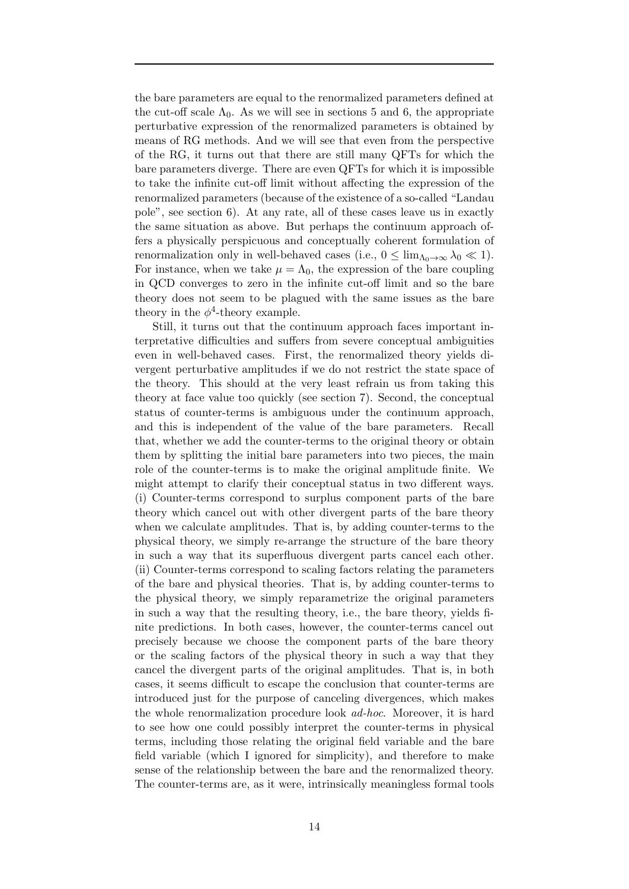the bare parameters are equal to the renormalized parameters defined at the cut-off scale $\Lambda_0$. As we will see in sections 5 and 6, the appropriate perturbative expression of the renormalized parameters is obtained by means of RG methods. And we will see that even from the perspective of the RG, it turns out that there are still many QFTs for which the bare parameters diverge. There are even QFTs for which it is impossible to take the infinite cut-off limit without affecting the expression of the renormalized parameters (because of the existence of a so-called "Landau pole", see section 6). At any rate, all of these cases leave us in exactly the same situation as above. But perhaps the continuum approach offers a physically perspicuous and conceptually coherent formulation of renormalization only in well-behaved cases (i.e., $0 \leq \lim_{\Lambda_0 \to \infty} \lambda_0 \ll 1$). For instance, when we take $\mu = \Lambda_0$, the expression of the bare coupling in QCD converges to zero in the infinite cut-off limit and so the bare theory does not seem to be plagued with the same issues as the bare theory in the $\phi^4$-theory example.

Still, it turns out that the continuum approach faces important interpretative difficulties and suffers from severe conceptual ambiguities even in well-behaved cases. First, the renormalized theory yields divergent perturbative amplitudes if we do not restrict the state space of the theory. This should at the very least refrain us from taking this theory at face value too quickly (see section 7). Second, the conceptual status of counter-terms is ambiguous under the continuum approach, and this is independent of the value of the bare parameters. Recall that, whether we add the counter-terms to the original theory or obtain them by splitting the initial bare parameters into two pieces, the main role of the counter-terms is to make the original amplitude finite. We might attempt to clarify their conceptual status in two different ways. (i) Counter-terms correspond to surplus component parts of the bare theory which cancel out with other divergent parts of the bare theory when we calculate amplitudes. That is, by adding counter-terms to the physical theory, we simply re-arrange the structure of the bare theory in such a way that its superfluous divergent parts cancel each other. (ii) Counter-terms correspond to scaling factors relating the parameters of the bare and physical theories. That is, by adding counter-terms to the physical theory, we simply reparametrize the original parameters in such a way that the resulting theory, i.e., the bare theory, yields finite predictions. In both cases, however, the counter-terms cancel out precisely because we choose the component parts of the bare theory or the scaling factors of the physical theory in such a way that they cancel the divergent parts of the original amplitudes. That is, in both cases, it seems difficult to escape the conclusion that counter-terms are introduced just for the purpose of canceling divergences, which makes the whole renormalization procedure look *ad-hoc*. Moreover, it is hard to see how one could possibly interpret the counter-terms in physical terms, including those relating the original field variable and the bare field variable (which I ignored for simplicity), and therefore to make sense of the relationship between the bare and the renormalized theory. The counter-terms are, as it were, intrinsically meaningless formal tools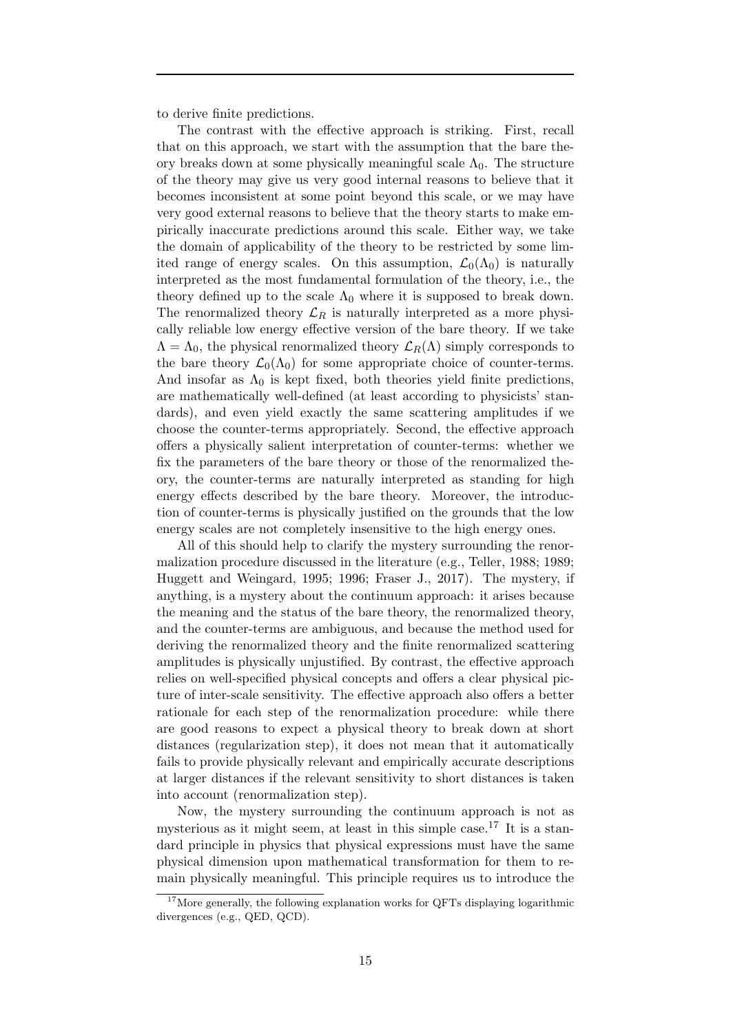to derive finite predictions.

The contrast with the effective approach is striking. First, recall that on this approach, we start with the assumption that the bare theory breaks down at some physically meaningful scale $\Lambda_0$. The structure of the theory may give us very good internal reasons to believe that it becomes inconsistent at some point beyond this scale, or we may have very good external reasons to believe that the theory starts to make empirically inaccurate predictions around this scale. Either way, we take the domain of applicability of the theory to be restricted by some limited range of energy scales. On this assumption, $\mathcal{L}_0(\Lambda_0)$ is naturally interpreted as the most fundamental formulation of the theory, i.e., the theory defined up to the scale $\Lambda_0$ where it is supposed to break down. The renormalized theory $\mathcal{L}_R$ is naturally interpreted as a more physically reliable low energy effective version of the bare theory. If we take $\Lambda = \Lambda_0$, the physical renormalized theory $\mathcal{L}_R(\Lambda)$ simply corresponds to the bare theory $\mathcal{L}_0(\Lambda_0)$ for some appropriate choice of counter-terms. And insofar as $\Lambda_0$ is kept fixed, both theories yield finite predictions, are mathematically well-defined (at least according to physicists' standards), and even yield exactly the same scattering amplitudes if we choose the counter-terms appropriately. Second, the effective approach offers a physically salient interpretation of counter-terms: whether we fix the parameters of the bare theory or those of the renormalized theory, the counter-terms are naturally interpreted as standing for high energy effects described by the bare theory. Moreover, the introduction of counter-terms is physically justified on the grounds that the low energy scales are not completely insensitive to the high energy ones.

All of this should help to clarify the mystery surrounding the renormalization procedure discussed in the literature (e.g., Teller, 1988; 1989; Huggett and Weingard, 1995; 1996; Fraser J., 2017). The mystery, if anything, is a mystery about the continuum approach: it arises because the meaning and the status of the bare theory, the renormalized theory, and the counter-terms are ambiguous, and because the method used for deriving the renormalized theory and the finite renormalized scattering amplitudes is physically unjustified. By contrast, the effective approach relies on well-specified physical concepts and offers a clear physical picture of inter-scale sensitivity. The effective approach also offers a better rationale for each step of the renormalization procedure: while there are good reasons to expect a physical theory to break down at short distances (regularization step), it does not mean that it automatically fails to provide physically relevant and empirically accurate descriptions at larger distances if the relevant sensitivity to short distances is taken into account (renormalization step).

Now, the mystery surrounding the continuum approach is not as mysterious as it might seem, at least in this simple case.[17] It is a standard principle in physics that physical expressions must have the same physical dimension upon mathematical transformation for them to remain physically meaningful. This principle requires us to introduce the

[17] More generally, the following explanation works for QFTs displaying logarithmic divergences (e.g., QED, QCD).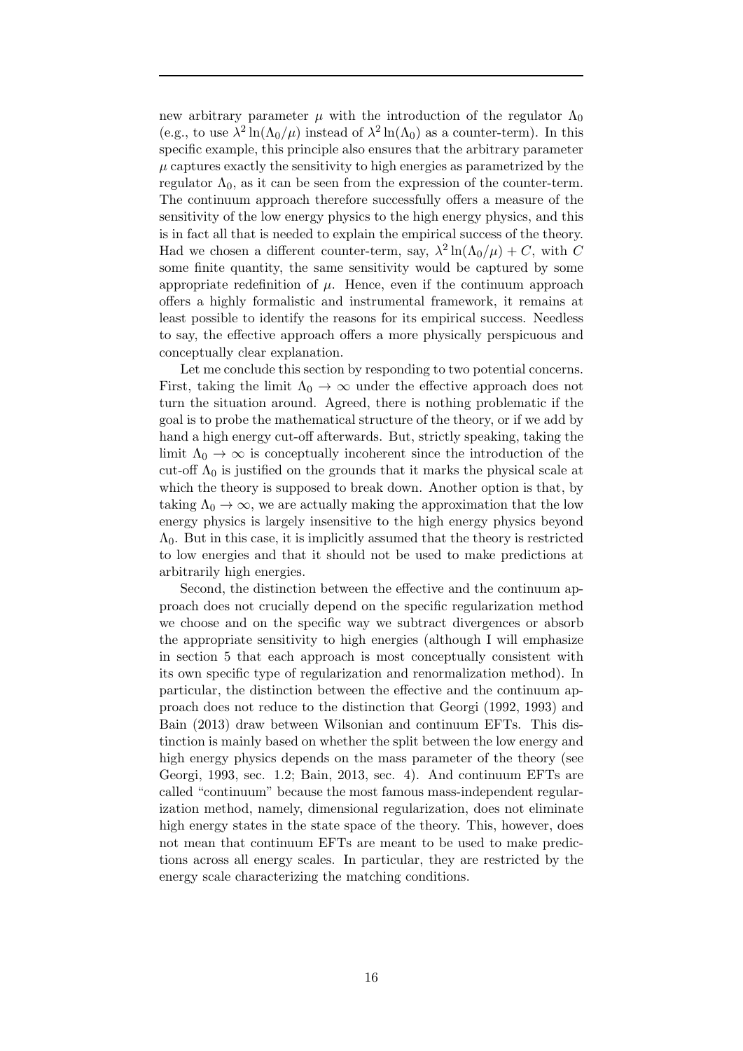new arbitrary parameter $\mu$ with the introduction of the regulator $\Lambda_0$ (e.g., to use $\lambda^2 \ln(\Lambda_0/\mu)$ instead of $\lambda^2 \ln(\Lambda_0)$ as a counter-term). In this specific example, this principle also ensures that the arbitrary parameter $\mu$ captures exactly the sensitivity to high energies as parametrized by the regulator $\Lambda_0$, as it can be seen from the expression of the counter-term. The continuum approach therefore successfully offers a measure of the sensitivity of the low energy physics to the high energy physics, and this is in fact all that is needed to explain the empirical success of the theory. Had we chosen a different counter-term, say, $\lambda^2 \ln(\Lambda_0/\mu) + C$, with $C$ some finite quantity, the same sensitivity would be captured by some appropriate redefinition of $\mu$. Hence, even if the continuum approach offers a highly formalistic and instrumental framework, it remains at least possible to identify the reasons for its empirical success. Needless to say, the effective approach offers a more physically perspicuous and conceptually clear explanation.

Let me conclude this section by responding to two potential concerns. First, taking the limit $\Lambda_0 \rightarrow \infty$ under the effective approach does not turn the situation around. Agreed, there is nothing problematic if the goal is to probe the mathematical structure of the theory, or if we add by hand a high energy cut-off afterwards. But, strictly speaking, taking the limit $\Lambda_0 \rightarrow \infty$ is conceptually incoherent since the introduction of the cut-off $\Lambda_0$ is justified on the grounds that it marks the physical scale at which the theory is supposed to break down. Another option is that, by taking $\Lambda_0 \rightarrow \infty$, we are actually making the approximation that the low energy physics is largely insensitive to the high energy physics beyond $\Lambda_0$. But in this case, it is implicitly assumed that the theory is restricted to low energies and that it should not be used to make predictions at arbitrarily high energies.

Second, the distinction between the effective and the continuum approach does not crucially depend on the specific regularization method we choose and on the specific way we subtract divergences or absorb the appropriate sensitivity to high energies (although I will emphasize in section 5 that each approach is most conceptually consistent with its own specific type of regularization and renormalization method). In particular, the distinction between the effective and the continuum approach does not reduce to the distinction that Georgi (1992, 1993) and Bain (2013) draw between Wilsonian and continuum EFTs. This distinction is mainly based on whether the split between the low energy and high energy physics depends on the mass parameter of the theory (see Georgi, 1993, sec. 1.2; Bain, 2013, sec. 4). And continuum EFTs are called "continuum" because the most famous mass-independent regularization method, namely, dimensional regularization, does not eliminate high energy states in the state space of the theory. This, however, does not mean that continuum EFTs are meant to be used to make predictions across all energy scales. In particular, they are restricted by the energy scale characterizing the matching conditions.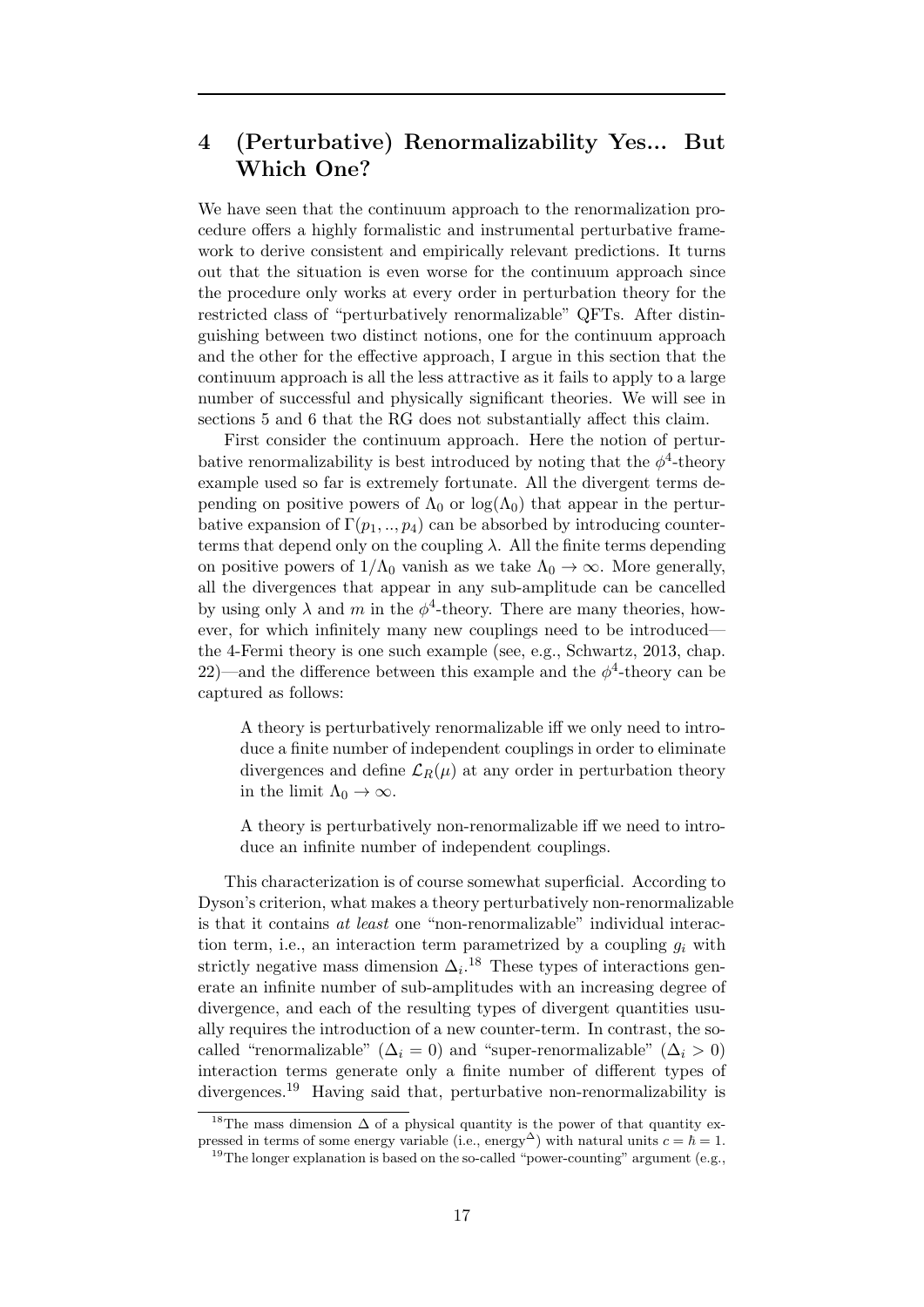## 4 (Perturbative) Renormalizability Yes... But Which One?

We have seen that the continuum approach to the renormalization procedure offers a highly formalistic and instrumental perturbative framework to derive consistent and empirically relevant predictions. It turns out that the situation is even worse for the continuum approach since the procedure only works at every order in perturbation theory for the restricted class of "perturbatively renormalizable" QFTs. After distinguishing between two distinct notions, one for the continuum approach and the other for the effective approach, I argue in this section that the continuum approach is all the less attractive as it fails to apply to a large number of successful and physically significant theories. We will see in sections 5 and 6 that the RG does not substantially affect this claim.

First consider the continuum approach. Here the notion of perturbative renormalizability is best introduced by noting that the $\phi^4$-theory example used so far is extremely fortunate. All the divergent terms depending on positive powers of $\Lambda_0$ or $\log(\Lambda_0)$ that appear in the perturbative expansion of $\Gamma(p_1, .., p_4)$ can be absorbed by introducing counterterms that depend only on the coupling $\lambda$. All the finite terms depending on positive powers of $1/\Lambda_0$ vanish as we take $\Lambda_0 \to \infty$. More generally, all the divergences that appear in any sub-amplitude can be cancelled by using only $\lambda$ and $m$ in the $\phi^4$-theory. There are many theories, however, for which infinitely many new couplings need to be introduced—the 4-Fermi theory is one such example (see, e.g., Schwartz, 2013, chap. 22)—and the difference between this example and the $\phi^4$-theory can be captured as follows:

> A theory is perturbatively renormalizable iff we only need to introduce a finite number of independent couplings in order to eliminate divergences and define $\mathcal{L}_R(\mu)$ at any order in perturbation theory in the limit $\Lambda_0 \to \infty$.
>
> A theory is perturbatively non-renormalizable iff we need to introduce an infinite number of independent couplings.

This characterization is of course somewhat superficial. According to Dyson's criterion, what makes a theory perturbatively non-renormalizable is that it contains *at least* one "non-renormalizable" individual interaction term, i.e., an interaction term parametrized by a coupling $g_i$ with strictly negative mass dimension $\Delta_i$.[18] These types of interactions generate an infinite number of sub-amplitudes with an increasing degree of divergence, and each of the resulting types of divergent quantities usually requires the introduction of a new counter-term. In contrast, the so-called "renormalizable" ($\Delta_i = 0$) and "super-renormalizable" ($\Delta_i > 0$) interaction terms generate only a finite number of different types of divergences.[19] Having said that, perturbative non-renormalizability is

[18] The mass dimension $\Delta$ of a physical quantity is the power of that quantity expressed in terms of some energy variable (i.e., energy$^\Delta$) with natural units $c = \hbar = 1$.

[19] The longer explanation is based on the so-called "power-counting" argument (e.g.,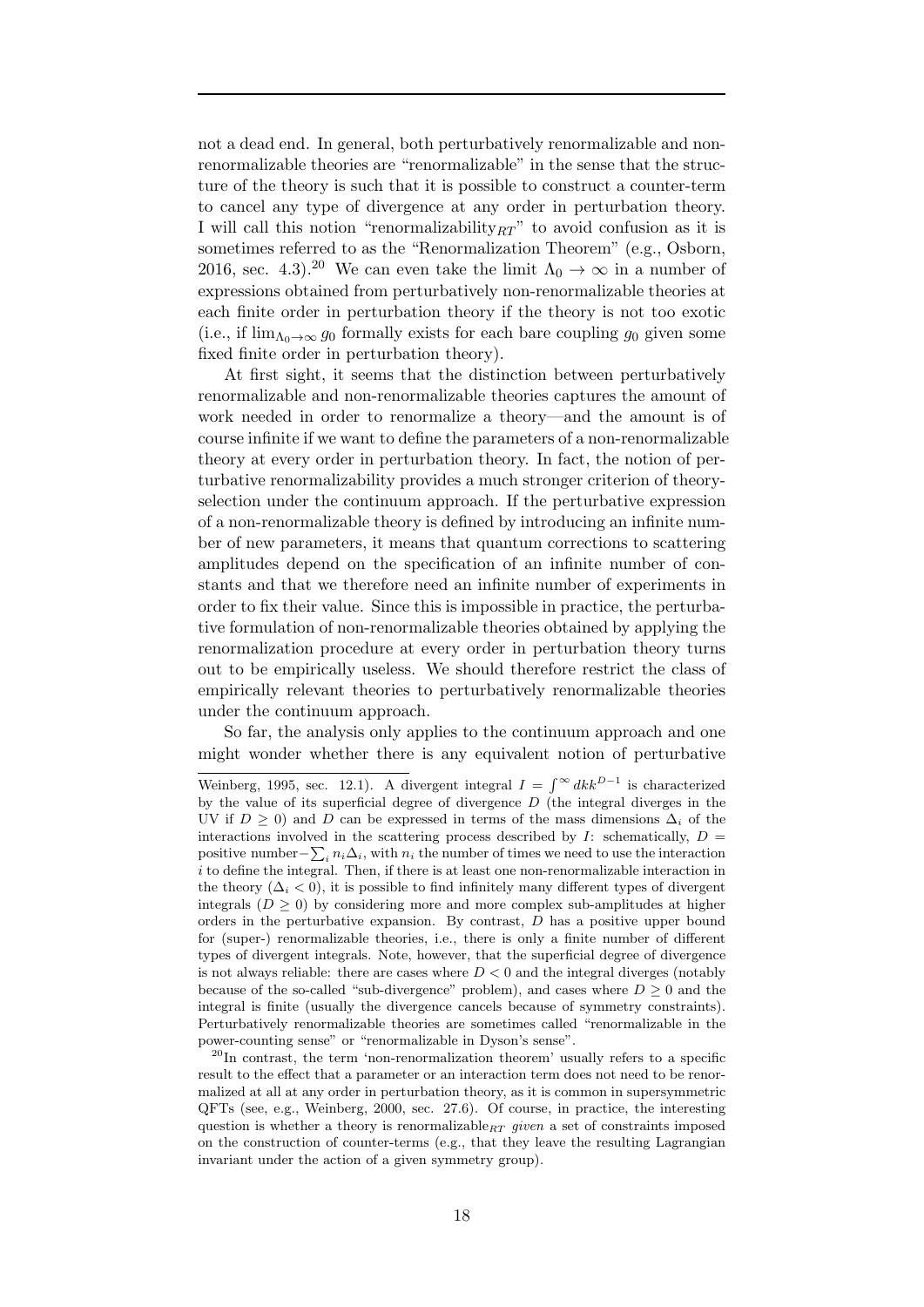not a dead end. In general, both perturbatively renormalizable and non-renormalizable theories are "renormalizable" in the sense that the structure of the theory is such that it is possible to construct a counter-term to cancel any type of divergence at any order in perturbation theory. I will call this notion "renormalizability$_{RT}$" to avoid confusion as it is sometimes referred to as the "Renormalization Theorem" (e.g., Osborn, 2016, sec. 4.3).[20] We can even take the limit $\Lambda_0 \rightarrow \infty$ in a number of expressions obtained from perturbatively non-renormalizable theories at each finite order in perturbation theory if the theory is not too exotic (i.e., if $\lim_{\Lambda_0 \rightarrow \infty} g_0$ formally exists for each bare coupling $g_0$ given some fixed finite order in perturbation theory).

At first sight, it seems that the distinction between perturbatively renormalizable and non-renormalizable theories captures the amount of work needed in order to renormalize a theory—and the amount is of course infinite if we want to define the parameters of a non-renormalizable theory at every order in perturbation theory. In fact, the notion of perturbative renormalizability provides a much stronger criterion of theory-selection under the continuum approach. If the perturbative expression of a non-renormalizable theory is defined by introducing an infinite number of new parameters, it means that quantum corrections to scattering amplitudes depend on the specification of an infinite number of constants and that we therefore need an infinite number of experiments in order to fix their value. Since this is impossible in practice, the perturbative formulation of non-renormalizable theories obtained by applying the renormalization procedure at every order in perturbation theory turns out to be empirically useless. We should therefore restrict the class of empirically relevant theories to perturbatively renormalizable theories under the continuum approach.

So far, the analysis only applies to the continuum approach and one might wonder whether there is any equivalent notion of perturbative

---

Weinberg, 1995, sec. 12.1). A divergent integral $I = \int^{\infty} dk k^{D-1}$ is characterized by the value of its superficial degree of divergence $D$ (the integral diverges in the UV if $D \geq 0$) and $D$ can be expressed in terms of the mass dimensions $\Delta_i$ of the interactions involved in the scattering process described by $I$: schematically, $D =$ positive number$-\sum_i n_i \Delta_i$, with $n_i$ the number of times we need to use the interaction $i$ to define the integral. Then, if there is at least one non-renormalizable interaction in the theory ($\Delta_i < 0$), it is possible to find infinitely many different types of divergent integrals ($D \geq 0$) by considering more and more complex sub-amplitudes at higher orders in the perturbative expansion. By contrast, $D$ has a positive upper bound for (super-) renormalizable theories, i.e., there is only a finite number of different types of divergent integrals. Note, however, that the superficial degree of divergence is not always reliable: there are cases where $D < 0$ and the integral diverges (notably because of the so-called "sub-divergence" problem), and cases where $D \geq 0$ and the integral is finite (usually the divergence cancels because of symmetry constraints). Perturbatively renormalizable theories are sometimes called "renormalizable in the power-counting sense" or "renormalizable in Dyson's sense".

[20] In contrast, the term 'non-renormalization theorem' usually refers to a specific result to the effect that a parameter or an interaction term does not need to be renormalized at all at any order in perturbation theory, as it is common in supersymmetric QFTs (see, e.g., Weinberg, 2000, sec. 27.6). Of course, in practice, the interesting question is whether a theory is renormalizable$_{RT}$ *given* a set of constraints imposed on the construction of counter-terms (e.g., that they leave the resulting Lagrangian invariant under the action of a given symmetry group).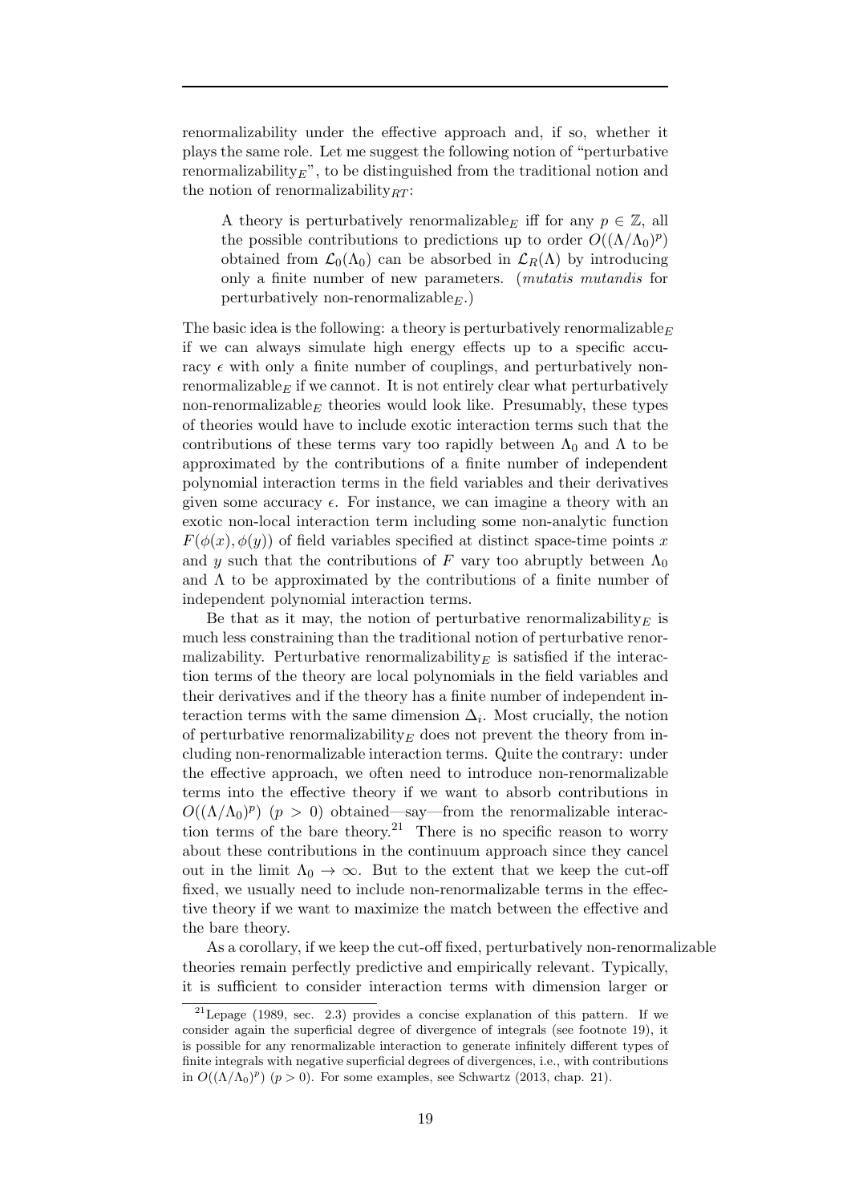renormalizability under the effective approach and, if so, whether it plays the same role. Let me suggest the following notion of "perturbative renormalizability$_E$", to be distinguished from the traditional notion and the notion of renormalizability$_{RT}$:

> A theory is perturbatively renormalizable$_E$ iff for any $p \in \mathbb{Z}$, all the possible contributions to predictions up to order $O((\Lambda/\Lambda_0)^p)$ obtained from $\mathcal{L}_0(\Lambda_0)$ can be absorbed in $\mathcal{L}_R(\Lambda)$ by introducing only a finite number of new parameters. (*mutatis mutandis* for perturbatively non-renormalizable$_E$.)

The basic idea is the following: a theory is perturbatively renormalizable$_E$ if we can always simulate high energy effects up to a specific accuracy $\epsilon$ with only a finite number of couplings, and perturbatively non-renormalizable$_E$ if we cannot. It is not entirely clear what perturbatively non-renormalizable$_E$ theories would look like. Presumably, these types of theories would have to include exotic interaction terms such that the contributions of these terms vary too rapidly between $\Lambda_0$ and $\Lambda$ to be approximated by the contributions of a finite number of independent polynomial interaction terms in the field variables and their derivatives given some accuracy $\epsilon$. For instance, we can imagine a theory with an exotic non-local interaction term including some non-analytic function $F(\phi(x), \phi(y))$ of field variables specified at distinct space-time points $x$ and $y$ such that the contributions of $F$ vary too abruptly between $\Lambda_0$ and $\Lambda$ to be approximated by the contributions of a finite number of independent polynomial interaction terms.

Be that as it may, the notion of perturbative renormalizability$_E$ is much less constraining than the traditional notion of perturbative renormalizability. Perturbative renormalizability$_E$ is satisfied if the interaction terms of the theory are local polynomials in the field variables and their derivatives and if the theory has a finite number of independent interaction terms with the same dimension $\Delta_i$. Most crucially, the notion of perturbative renormalizability$_E$ does not prevent the theory from including non-renormalizable interaction terms. Quite the contrary: under the effective approach, we often need to introduce non-renormalizable terms into the effective theory if we want to absorb contributions in $O((\Lambda/\Lambda_0)^p)$ $(p > 0)$ obtained—say—from the renormalizable interaction terms of the bare theory.[21] There is no specific reason to worry about these contributions in the continuum approach since they cancel out in the limit $\Lambda_0 \to \infty$. But to the extent that we keep the cut-off fixed, we usually need to include non-renormalizable terms in the effective theory if we want to maximize the match between the effective and the bare theory.

As a corollary, if we keep the cut-off fixed, perturbatively non-renormalizable theories remain perfectly predictive and empirically relevant. Typically, it is sufficient to consider interaction terms with dimension larger or

[21] Lepage (1989, sec. 2.3) provides a concise explanation of this pattern. If we consider again the superficial degree of divergence of integrals (see footnote 19), it is possible for any renormalizable interaction to generate infinitely different types of finite integrals with negative superficial degrees of divergences, i.e., with contributions in $O((\Lambda/\Lambda_0)^p)$ $(p > 0)$. For some examples, see Schwartz (2013, chap. 21).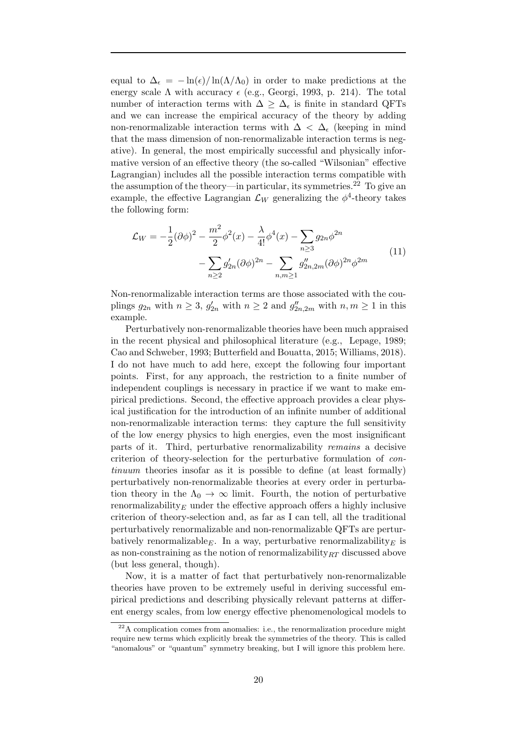equal to $\Delta_\epsilon = -\ln(\epsilon)/\ln(\Lambda/\Lambda_0)$ in order to make predictions at the energy scale $\Lambda$ with accuracy $\epsilon$ (e.g., Georgi, 1993, p. 214). The total number of interaction terms with $\Delta \geq \Delta_\epsilon$ is finite in standard QFTs and we can increase the empirical accuracy of the theory by adding non-renormalizable interaction terms with $\Delta < \Delta_\epsilon$ (keeping in mind that the mass dimension of non-renormalizable interaction terms is negative). In general, the most empirically successful and physically informative version of an effective theory (the so-called "Wilsonian" effective Lagrangian) includes all the possible interaction terms compatible with the assumption of the theory—in particular, its symmetries.[22] To give an example, the effective Lagrangian $\mathcal{L}_W$ generalizing the $\phi^4$-theory takes the following form:

$$
\begin{aligned}
\mathcal{L}_W = -\frac{1}{2}(\partial\phi)^2 - \frac{m^2}{2}\phi^2(x) - \frac{\lambda}{4!}\phi^4(x) - \sum_{n\geq 3} g_{2n}\phi^{2n} \\
- \sum_{n\geq 2} g'_{2n}(\partial\phi)^{2n} - \sum_{n,m\geq 1} g''_{2n,2m}(\partial\phi)^{2n}\phi^{2m}
\end{aligned}
\tag{11}
$$

Non-renormalizable interaction terms are those associated with the couplings $g_{2n}$ with $n \geq 3$, $g'_{2n}$ with $n \geq 2$ and $g''_{2n,2m}$ with $n, m \geq 1$ in this example.

Perturbatively non-renormalizable theories have been much appraised in the recent physical and philosophical literature (e.g., Lepage, 1989; Cao and Schweber, 1993; Butterfield and Bouatta, 2015; Williams, 2018). I do not have much to add here, except the following four important points. First, for any approach, the restriction to a finite number of independent couplings is necessary in practice if we want to make empirical predictions. Second, the effective approach provides a clear physical justification for the introduction of an infinite number of additional non-renormalizable interaction terms: they capture the full sensitivity of the low energy physics to high energies, even the most insignificant parts of it. Third, perturbative renormalizability *remains* a decisive criterion of theory-selection for the perturbative formulation of *continuum* theories insofar as it is possible to define (at least formally) perturbatively non-renormalizable theories at every order in perturbation theory in the $\Lambda_0 \to \infty$ limit. Fourth, the notion of perturbative renormalizability$_E$ under the effective approach offers a highly inclusive criterion of theory-selection and, as far as I can tell, all the traditional perturbatively renormalizable and non-renormalizable QFTs are perturbatively renormalizable$_E$. In a way, perturbative renormalizability$_E$ is as non-constraining as the notion of renormalizability$_{RT}$ discussed above (but less general, though).

Now, it is a matter of fact that perturbatively non-renormalizable theories have proven to be extremely useful in deriving successful empirical predictions and describing physically relevant patterns at different energy scales, from low energy effective phenomenological models to

[22] A complication comes from anomalies: i.e., the renormalization procedure might require new terms which explicitly break the symmetries of the theory. This is called "anomalous" or "quantum" symmetry breaking, but I will ignore this problem here.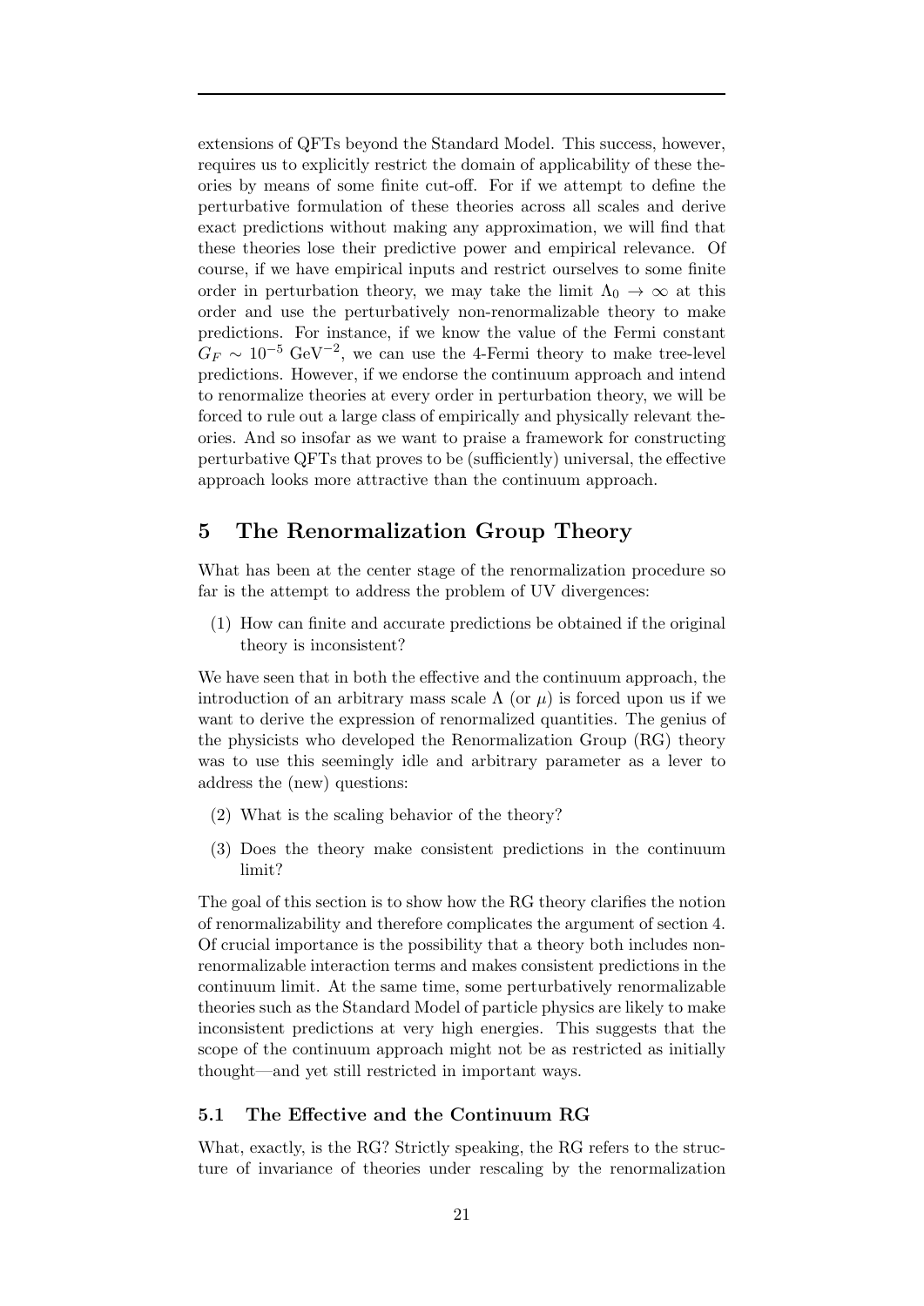extensions of QFTs beyond the Standard Model. This success, however, requires us to explicitly restrict the domain of applicability of these theories by means of some finite cut-off. For if we attempt to define the perturbative formulation of these theories across all scales and derive exact predictions without making any approximation, we will find that these theories lose their predictive power and empirical relevance. Of course, if we have empirical inputs and restrict ourselves to some finite order in perturbation theory, we may take the limit $\Lambda_0 \to \infty$ at this order and use the perturbatively non-renormalizable theory to make predictions. For instance, if we know the value of the Fermi constant $G_F \sim 10^{-5}$ GeV$^{-2}$, we can use the 4-Fermi theory to make tree-level predictions. However, if we endorse the continuum approach and intend to renormalize theories at every order in perturbation theory, we will be forced to rule out a large class of empirically and physically relevant theories. And so insofar as we want to praise a framework for constructing perturbative QFTs that proves to be (sufficiently) universal, the effective approach looks more attractive than the continuum approach.

## 5 The Renormalization Group Theory

What has been at the center stage of the renormalization procedure so far is the attempt to address the problem of UV divergences:

(1) How can finite and accurate predictions be obtained if the original theory is inconsistent?

We have seen that in both the effective and the continuum approach, the introduction of an arbitrary mass scale $\Lambda$ (or $\mu$) is forced upon us if we want to derive the expression of renormalized quantities. The genius of the physicists who developed the Renormalization Group (RG) theory was to use this seemingly idle and arbitrary parameter as a lever to address the (new) questions:

(2) What is the scaling behavior of the theory?

(3) Does the theory make consistent predictions in the continuum limit?

The goal of this section is to show how the RG theory clarifies the notion of renormalizability and therefore complicates the argument of section 4. Of crucial importance is the possibility that a theory both includes non-renormalizable interaction terms and makes consistent predictions in the continuum limit. At the same time, some perturbatively renormalizable theories such as the Standard Model of particle physics are likely to make inconsistent predictions at very high energies. This suggests that the scope of the continuum approach might not be as restricted as initially thought—and yet still restricted in important ways.

### 5.1 The Effective and the Continuum RG

What, exactly, is the RG? Strictly speaking, the RG refers to the structure of invariance of theories under rescaling by the renormalization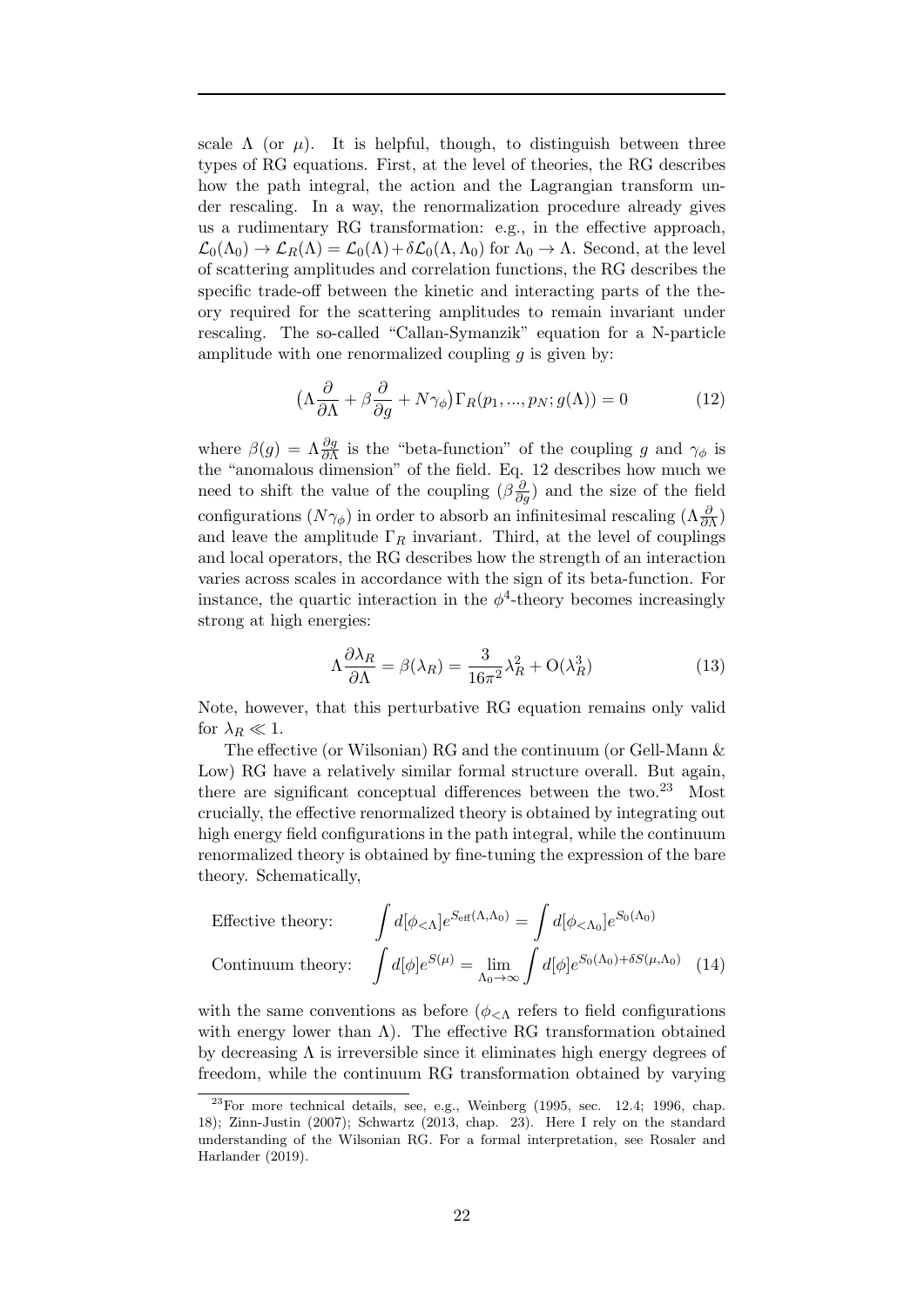scale $\Lambda$ (or $\mu$). It is helpful, though, to distinguish between three types of RG equations. First, at the level of theories, the RG describes how the path integral, the action and the Lagrangian transform under rescaling. In a way, the renormalization procedure already gives us a rudimentary RG transformation: e.g., in the effective approach, $\mathcal{L}_0(\Lambda_0) \to \mathcal{L}_R(\Lambda) = \mathcal{L}_0(\Lambda) + \delta\mathcal{L}_0(\Lambda, \Lambda_0)$ for $\Lambda_0 \to \Lambda$. Second, at the level of scattering amplitudes and correlation functions, the RG describes the specific trade-off between the kinetic and interacting parts of the theory required for the scattering amplitudes to remain invariant under rescaling. The so-called "Callan-Symanzik" equation for a N-particle amplitude with one renormalized coupling $g$ is given by:

$$\big(\Lambda\frac{\partial}{\partial\Lambda} + \beta\frac{\partial}{\partial g} + N\gamma_\phi\big)\Gamma_R(p_1, ..., p_N; g(\Lambda)) = 0 \tag{12}$$

where $\beta(g) = \Lambda\frac{\partial g}{\partial\Lambda}$ is the "beta-function" of the coupling $g$ and $\gamma_\phi$ is the "anomalous dimension" of the field. Eq. 12 describes how much we need to shift the value of the coupling ($\beta\frac{\partial}{\partial g}$) and the size of the field configurations ($N\gamma_\phi$) in order to absorb an infinitesimal rescaling ($\Lambda\frac{\partial}{\partial\Lambda}$) and leave the amplitude $\Gamma_R$ invariant. Third, at the level of couplings and local operators, the RG describes how the strength of an interaction varies across scales in accordance with the sign of its beta-function. For instance, the quartic interaction in the $\phi^4$-theory becomes increasingly strong at high energies:

$$\Lambda\frac{\partial\lambda_R}{\partial\Lambda} = \beta(\lambda_R) = \frac{3}{16\pi^2}\lambda_R^2 + \mathrm{O}(\lambda_R^3) \tag{13}$$

Note, however, that this perturbative RG equation remains only valid for $\lambda_R \ll 1$.

The effective (or Wilsonian) RG and the continuum (or Gell-Mann & Low) RG have a relatively similar formal structure overall. But again, there are significant conceptual differences between the two.[23] Most crucially, the effective renormalized theory is obtained by integrating out high energy field configurations in the path integral, while the continuum renormalized theory is obtained by fine-tuning the expression of the bare theory. Schematically,

$$\begin{aligned}
&\text{Effective theory:} \qquad \int d[\phi_{<\Lambda}]e^{S_{\text{eff}}(\Lambda,\Lambda_0)} = \int d[\phi_{<\Lambda_0}]e^{S_0(\Lambda_0)} \\
&\text{Continuum theory:} \quad \int d[\phi]e^{S(\mu)} = \lim_{\Lambda_0\to\infty}\int d[\phi]e^{S_0(\Lambda_0)+\delta S(\mu,\Lambda_0)}
\end{aligned} \tag{14}$$

with the same conventions as before ($\phi_{<\Lambda}$ refers to field configurations with energy lower than $\Lambda$). The effective RG transformation obtained by decreasing $\Lambda$ is irreversible since it eliminates high energy degrees of freedom, while the continuum RG transformation obtained by varying

[23] For more technical details, see, e.g., Weinberg (1995, sec. 12.4; 1996, chap. 18); Zinn-Justin (2007); Schwartz (2013, chap. 23). Here I rely on the standard understanding of the Wilsonian RG. For a formal interpretation, see Rosaler and Harlander (2019).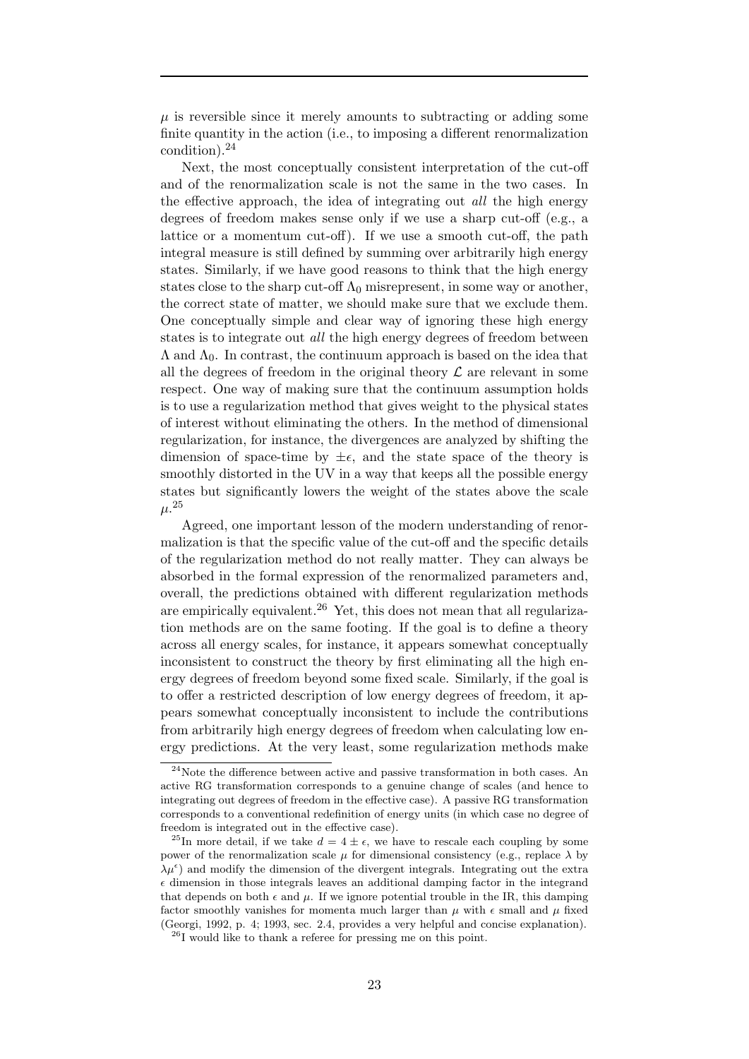$\mu$ is reversible since it merely amounts to subtracting or adding some finite quantity in the action (i.e., to imposing a different renormalization condition).[24]

Next, the most conceptually consistent interpretation of the cut-off and of the renormalization scale is not the same in the two cases. In the effective approach, the idea of integrating out *all* the high energy degrees of freedom makes sense only if we use a sharp cut-off (e.g., a lattice or a momentum cut-off). If we use a smooth cut-off, the path integral measure is still defined by summing over arbitrarily high energy states. Similarly, if we have good reasons to think that the high energy states close to the sharp cut-off $\Lambda_0$ misrepresent, in some way or another, the correct state of matter, we should make sure that we exclude them. One conceptually simple and clear way of ignoring these high energy states is to integrate out *all* the high energy degrees of freedom between $\Lambda$ and $\Lambda_0$. In contrast, the continuum approach is based on the idea that all the degrees of freedom in the original theory $\mathcal{L}$ are relevant in some respect. One way of making sure that the continuum assumption holds is to use a regularization method that gives weight to the physical states of interest without eliminating the others. In the method of dimensional regularization, for instance, the divergences are analyzed by shifting the dimension of space-time by $\pm\epsilon$, and the state space of the theory is smoothly distorted in the UV in a way that keeps all the possible energy states but significantly lowers the weight of the states above the scale $\mu$.[25]

Agreed, one important lesson of the modern understanding of renormalization is that the specific value of the cut-off and the specific details of the regularization method do not really matter. They can always be absorbed in the formal expression of the renormalized parameters and, overall, the predictions obtained with different regularization methods are empirically equivalent.[26] Yet, this does not mean that all regularization methods are on the same footing. If the goal is to define a theory across all energy scales, for instance, it appears somewhat conceptually inconsistent to construct the theory by first eliminating all the high energy degrees of freedom beyond some fixed scale. Similarly, if the goal is to offer a restricted description of low energy degrees of freedom, it appears somewhat conceptually inconsistent to include the contributions from arbitrarily high energy degrees of freedom when calculating low energy predictions. At the very least, some regularization methods make

---

[24] Note the difference between active and passive transformation in both cases. An active RG transformation corresponds to a genuine change of scales (and hence to integrating out degrees of freedom in the effective case). A passive RG transformation corresponds to a conventional redefinition of energy units (in which case no degree of freedom is integrated out in the effective case).

[25] In more detail, if we take $d = 4 \pm \epsilon$, we have to rescale each coupling by some power of the renormalization scale $\mu$ for dimensional consistency (e.g., replace $\lambda$ by $\lambda\mu^{\epsilon}$) and modify the dimension of the divergent integrals. Integrating out the extra $\epsilon$ dimension in those integrals leaves an additional damping factor in the integrand that depends on both $\epsilon$ and $\mu$. If we ignore potential trouble in the IR, this damping factor smoothly vanishes for momenta much larger than $\mu$ with $\epsilon$ small and $\mu$ fixed (Georgi, 1992, p. 4; 1993, sec. 2.4, provides a very helpful and concise explanation).

[26] I would like to thank a referee for pressing me on this point.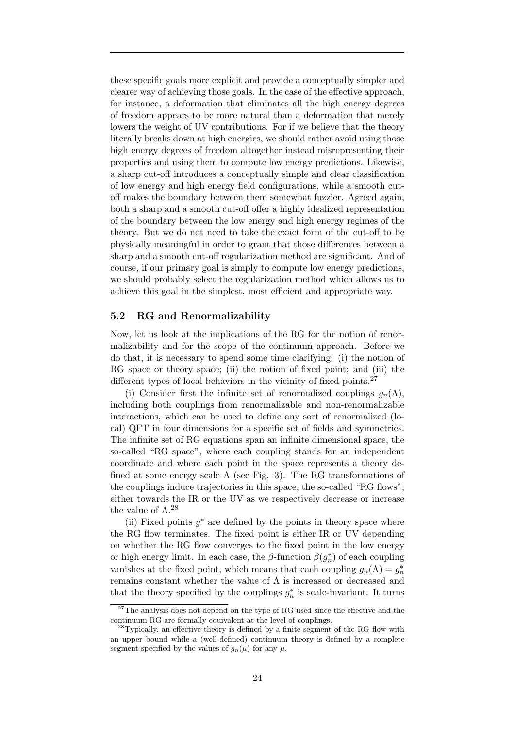these specific goals more explicit and provide a conceptually simpler and clearer way of achieving those goals. In the case of the effective approach, for instance, a deformation that eliminates all the high energy degrees of freedom appears to be more natural than a deformation that merely lowers the weight of UV contributions. For if we believe that the theory literally breaks down at high energies, we should rather avoid using those high energy degrees of freedom altogether instead misrepresenting their properties and using them to compute low energy predictions. Likewise, a sharp cut-off introduces a conceptually simple and clear classification of low energy and high energy field configurations, while a smooth cut-off makes the boundary between them somewhat fuzzier. Agreed again, both a sharp and a smooth cut-off offer a highly idealized representation of the boundary between the low energy and high energy regimes of the theory. But we do not need to take the exact form of the cut-off to be physically meaningful in order to grant that those differences between a sharp and a smooth cut-off regularization method are significant. And of course, if our primary goal is simply to compute low energy predictions, we should probably select the regularization method which allows us to achieve this goal in the simplest, most efficient and appropriate way.

### 5.2 RG and Renormalizability

Now, let us look at the implications of the RG for the notion of renormalizability and for the scope of the continuum approach. Before we do that, it is necessary to spend some time clarifying: (i) the notion of RG space or theory space; (ii) the notion of fixed point; and (iii) the different types of local behaviors in the vicinity of fixed points.[27]

(i) Consider first the infinite set of renormalized couplings $g_n(\Lambda)$, including both couplings from renormalizable and non-renormalizable interactions, which can be used to define any sort of renormalized (local) QFT in four dimensions for a specific set of fields and symmetries. The infinite set of RG equations span an infinite dimensional space, the so-called "RG space", where each coupling stands for an independent coordinate and where each point in the space represents a theory defined at some energy scale $\Lambda$ (see Fig. 3). The RG transformations of the couplings induce trajectories in this space, the so-called "RG flows", either towards the IR or the UV as we respectively decrease or increase the value of $\Lambda$.[28]

(ii) Fixed points $g^*$ are defined by the points in theory space where the RG flow terminates. The fixed point is either IR or UV depending on whether the RG flow converges to the fixed point in the low energy or high energy limit. In each case, the $\beta$-function $\beta(g_n^*)$ of each coupling vanishes at the fixed point, which means that each coupling $g_n(\Lambda) = g_n^*$ remains constant whether the value of $\Lambda$ is increased or decreased and that the theory specified by the couplings $g_n^*$ is scale-invariant. It turns

[27] The analysis does not depend on the type of RG used since the effective and the continuum RG are formally equivalent at the level of couplings.

[28] Typically, an effective theory is defined by a finite segment of the RG flow with an upper bound while a (well-defined) continuum theory is defined by a complete segment specified by the values of $g_n(\mu)$ for any $\mu$.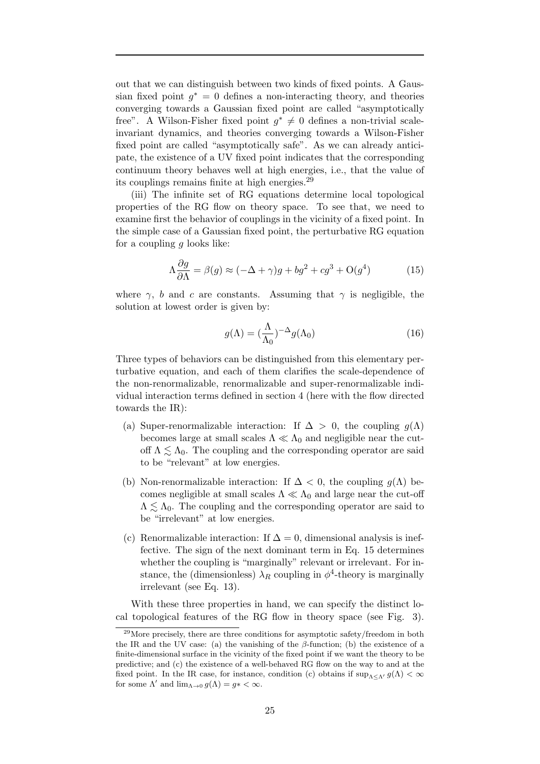out that we can distinguish between two kinds of fixed points. A Gaussian fixed point $g^* = 0$ defines a non-interacting theory, and theories converging towards a Gaussian fixed point are called "asymptotically free". A Wilson-Fisher fixed point $g^* \neq 0$ defines a non-trivial scale-invariant dynamics, and theories converging towards a Wilson-Fisher fixed point are called "asymptotically safe". As we can already anticipate, the existence of a UV fixed point indicates that the corresponding continuum theory behaves well at high energies, i.e., that the value of its couplings remains finite at high energies.[29]

(iii) The infinite set of RG equations determine local topological properties of the RG flow on theory space. To see that, we need to examine first the behavior of couplings in the vicinity of a fixed point. In the simple case of a Gaussian fixed point, the perturbative RG equation for a coupling $g$ looks like:

$$\Lambda \frac{\partial g}{\partial \Lambda} = \beta(g) \approx (-\Delta + \gamma) g + b g^2 + c g^3 + \mathrm{O}(g^4) \tag{15}$$

where $\gamma$, $b$ and $c$ are constants. Assuming that $\gamma$ is negligible, the solution at lowest order is given by:

$$g(\Lambda) = (\frac{\Lambda}{\Lambda_0})^{-\Delta} g(\Lambda_0) \tag{16}$$

Three types of behaviors can be distinguished from this elementary perturbative equation, and each of them clarifies the scale-dependence of the non-renormalizable, renormalizable and super-renormalizable individual interaction terms defined in section 4 (here with the flow directed towards the IR):

(a) Super-renormalizable interaction: If $\Delta > 0$, the coupling $g(\Lambda)$ becomes large at small scales $\Lambda \ll \Lambda_0$ and negligible near the cut-off $\Lambda \lesssim \Lambda_0$. The coupling and the corresponding operator are said to be "relevant" at low energies.

(b) Non-renormalizable interaction: If $\Delta < 0$, the coupling $g(\Lambda)$ becomes negligible at small scales $\Lambda \ll \Lambda_0$ and large near the cut-off $\Lambda \lesssim \Lambda_0$. The coupling and the corresponding operator are said to be "irrelevant" at low energies.

(c) Renormalizable interaction: If $\Delta = 0$, dimensional analysis is ineffective. The sign of the next dominant term in Eq. 15 determines whether the coupling is "marginally" relevant or irrelevant. For instance, the (dimensionless) $\lambda_R$ coupling in $\phi^4$-theory is marginally irrelevant (see Eq. 13).

With these three properties in hand, we can specify the distinct local topological features of the RG flow in theory space (see Fig. 3).

[29] More precisely, there are three conditions for asymptotic safety/freedom in both the IR and the UV case: (a) the vanishing of the $\beta$-function; (b) the existence of a finite-dimensional surface in the vicinity of the fixed point if we want the theory to be predictive; and (c) the existence of a well-behaved RG flow on the way to and at the fixed point. In the IR case, for instance, condition (c) obtains if $\sup_{\Lambda \leq \Lambda'} g(\Lambda) < \infty$ for some $\Lambda'$ and $\lim_{\Lambda \to 0} g(\Lambda) = g* < \infty$.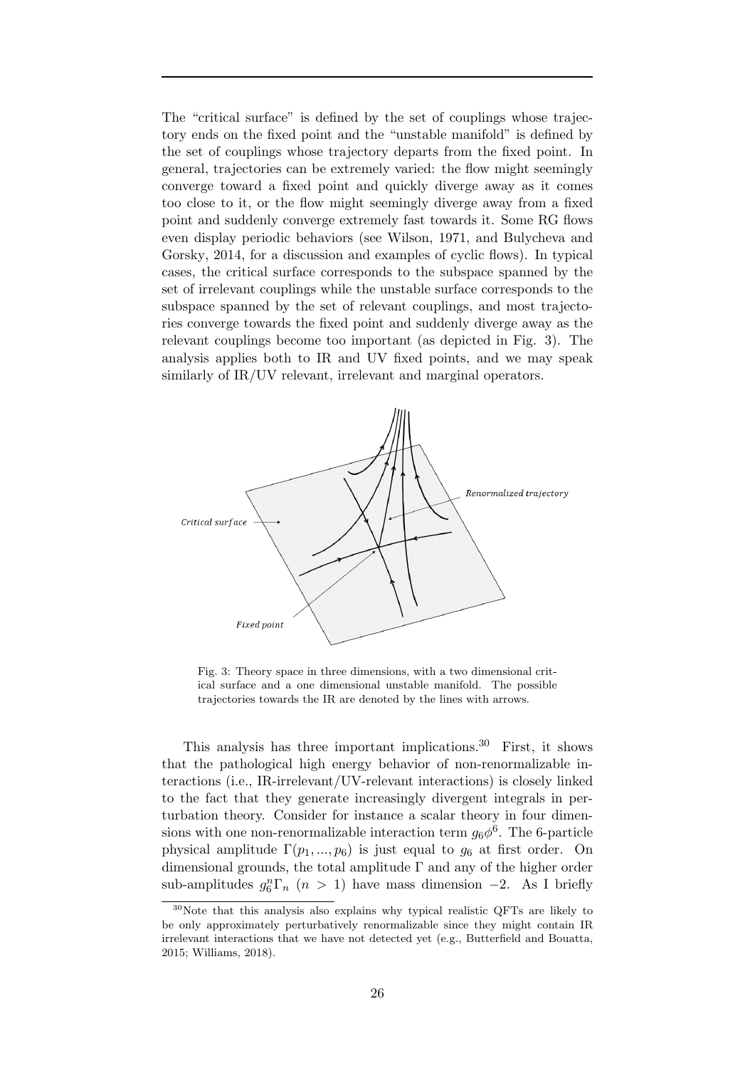The "critical surface" is defined by the set of couplings whose trajectory ends on the fixed point and the "unstable manifold" is defined by the set of couplings whose trajectory departs from the fixed point. In general, trajectories can be extremely varied: the flow might seemingly converge toward a fixed point and quickly diverge away as it comes too close to it, or the flow might seemingly diverge away from a fixed point and suddenly converge extremely fast towards it. Some RG flows even display periodic behaviors (see Wilson, 1971, and Bulycheva and Gorsky, 2014, for a discussion and examples of cyclic flows). In typical cases, the critical surface corresponds to the subspace spanned by the set of irrelevant couplings while the unstable surface corresponds to the subspace spanned by the set of relevant couplings, and most trajectories converge towards the fixed point and suddenly diverge away as the relevant couplings become too important (as depicted in Fig. 3). The analysis applies both to IR and UV fixed points, and we may speak similarly of IR/UV relevant, irrelevant and marginal operators.

Fig. 3: Theory space in three dimensions, with a two dimensional critical surface and a one dimensional unstable manifold. The possible trajectories towards the IR are denoted by the lines with arrows.

This analysis has three important implications.[30] First, it shows that the pathological high energy behavior of non-renormalizable interactions (i.e., IR-irrelevant/UV-relevant interactions) is closely linked to the fact that they generate increasingly divergent integrals in perturbation theory. Consider for instance a scalar theory in four dimensions with one non-renormalizable interaction term $g_6\phi^6$. The 6-particle physical amplitude $\Gamma(p_1, ..., p_6)$ is just equal to $g_6$ at first order. On dimensional grounds, the total amplitude $\Gamma$ and any of the higher order sub-amplitudes $g_6^n \Gamma_n$ $(n > 1)$ have mass dimension $-2$. As I briefly

[30]Note that this analysis also explains why typical realistic QFTs are likely to be only approximately perturbatively renormalizable since they might contain IR irrelevant interactions that we have not detected yet (e.g., Butterfield and Bouatta, 2015; Williams, 2018).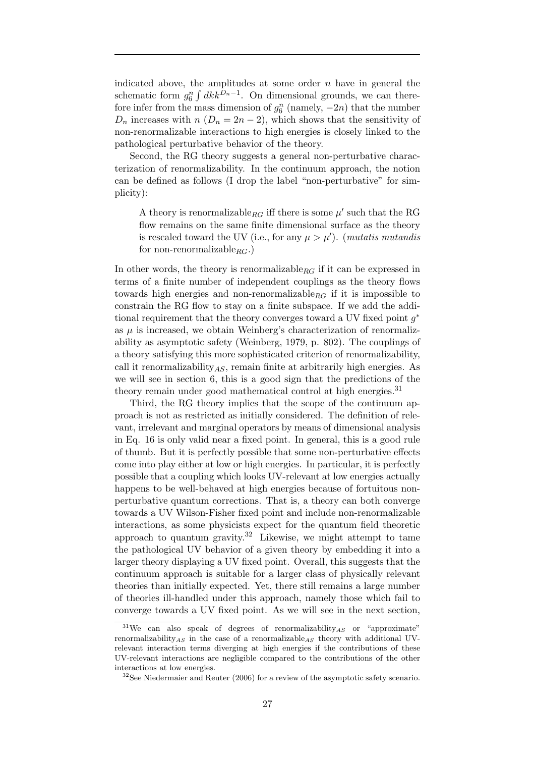indicated above, the amplitudes at some order $n$ have in general the schematic form $g_6^n \int dk k^{D_n - 1}$. On dimensional grounds, we can therefore infer from the mass dimension of $g_6^n$ (namely, $-2n$) that the number $D_n$ increases with $n$ ($D_n = 2n - 2$), which shows that the sensitivity of non-renormalizable interactions to high energies is closely linked to the pathological perturbative behavior of the theory.

Second, the RG theory suggests a general non-perturbative characterization of renormalizability. In the continuum approach, the notion can be defined as follows (I drop the label "non-perturbative" for simplicity):

> A theory is renormalizable$_{RG}$ iff there is some $\mu'$ such that the RG flow remains on the same finite dimensional surface as the theory is rescaled toward the UV (i.e., for any $\mu > \mu'$). (*mutatis mutandis* for non-renormalizable$_{RG}$.)

In other words, the theory is renormalizable$_{RG}$ if it can be expressed in terms of a finite number of independent couplings as the theory flows towards high energies and non-renormalizable$_{RG}$ if it is impossible to constrain the RG flow to stay on a finite subspace. If we add the additional requirement that the theory converges toward a UV fixed point $g^*$ as $\mu$ is increased, we obtain Weinberg's characterization of renormalizability as asymptotic safety (Weinberg, 1979, p. 802). The couplings of a theory satisfying this more sophisticated criterion of renormalizability, call it renormalizability$_{AS}$, remain finite at arbitrarily high energies. As we will see in section 6, this is a good sign that the predictions of the theory remain under good mathematical control at high energies.[31]

Third, the RG theory implies that the scope of the continuum approach is not as restricted as initially considered. The definition of relevant, irrelevant and marginal operators by means of dimensional analysis in Eq. 16 is only valid near a fixed point. In general, this is a good rule of thumb. But it is perfectly possible that some non-perturbative effects come into play either at low or high energies. In particular, it is perfectly possible that a coupling which looks UV-relevant at low energies actually happens to be well-behaved at high energies because of fortuitous non-perturbative quantum corrections. That is, a theory can both converge towards a UV Wilson-Fisher fixed point and include non-renormalizable interactions, as some physicists expect for the quantum field theoretic approach to quantum gravity.[32] Likewise, we might attempt to tame the pathological UV behavior of a given theory by embedding it into a larger theory displaying a UV fixed point. Overall, this suggests that the continuum approach is suitable for a larger class of physically relevant theories than initially expected. Yet, there still remains a large number of theories ill-handled under this approach, namely those which fail to converge towards a UV fixed point. As we will see in the next section,

[31] We can also speak of degrees of renormalizability$_{AS}$ or "approximate" renormalizability$_{AS}$ in the case of a renormalizable$_{AS}$ theory with additional UV-relevant interaction terms diverging at high energies if the contributions of these UV-relevant interactions are negligible compared to the contributions of the other interactions at low energies.

[32] See Niedermaier and Reuter (2006) for a review of the asymptotic safety scenario.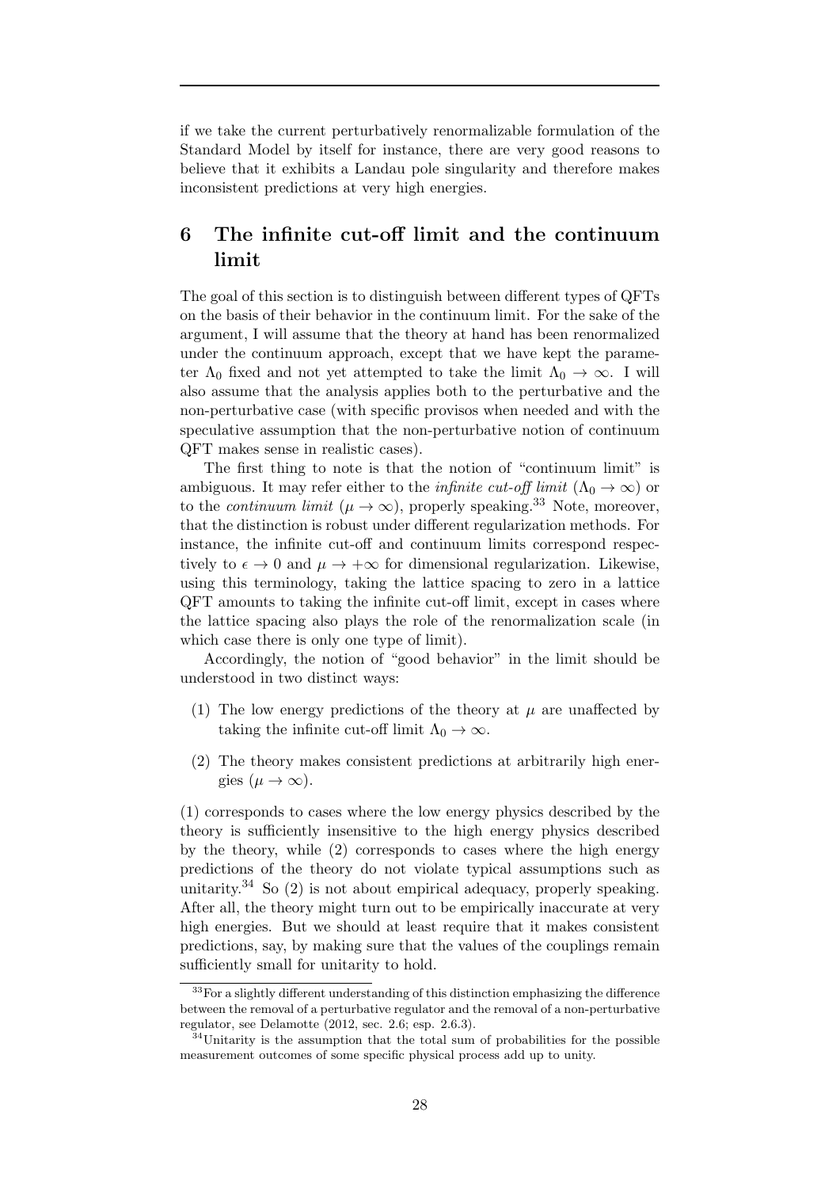if we take the current perturbatively renormalizable formulation of the Standard Model by itself for instance, there are very good reasons to believe that it exhibits a Landau pole singularity and therefore makes inconsistent predictions at very high energies.

## 6 The infinite cut-off limit and the continuum limit

The goal of this section is to distinguish between different types of QFTs on the basis of their behavior in the continuum limit. For the sake of the argument, I will assume that the theory at hand has been renormalized under the continuum approach, except that we have kept the parameter $\Lambda_0$ fixed and not yet attempted to take the limit $\Lambda_0 \to \infty$. I will also assume that the analysis applies both to the perturbative and the non-perturbative case (with specific provisos when needed and with the speculative assumption that the non-perturbative notion of continuum QFT makes sense in realistic cases).

The first thing to note is that the notion of "continuum limit" is ambiguous. It may refer either to the *infinite cut-off limit* ($\Lambda_0 \to \infty$) or to the *continuum limit* ($\mu \to \infty$), properly speaking.[33] Note, moreover, that the distinction is robust under different regularization methods. For instance, the infinite cut-off and continuum limits correspond respectively to $\epsilon \to 0$ and $\mu \to +\infty$ for dimensional regularization. Likewise, using this terminology, taking the lattice spacing to zero in a lattice QFT amounts to taking the infinite cut-off limit, except in cases where the lattice spacing also plays the role of the renormalization scale (in which case there is only one type of limit).

Accordingly, the notion of "good behavior" in the limit should be understood in two distinct ways:

(1) The low energy predictions of the theory at $\mu$ are unaffected by taking the infinite cut-off limit $\Lambda_0 \to \infty$.

(2) The theory makes consistent predictions at arbitrarily high energies ($\mu \to \infty$).

(1) corresponds to cases where the low energy physics described by the theory is sufficiently insensitive to the high energy physics described by the theory, while (2) corresponds to cases where the high energy predictions of the theory do not violate typical assumptions such as unitarity.[34] So (2) is not about empirical adequacy, properly speaking. After all, the theory might turn out to be empirically inaccurate at very high energies. But we should at least require that it makes consistent predictions, say, by making sure that the values of the couplings remain sufficiently small for unitarity to hold.

---

[33] For a slightly different understanding of this distinction emphasizing the difference between the removal of a perturbative regulator and the removal of a non-perturbative regulator, see Delamotte (2012, sec. 2.6; esp. 2.6.3).

[34] Unitarity is the assumption that the total sum of probabilities for the possible measurement outcomes of some specific physical process add up to unity.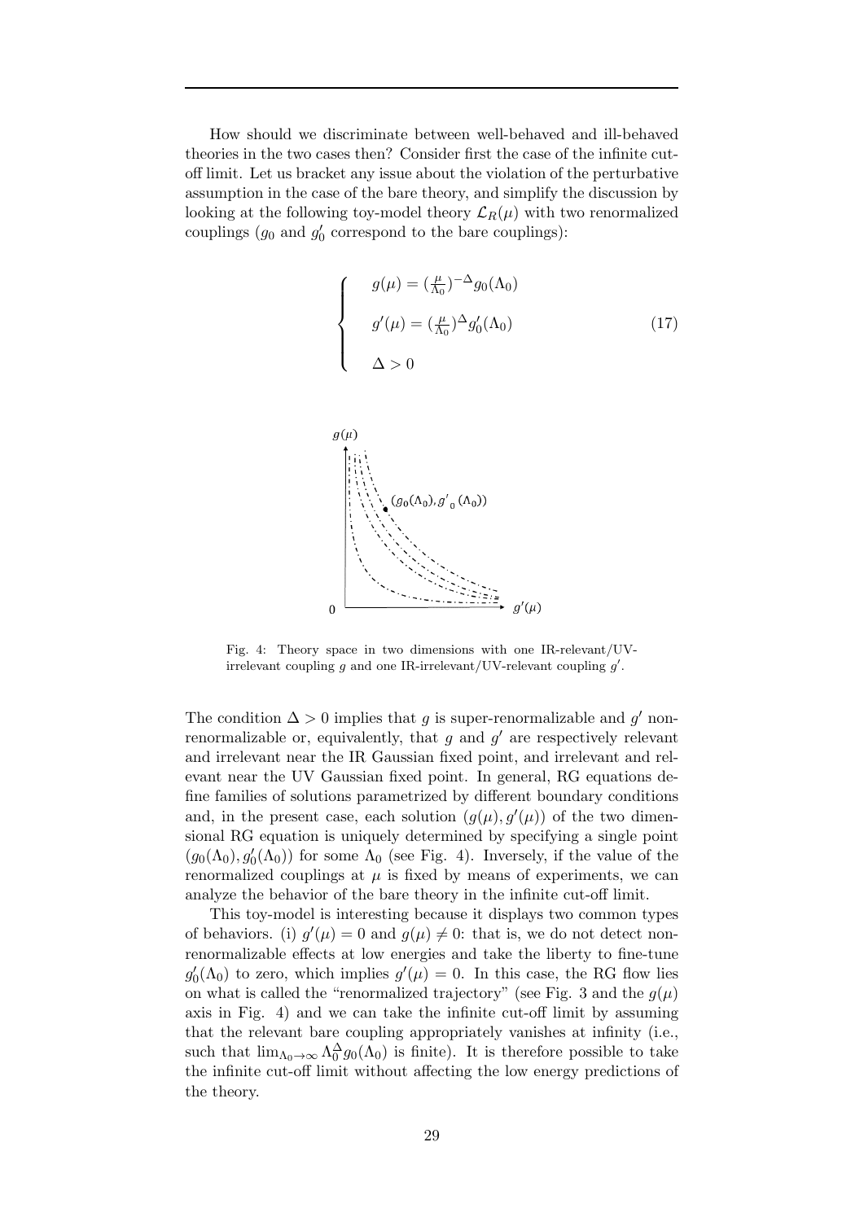How should we discriminate between well-behaved and ill-behaved theories in the two cases then? Consider first the case of the infinite cut-off limit. Let us bracket any issue about the violation of the perturbative assumption in the case of the bare theory, and simplify the discussion by looking at the following toy-model theory $\mathcal{L}_R(\mu)$ with two renormalized couplings ($g_0$ and $g_0'$ correspond to the bare couplings):

$$
\begin{cases}
g(\mu) = (\frac{\mu}{\Lambda_0})^{-\Delta} g_0(\Lambda_0) \\
g'(\mu) = (\frac{\mu}{\Lambda_0})^{\Delta} g_0'(\Lambda_0) \\
\Delta > 0
\end{cases}
\tag{17}
$$

Fig. 4: Theory space in two dimensions with one IR-relevant/UV-irrelevant coupling $g$ and one IR-irrelevant/UV-relevant coupling $g'$.

The condition $\Delta > 0$ implies that $g$ is super-renormalizable and $g'$ non-renormalizable or, equivalently, that $g$ and $g'$ are respectively relevant and irrelevant near the IR Gaussian fixed point, and irrelevant and relevant near the UV Gaussian fixed point. In general, RG equations define families of solutions parametrized by different boundary conditions and, in the present case, each solution $(g(\mu), g'(\mu))$ of the two dimensional RG equation is uniquely determined by specifying a single point $(g_0(\Lambda_0), g_0'(\Lambda_0))$ for some $\Lambda_0$ (see Fig. 4). Inversely, if the value of the renormalized couplings at $\mu$ is fixed by means of experiments, we can analyze the behavior of the bare theory in the infinite cut-off limit.

This toy-model is interesting because it displays two common types of behaviors. (i) $g'(\mu) = 0$ and $g(\mu) \neq 0$: that is, we do not detect non-renormalizable effects at low energies and take the liberty to fine-tune $g_0'(\Lambda_0)$ to zero, which implies $g'(\mu) = 0$. In this case, the RG flow lies on what is called the "renormalized trajectory" (see Fig. 3 and the $g(\mu)$ axis in Fig. 4) and we can take the infinite cut-off limit by assuming that the relevant bare coupling appropriately vanishes at infinity (i.e., such that $\lim_{\Lambda_0 \to \infty} \Lambda_0^{\Delta} g_0(\Lambda_0)$ is finite). It is therefore possible to take the infinite cut-off limit without affecting the low energy predictions of the theory.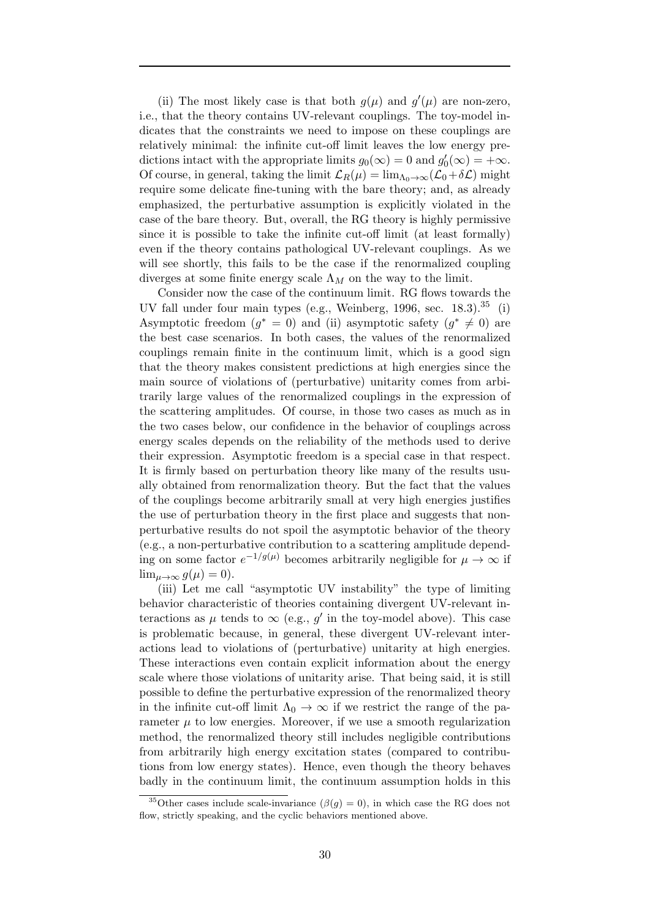(ii) The most likely case is that both $g(\mu)$ and $g'(\mu)$ are non-zero, i.e., that the theory contains UV-relevant couplings. The toy-model indicates that the constraints we need to impose on these couplings are relatively minimal: the infinite cut-off limit leaves the low energy predictions intact with the appropriate limits $g_0(\infty) = 0$ and $g_0'(\infty) = +\infty$. Of course, in general, taking the limit $\mathcal{L}_R(\mu) = \lim_{\Lambda_0 \to \infty}(\mathcal{L}_0 + \delta\mathcal{L})$ might require some delicate fine-tuning with the bare theory; and, as already emphasized, the perturbative assumption is explicitly violated in the case of the bare theory. But, overall, the RG theory is highly permissive since it is possible to take the infinite cut-off limit (at least formally) even if the theory contains pathological UV-relevant couplings. As we will see shortly, this fails to be the case if the renormalized coupling diverges at some finite energy scale $\Lambda_M$ on the way to the limit.

Consider now the case of the continuum limit. RG flows towards the UV fall under four main types (e.g., Weinberg, 1996, sec. 18.3).[35] (i) Asymptotic freedom ($g^* = 0$) and (ii) asymptotic safety ($g^* \neq 0$) are the best case scenarios. In both cases, the values of the renormalized couplings remain finite in the continuum limit, which is a good sign that the theory makes consistent predictions at high energies since the main source of violations of (perturbative) unitarity comes from arbitrarily large values of the renormalized couplings in the expression of the scattering amplitudes. Of course, in those two cases as much as in the two cases below, our confidence in the behavior of couplings across energy scales depends on the reliability of the methods used to derive their expression. Asymptotic freedom is a special case in that respect. It is firmly based on perturbation theory like many of the results usually obtained from renormalization theory. But the fact that the values of the couplings become arbitrarily small at very high energies justifies the use of perturbation theory in the first place and suggests that non-perturbative results do not spoil the asymptotic behavior of the theory (e.g., a non-perturbative contribution to a scattering amplitude depending on some factor $e^{-1/g(\mu)}$ becomes arbitrarily negligible for $\mu \to \infty$ if $\lim_{\mu \to \infty} g(\mu) = 0$).

(iii) Let me call "asymptotic UV instability" the type of limiting behavior characteristic of theories containing divergent UV-relevant interactions as $\mu$ tends to $\infty$ (e.g., $g'$ in the toy-model above). This case is problematic because, in general, these divergent UV-relevant interactions lead to violations of (perturbative) unitarity at high energies. These interactions even contain explicit information about the energy scale where those violations of unitarity arise. That being said, it is still possible to define the perturbative expression of the renormalized theory in the infinite cut-off limit $\Lambda_0 \to \infty$ if we restrict the range of the parameter $\mu$ to low energies. Moreover, if we use a smooth regularization method, the renormalized theory still includes negligible contributions from arbitrarily high energy excitation states (compared to contributions from low energy states). Hence, even though the theory behaves badly in the continuum limit, the continuum assumption holds in this

[35] Other cases include scale-invariance ($\beta(g) = 0$), in which case the RG does not flow, strictly speaking, and the cyclic behaviors mentioned above.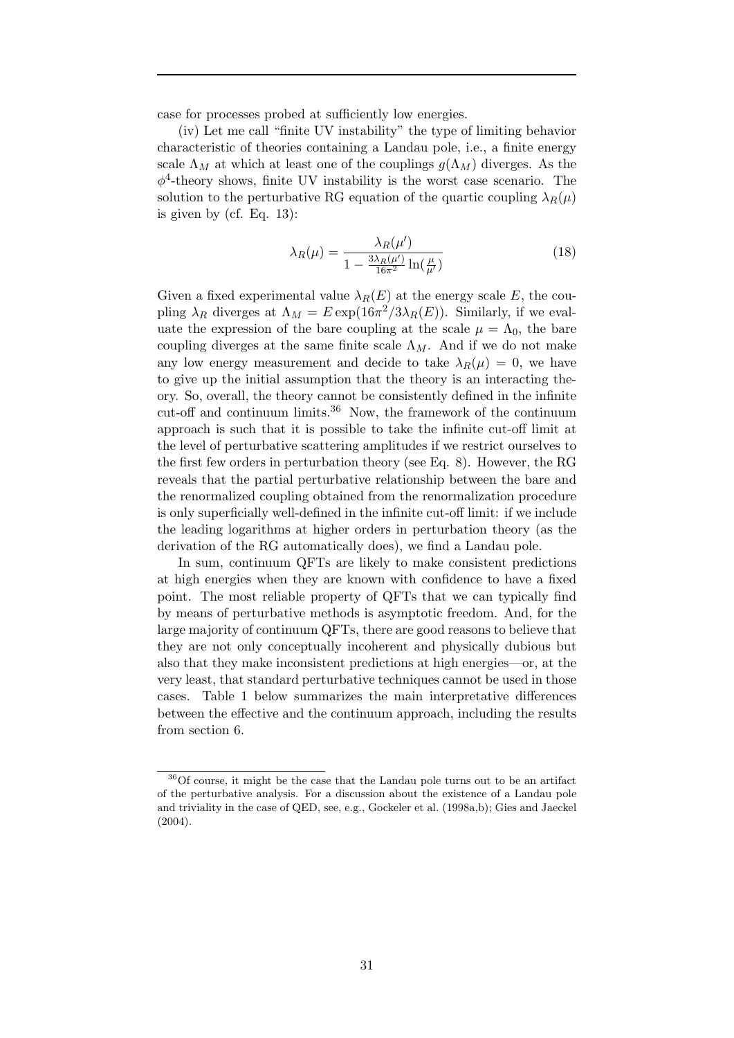case for processes probed at sufficiently low energies.

(iv) Let me call "finite UV instability" the type of limiting behavior characteristic of theories containing a Landau pole, i.e., a finite energy scale $\Lambda_M$ at which at least one of the couplings $g(\Lambda_M)$ diverges. As the $\phi^4$-theory shows, finite UV instability is the worst case scenario. The solution to the perturbative RG equation of the quartic coupling $\lambda_R(\mu)$ is given by (cf. Eq. 13):

$$\lambda_R(\mu) = \frac{\lambda_R(\mu')}{1 - \frac{3\lambda_R(\mu')}{16\pi^2}\ln(\frac{\mu}{\mu'})} \tag{18}$$

Given a fixed experimental value $\lambda_R(E)$ at the energy scale $E$, the coupling $\lambda_R$ diverges at $\Lambda_M = E\exp(16\pi^2/3\lambda_R(E))$. Similarly, if we evaluate the expression of the bare coupling at the scale $\mu = \Lambda_0$, the bare coupling diverges at the same finite scale $\Lambda_M$. And if we do not make any low energy measurement and decide to take $\lambda_R(\mu) = 0$, we have to give up the initial assumption that the theory is an interacting theory. So, overall, the theory cannot be consistently defined in the infinite cut-off and continuum limits.[36] Now, the framework of the continuum approach is such that it is possible to take the infinite cut-off limit at the level of perturbative scattering amplitudes if we restrict ourselves to the first few orders in perturbation theory (see Eq. 8). However, the RG reveals that the partial perturbative relationship between the bare and the renormalized coupling obtained from the renormalization procedure is only superficially well-defined in the infinite cut-off limit: if we include the leading logarithms at higher orders in perturbation theory (as the derivation of the RG automatically does), we find a Landau pole.

In sum, continuum QFTs are likely to make consistent predictions at high energies when they are known with confidence to have a fixed point. The most reliable property of QFTs that we can typically find by means of perturbative methods is asymptotic freedom. And, for the large majority of continuum QFTs, there are good reasons to believe that they are not only conceptually incoherent and physically dubious but also that they make inconsistent predictions at high energies—or, at the very least, that standard perturbative techniques cannot be used in those cases. Table 1 below summarizes the main interpretative differences between the effective and the continuum approach, including the results from section 6.

[36] Of course, it might be the case that the Landau pole turns out to be an artifact of the perturbative analysis. For a discussion about the existence of a Landau pole and triviality in the case of QED, see, e.g., Gockeler et al. (1998a,b); Gies and Jaeckel (2004).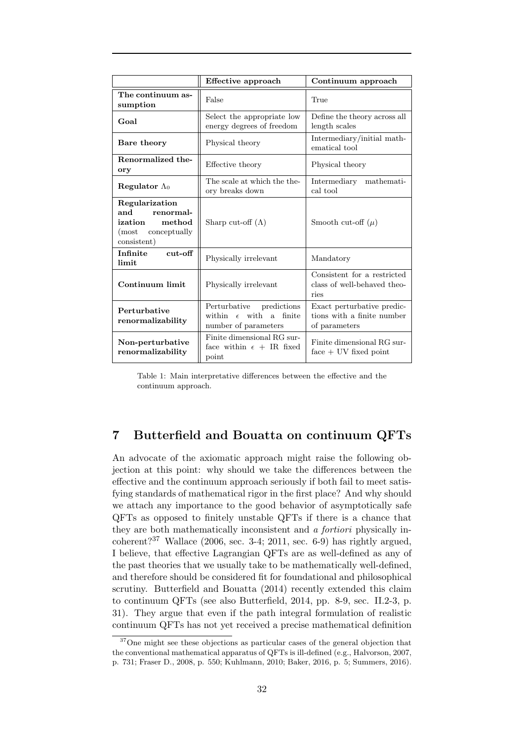| | **Effective approach** | **Continuum approach** |
|---|---|---|
| **The continuum assumption** | False | True |
| **Goal** | Select the appropriate low energy degrees of freedom | Define the theory across all length scales |
| **Bare theory** | Physical theory | Intermediary/initial mathematical tool |
| **Renormalized theory** | Effective theory | Physical theory |
| **Regulator $\Lambda_0$** | The scale at which the theory breaks down | Intermediary mathematical tool |
| **Regularization and renormalization method** (most conceptually consistent) | Sharp cut-off ($\Lambda$) | Smooth cut-off ($\mu$) |
| **Infinite cut-off limit** | Physically irrelevant | Mandatory |
| **Continuum limit** | Physically irrelevant | Consistent for a restricted class of well-behaved theories |
| **Perturbative renormalizability** | Perturbative predictions within $\epsilon$ with a finite number of parameters | Exact perturbative predictions with a finite number of parameters |
| **Non-perturbative renormalizability** | Finite dimensional RG surface within $\epsilon$ + IR fixed point | Finite dimensional RG surface + UV fixed point |

Table 1: Main interpretative differences between the effective and the continuum approach.

## 7 Butterfield and Bouatta on continuum QFTs

An advocate of the axiomatic approach might raise the following objection at this point: why should we take the differences between the effective and the continuum approach seriously if both fail to meet satisfying standards of mathematical rigor in the first place? And why should we attach any importance to the good behavior of asymptotically safe QFTs as opposed to finitely unstable QFTs if there is a chance that they are both mathematically inconsistent and *a fortiori* physically incoherent?[37] Wallace (2006, sec. 3-4; 2011, sec. 6-9) has rightly argued, I believe, that effective Lagrangian QFTs are as well-defined as any of the past theories that we usually take to be mathematically well-defined, and therefore should be considered fit for foundational and philosophical scrutiny. Butterfield and Bouatta (2014) recently extended this claim to continuum QFTs (see also Butterfield, 2014, pp. 8-9, sec. II.2-3, p. 31). They argue that even if the path integral formulation of realistic continuum QFTs has not yet received a precise mathematical definition

[37] One might see these objections as particular cases of the general objection that the conventional mathematical apparatus of QFTs is ill-defined (e.g., Halvorson, 2007, p. 731; Fraser D., 2008, p. 550; Kuhlmann, 2010; Baker, 2016, p. 5; Summers, 2016).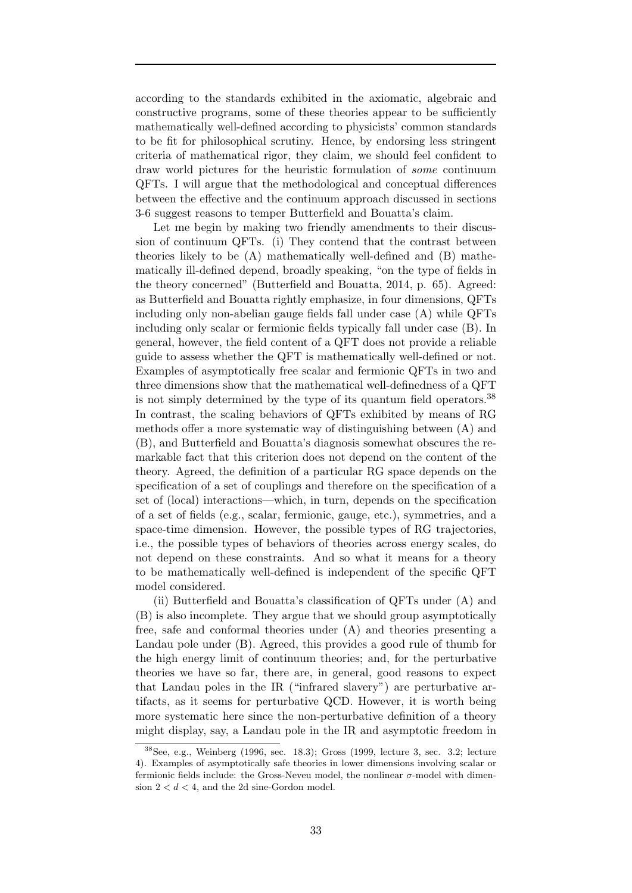according to the standards exhibited in the axiomatic, algebraic and constructive programs, some of these theories appear to be sufficiently mathematically well-defined according to physicists' common standards to be fit for philosophical scrutiny. Hence, by endorsing less stringent criteria of mathematical rigor, they claim, we should feel confident to draw world pictures for the heuristic formulation of *some* continuum QFTs. I will argue that the methodological and conceptual differences between the effective and the continuum approach discussed in sections 3-6 suggest reasons to temper Butterfield and Bouatta's claim.

Let me begin by making two friendly amendments to their discussion of continuum QFTs. (i) They contend that the contrast between theories likely to be (A) mathematically well-defined and (B) mathematically ill-defined depend, broadly speaking, "on the type of fields in the theory concerned" (Butterfield and Bouatta, 2014, p. 65). Agreed: as Butterfield and Bouatta rightly emphasize, in four dimensions, QFTs including only non-abelian gauge fields fall under case (A) while QFTs including only scalar or fermionic fields typically fall under case (B). In general, however, the field content of a QFT does not provide a reliable guide to assess whether the QFT is mathematically well-defined or not. Examples of asymptotically free scalar and fermionic QFTs in two and three dimensions show that the mathematical well-definedness of a QFT is not simply determined by the type of its quantum field operators.[38] In contrast, the scaling behaviors of QFTs exhibited by means of RG methods offer a more systematic way of distinguishing between (A) and (B), and Butterfield and Bouatta's diagnosis somewhat obscures the remarkable fact that this criterion does not depend on the content of the theory. Agreed, the definition of a particular RG space depends on the specification of a set of couplings and therefore on the specification of a set of (local) interactions—which, in turn, depends on the specification of a set of fields (e.g., scalar, fermionic, gauge, etc.), symmetries, and a space-time dimension. However, the possible types of RG trajectories, i.e., the possible types of behaviors of theories across energy scales, do not depend on these constraints. And so what it means for a theory to be mathematically well-defined is independent of the specific QFT model considered.

(ii) Butterfield and Bouatta's classification of QFTs under (A) and (B) is also incomplete. They argue that we should group asymptotically free, safe and conformal theories under (A) and theories presenting a Landau pole under (B). Agreed, this provides a good rule of thumb for the high energy limit of continuum theories; and, for the perturbative theories we have so far, there are, in general, good reasons to expect that Landau poles in the IR ("infrared slavery") are perturbative artifacts, as it seems for perturbative QCD. However, it is worth being more systematic here since the non-perturbative definition of a theory might display, say, a Landau pole in the IR and asymptotic freedom in

[38] See, e.g., Weinberg (1996, sec. 18.3); Gross (1999, lecture 3, sec. 3.2; lecture 4). Examples of asymptotically safe theories in lower dimensions involving scalar or fermionic fields include: the Gross-Neveu model, the nonlinear $\sigma$-model with dimension $2 < d < 4$, and the 2d sine-Gordon model.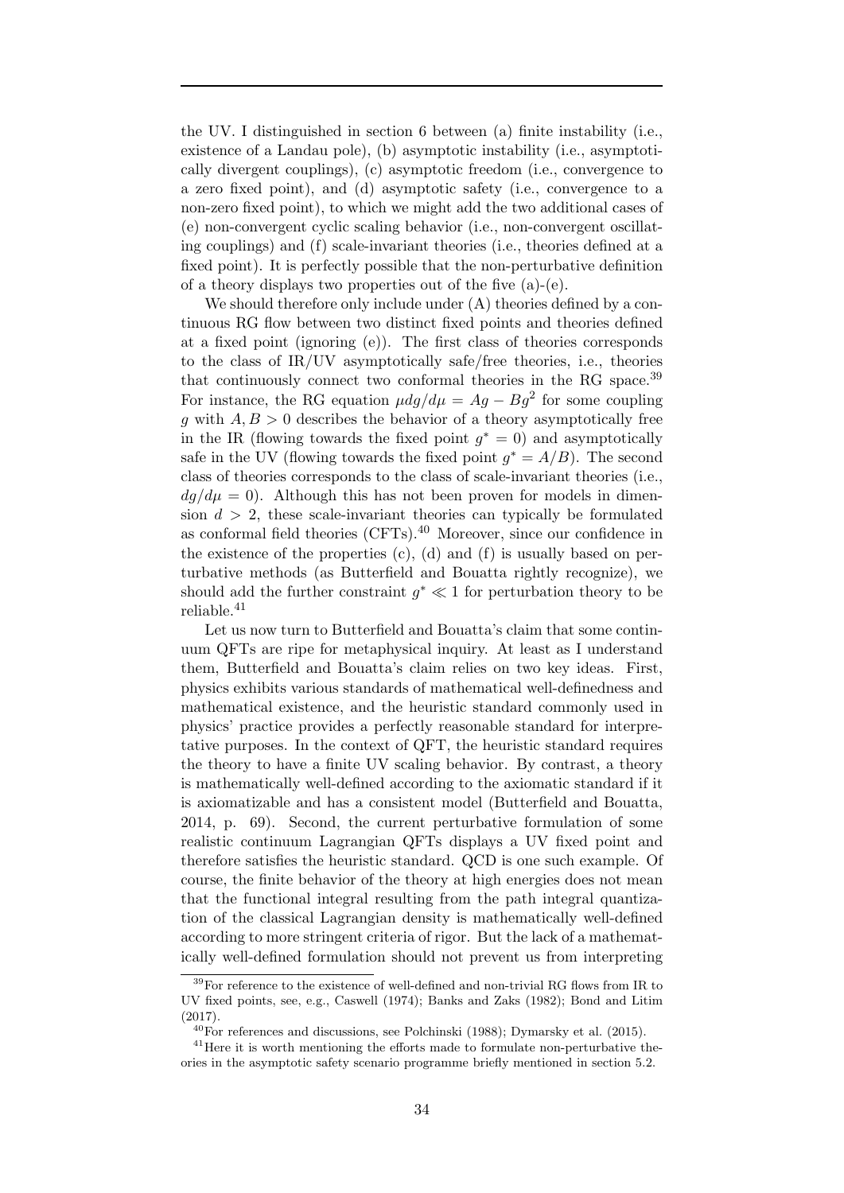the UV. I distinguished in section 6 between (a) finite instability (i.e., existence of a Landau pole), (b) asymptotic instability (i.e., asymptotically divergent couplings), (c) asymptotic freedom (i.e., convergence to a zero fixed point), and (d) asymptotic safety (i.e., convergence to a non-zero fixed point), to which we might add the two additional cases of (e) non-convergent cyclic scaling behavior (i.e., non-convergent oscillating couplings) and (f) scale-invariant theories (i.e., theories defined at a fixed point). It is perfectly possible that the non-perturbative definition of a theory displays two properties out of the five (a)-(e).

We should therefore only include under (A) theories defined by a continuous RG flow between two distinct fixed points and theories defined at a fixed point (ignoring (e)). The first class of theories corresponds to the class of IR/UV asymptotically safe/free theories, i.e., theories that continuously connect two conformal theories in the RG space.[39] For instance, the RG equation $\mu dg/d\mu = Ag - Bg^2$ for some coupling $g$ with $A, B > 0$ describes the behavior of a theory asymptotically free in the IR (flowing towards the fixed point $g^* = 0$) and asymptotically safe in the UV (flowing towards the fixed point $g^* = A/B$). The second class of theories corresponds to the class of scale-invariant theories (i.e., $dg/d\mu = 0$). Although this has not been proven for models in dimension $d > 2$, these scale-invariant theories can typically be formulated as conformal field theories (CFTs).[40] Moreover, since our confidence in the existence of the properties (c), (d) and (f) is usually based on perturbative methods (as Butterfield and Bouatta rightly recognize), we should add the further constraint $g^* \ll 1$ for perturbation theory to be reliable.[41]

Let us now turn to Butterfield and Bouatta's claim that some continuum QFTs are ripe for metaphysical inquiry. At least as I understand them, Butterfield and Bouatta's claim relies on two key ideas. First, physics exhibits various standards of mathematical well-definedness and mathematical existence, and the heuristic standard commonly used in physics' practice provides a perfectly reasonable standard for interpretative purposes. In the context of QFT, the heuristic standard requires the theory to have a finite UV scaling behavior. By contrast, a theory is mathematically well-defined according to the axiomatic standard if it is axiomatizable and has a consistent model (Butterfield and Bouatta, 2014, p. 69). Second, the current perturbative formulation of some realistic continuum Lagrangian QFTs displays a UV fixed point and therefore satisfies the heuristic standard. QCD is one such example. Of course, the finite behavior of the theory at high energies does not mean that the functional integral resulting from the path integral quantization of the classical Lagrangian density is mathematically well-defined according to more stringent criteria of rigor. But the lack of a mathematically well-defined formulation should not prevent us from interpreting

[39] For reference to the existence of well-defined and non-trivial RG flows from IR to UV fixed points, see, e.g., Caswell (1974); Banks and Zaks (1982); Bond and Litim (2017).

[40] For references and discussions, see Polchinski (1988); Dymarsky et al. (2015).

[41] Here it is worth mentioning the efforts made to formulate non-perturbative theories in the asymptotic safety scenario programme briefly mentioned in section 5.2.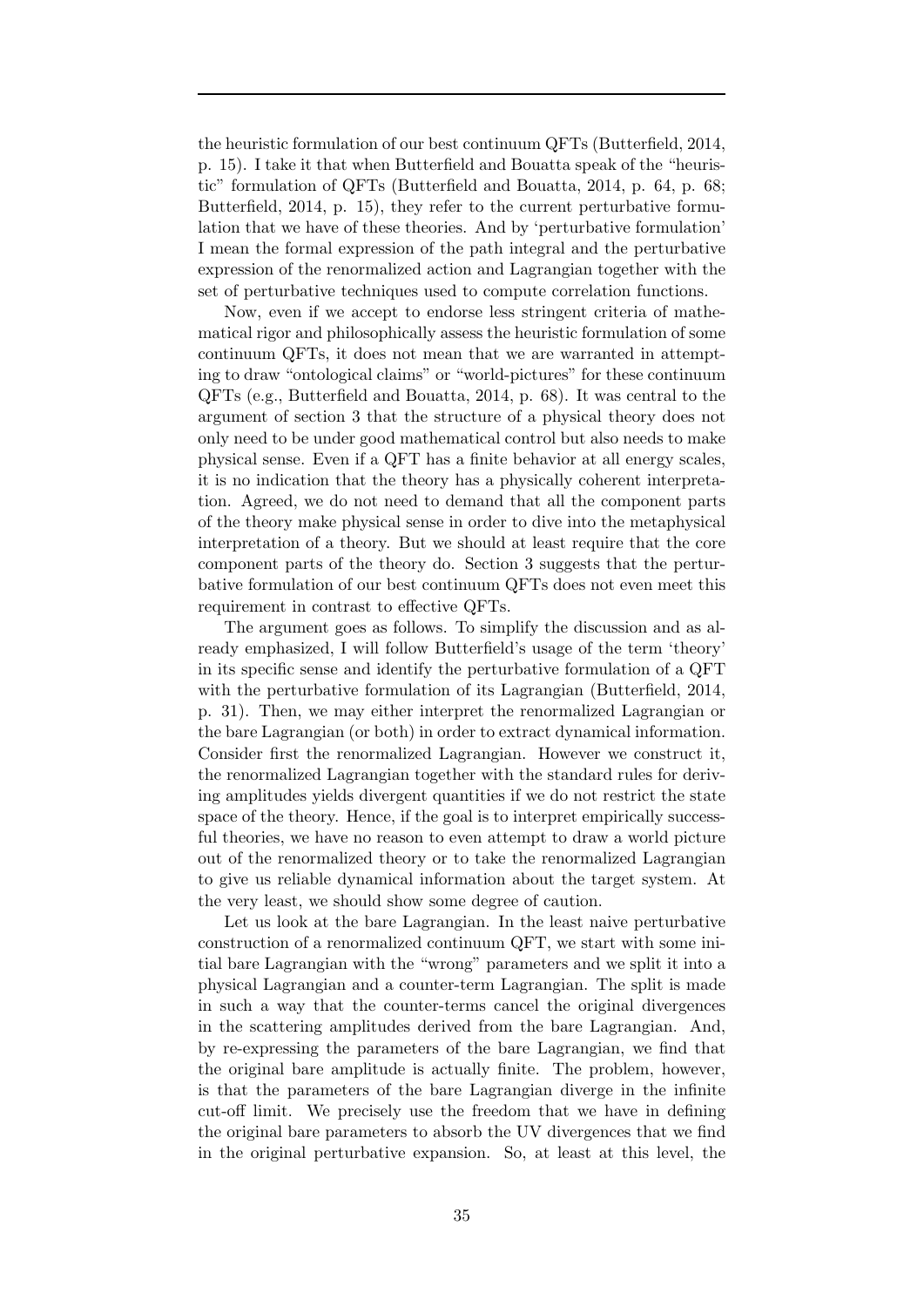the heuristic formulation of our best continuum QFTs (Butterfield, 2014, p. 15). I take it that when Butterfield and Bouatta speak of the "heuristic" formulation of QFTs (Butterfield and Bouatta, 2014, p. 64, p. 68; Butterfield, 2014, p. 15), they refer to the current perturbative formulation that we have of these theories. And by 'perturbative formulation' I mean the formal expression of the path integral and the perturbative expression of the renormalized action and Lagrangian together with the set of perturbative techniques used to compute correlation functions.

Now, even if we accept to endorse less stringent criteria of mathematical rigor and philosophically assess the heuristic formulation of some continuum QFTs, it does not mean that we are warranted in attempting to draw "ontological claims" or "world-pictures" for these continuum QFTs (e.g., Butterfield and Bouatta, 2014, p. 68). It was central to the argument of section 3 that the structure of a physical theory does not only need to be under good mathematical control but also needs to make physical sense. Even if a QFT has a finite behavior at all energy scales, it is no indication that the theory has a physically coherent interpretation. Agreed, we do not need to demand that all the component parts of the theory make physical sense in order to dive into the metaphysical interpretation of a theory. But we should at least require that the core component parts of the theory do. Section 3 suggests that the perturbative formulation of our best continuum QFTs does not even meet this requirement in contrast to effective QFTs.

The argument goes as follows. To simplify the discussion and as already emphasized, I will follow Butterfield's usage of the term 'theory' in its specific sense and identify the perturbative formulation of a QFT with the perturbative formulation of its Lagrangian (Butterfield, 2014, p. 31). Then, we may either interpret the renormalized Lagrangian or the bare Lagrangian (or both) in order to extract dynamical information. Consider first the renormalized Lagrangian. However we construct it, the renormalized Lagrangian together with the standard rules for deriving amplitudes yields divergent quantities if we do not restrict the state space of the theory. Hence, if the goal is to interpret empirically successful theories, we have no reason to even attempt to draw a world picture out of the renormalized theory or to take the renormalized Lagrangian to give us reliable dynamical information about the target system. At the very least, we should show some degree of caution.

Let us look at the bare Lagrangian. In the least naive perturbative construction of a renormalized continuum QFT, we start with some initial bare Lagrangian with the "wrong" parameters and we split it into a physical Lagrangian and a counter-term Lagrangian. The split is made in such a way that the counter-terms cancel the original divergences in the scattering amplitudes derived from the bare Lagrangian. And, by re-expressing the parameters of the bare Lagrangian, we find that the original bare amplitude is actually finite. The problem, however, is that the parameters of the bare Lagrangian diverge in the infinite cut-off limit. We precisely use the freedom that we have in defining the original bare parameters to absorb the UV divergences that we find in the original perturbative expansion. So, at least at this level, the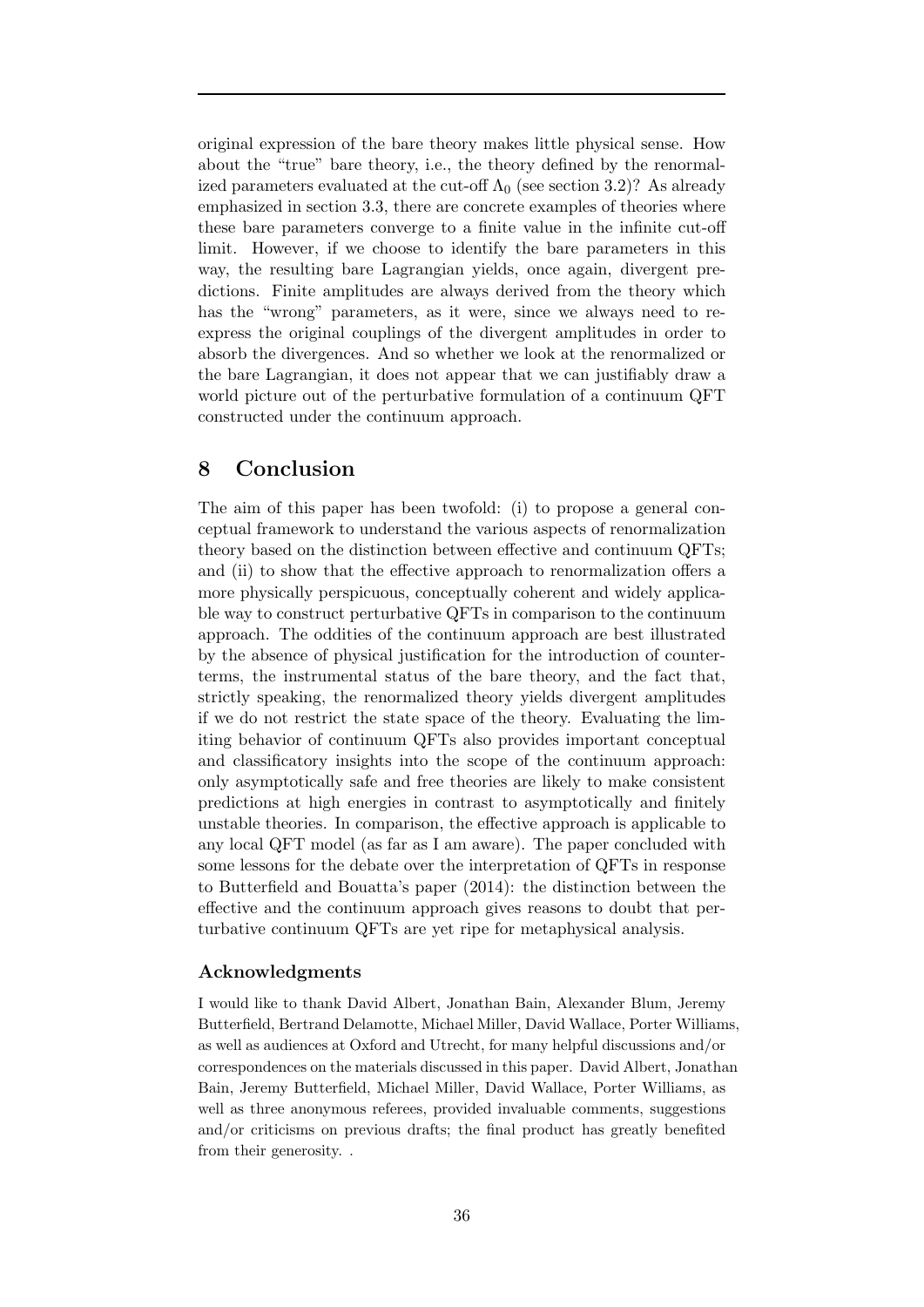original expression of the bare theory makes little physical sense. How about the "true" bare theory, i.e., the theory defined by the renormalized parameters evaluated at the cut-off $\Lambda_0$ (see section 3.2)? As already emphasized in section 3.3, there are concrete examples of theories where these bare parameters converge to a finite value in the infinite cut-off limit. However, if we choose to identify the bare parameters in this way, the resulting bare Lagrangian yields, once again, divergent predictions. Finite amplitudes are always derived from the theory which has the "wrong" parameters, as it were, since we always need to re-express the original couplings of the divergent amplitudes in order to absorb the divergences. And so whether we look at the renormalized or the bare Lagrangian, it does not appear that we can justifiably draw a world picture out of the perturbative formulation of a continuum QFT constructed under the continuum approach.

## 8 Conclusion

The aim of this paper has been twofold: (i) to propose a general conceptual framework to understand the various aspects of renormalization theory based on the distinction between effective and continuum QFTs; and (ii) to show that the effective approach to renormalization offers a more physically perspicuous, conceptually coherent and widely applicable way to construct perturbative QFTs in comparison to the continuum approach. The oddities of the continuum approach are best illustrated by the absence of physical justification for the introduction of counterterms, the instrumental status of the bare theory, and the fact that, strictly speaking, the renormalized theory yields divergent amplitudes if we do not restrict the state space of the theory. Evaluating the limiting behavior of continuum QFTs also provides important conceptual and classificatory insights into the scope of the continuum approach: only asymptotically safe and free theories are likely to make consistent predictions at high energies in contrast to asymptotically and finitely unstable theories. In comparison, the effective approach is applicable to any local QFT model (as far as I am aware). The paper concluded with some lessons for the debate over the interpretation of QFTs in response to Butterfield and Bouatta's paper (2014): the distinction between the effective and the continuum approach gives reasons to doubt that perturbative continuum QFTs are yet ripe for metaphysical analysis.

### Acknowledgments

I would like to thank David Albert, Jonathan Bain, Alexander Blum, Jeremy Butterfield, Bertrand Delamotte, Michael Miller, David Wallace, Porter Williams, as well as audiences at Oxford and Utrecht, for many helpful discussions and/or correspondences on the materials discussed in this paper. David Albert, Jonathan Bain, Jeremy Butterfield, Michael Miller, David Wallace, Porter Williams, as well as three anonymous referees, provided invaluable comments, suggestions and/or criticisms on previous drafts; the final product has greatly benefited from their generosity. .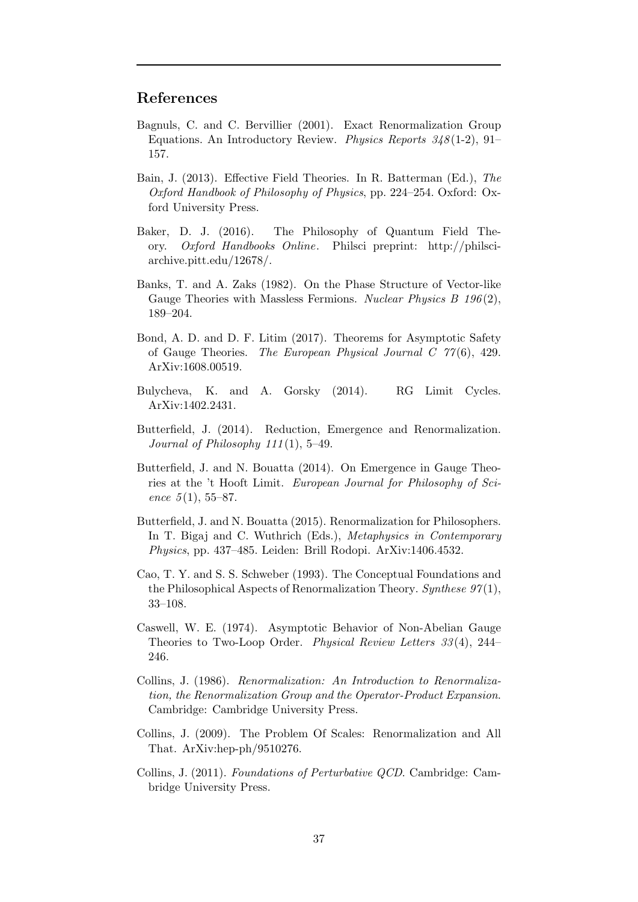## References

Bagnuls, C. and C. Bervillier (2001). Exact Renormalization Group Equations. An Introductory Review. *Physics Reports 348*(1-2), 91–157.

Bain, J. (2013). Effective Field Theories. In R. Batterman (Ed.), *The Oxford Handbook of Philosophy of Physics*, pp. 224–254. Oxford: Oxford University Press.

Baker, D. J. (2016). The Philosophy of Quantum Field Theory. *Oxford Handbooks Online*. Philsci preprint: http://philsci-archive.pitt.edu/12678/.

Banks, T. and A. Zaks (1982). On the Phase Structure of Vector-like Gauge Theories with Massless Fermions. *Nuclear Physics B 196*(2), 189–204.

Bond, A. D. and D. F. Litim (2017). Theorems for Asymptotic Safety of Gauge Theories. *The European Physical Journal C 77*(6), 429. ArXiv:1608.00519.

Bulycheva, K. and A. Gorsky (2014). RG Limit Cycles. ArXiv:1402.2431.

Butterfield, J. (2014). Reduction, Emergence and Renormalization. *Journal of Philosophy 111*(1), 5–49.

Butterfield, J. and N. Bouatta (2014). On Emergence in Gauge Theories at the 't Hooft Limit. *European Journal for Philosophy of Science 5*(1), 55–87.

Butterfield, J. and N. Bouatta (2015). Renormalization for Philosophers. In T. Bigaj and C. Wuthrich (Eds.), *Metaphysics in Contemporary Physics*, pp. 437–485. Leiden: Brill Rodopi. ArXiv:1406.4532.

Cao, T. Y. and S. S. Schweber (1993). The Conceptual Foundations and the Philosophical Aspects of Renormalization Theory. *Synthese 97*(1), 33–108.

Caswell, W. E. (1974). Asymptotic Behavior of Non-Abelian Gauge Theories to Two-Loop Order. *Physical Review Letters 33*(4), 244–246.

Collins, J. (1986). *Renormalization: An Introduction to Renormalization, the Renormalization Group and the Operator-Product Expansion*. Cambridge: Cambridge University Press.

Collins, J. (2009). The Problem Of Scales: Renormalization and All That. ArXiv:hep-ph/9510276.

Collins, J. (2011). *Foundations of Perturbative QCD*. Cambridge: Cambridge University Press.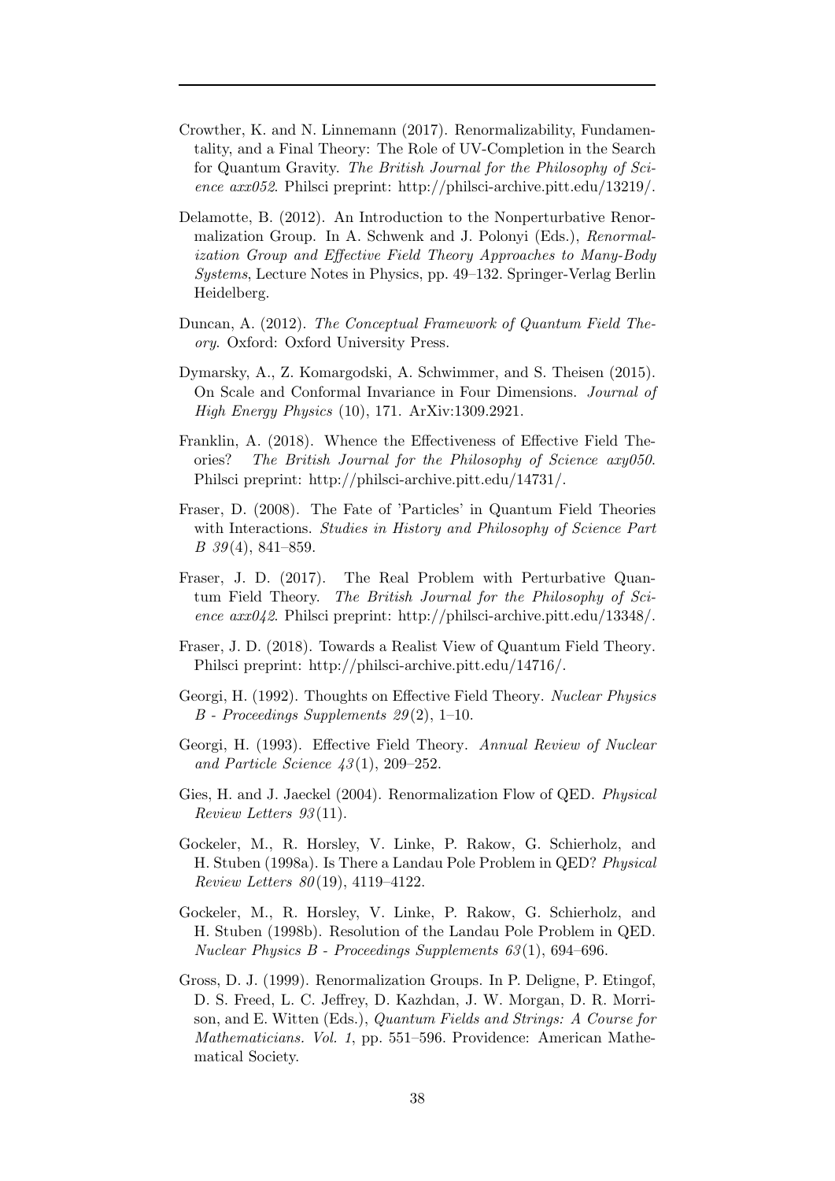Crowther, K. and N. Linnemann (2017). Renormalizability, Fundamentality, and a Final Theory: The Role of UV-Completion in the Search for Quantum Gravity. *The British Journal for the Philosophy of Science axx052*. Philsci preprint: http://philsci-archive.pitt.edu/13219/.

Delamotte, B. (2012). An Introduction to the Nonperturbative Renormalization Group. In A. Schwenk and J. Polonyi (Eds.), *Renormalization Group and Effective Field Theory Approaches to Many-Body Systems*, Lecture Notes in Physics, pp. 49–132. Springer-Verlag Berlin Heidelberg.

Duncan, A. (2012). *The Conceptual Framework of Quantum Field Theory*. Oxford: Oxford University Press.

Dymarsky, A., Z. Komargodski, A. Schwimmer, and S. Theisen (2015). On Scale and Conformal Invariance in Four Dimensions. *Journal of High Energy Physics* (10), 171. ArXiv:1309.2921.

Franklin, A. (2018). Whence the Effectiveness of Effective Field Theories? *The British Journal for the Philosophy of Science axy050*. Philsci preprint: http://philsci-archive.pitt.edu/14731/.

Fraser, D. (2008). The Fate of 'Particles' in Quantum Field Theories with Interactions. *Studies in History and Philosophy of Science Part B 39*(4), 841–859.

Fraser, J. D. (2017). The Real Problem with Perturbative Quantum Field Theory. *The British Journal for the Philosophy of Science axx042*. Philsci preprint: http://philsci-archive.pitt.edu/13348/.

Fraser, J. D. (2018). Towards a Realist View of Quantum Field Theory. Philsci preprint: http://philsci-archive.pitt.edu/14716/.

Georgi, H. (1992). Thoughts on Effective Field Theory. *Nuclear Physics B - Proceedings Supplements 29*(2), 1–10.

Georgi, H. (1993). Effective Field Theory. *Annual Review of Nuclear and Particle Science 43*(1), 209–252.

Gies, H. and J. Jaeckel (2004). Renormalization Flow of QED. *Physical Review Letters 93*(11).

Gockeler, M., R. Horsley, V. Linke, P. Rakow, G. Schierholz, and H. Stuben (1998a). Is There a Landau Pole Problem in QED? *Physical Review Letters 80*(19), 4119–4122.

Gockeler, M., R. Horsley, V. Linke, P. Rakow, G. Schierholz, and H. Stuben (1998b). Resolution of the Landau Pole Problem in QED. *Nuclear Physics B - Proceedings Supplements 63*(1), 694–696.

Gross, D. J. (1999). Renormalization Groups. In P. Deligne, P. Etingof, D. S. Freed, L. C. Jeffrey, D. Kazhdan, J. W. Morgan, D. R. Morrison, and E. Witten (Eds.), *Quantum Fields and Strings: A Course for Mathematicians. Vol. 1*, pp. 551–596. Providence: American Mathematical Society.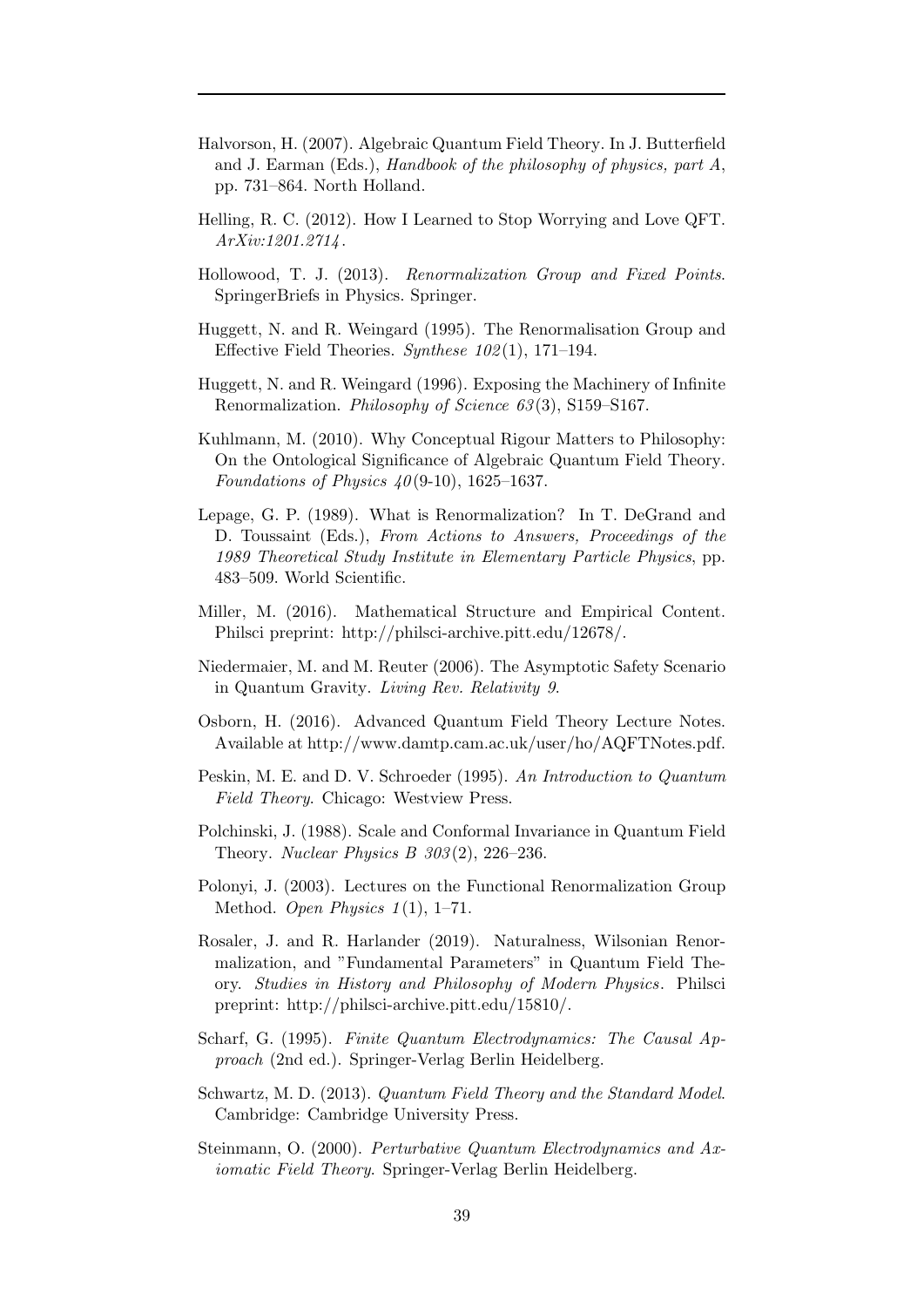Halvorson, H. (2007). Algebraic Quantum Field Theory. In J. Butterfield and J. Earman (Eds.), *Handbook of the philosophy of physics, part A*, pp. 731–864. North Holland.

Helling, R. C. (2012). How I Learned to Stop Worrying and Love QFT. *ArXiv:1201.2714*.

Hollowood, T. J. (2013). *Renormalization Group and Fixed Points*. SpringerBriefs in Physics. Springer.

Huggett, N. and R. Weingard (1995). The Renormalisation Group and Effective Field Theories. *Synthese 102*(1), 171–194.

Huggett, N. and R. Weingard (1996). Exposing the Machinery of Infinite Renormalization. *Philosophy of Science 63*(3), S159–S167.

Kuhlmann, M. (2010). Why Conceptual Rigour Matters to Philosophy: On the Ontological Significance of Algebraic Quantum Field Theory. *Foundations of Physics 40*(9-10), 1625–1637.

Lepage, G. P. (1989). What is Renormalization? In T. DeGrand and D. Toussaint (Eds.), *From Actions to Answers, Proceedings of the 1989 Theoretical Study Institute in Elementary Particle Physics*, pp. 483–509. World Scientific.

Miller, M. (2016). Mathematical Structure and Empirical Content. Philsci preprint: http://philsci-archive.pitt.edu/12678/.

Niedermaier, M. and M. Reuter (2006). The Asymptotic Safety Scenario in Quantum Gravity. *Living Rev. Relativity 9*.

Osborn, H. (2016). Advanced Quantum Field Theory Lecture Notes. Available at http://www.damtp.cam.ac.uk/user/ho/AQFTNotes.pdf.

Peskin, M. E. and D. V. Schroeder (1995). *An Introduction to Quantum Field Theory*. Chicago: Westview Press.

Polchinski, J. (1988). Scale and Conformal Invariance in Quantum Field Theory. *Nuclear Physics B 303*(2), 226–236.

Polonyi, J. (2003). Lectures on the Functional Renormalization Group Method. *Open Physics 1*(1), 1–71.

Rosaler, J. and R. Harlander (2019). Naturalness, Wilsonian Renormalization, and "Fundamental Parameters" in Quantum Field Theory. *Studies in History and Philosophy of Modern Physics*. Philsci preprint: http://philsci-archive.pitt.edu/15810/.

Scharf, G. (1995). *Finite Quantum Electrodynamics: The Causal Approach* (2nd ed.). Springer-Verlag Berlin Heidelberg.

Schwartz, M. D. (2013). *Quantum Field Theory and the Standard Model*. Cambridge: Cambridge University Press.

Steinmann, O. (2000). *Perturbative Quantum Electrodynamics and Axiomatic Field Theory*. Springer-Verlag Berlin Heidelberg.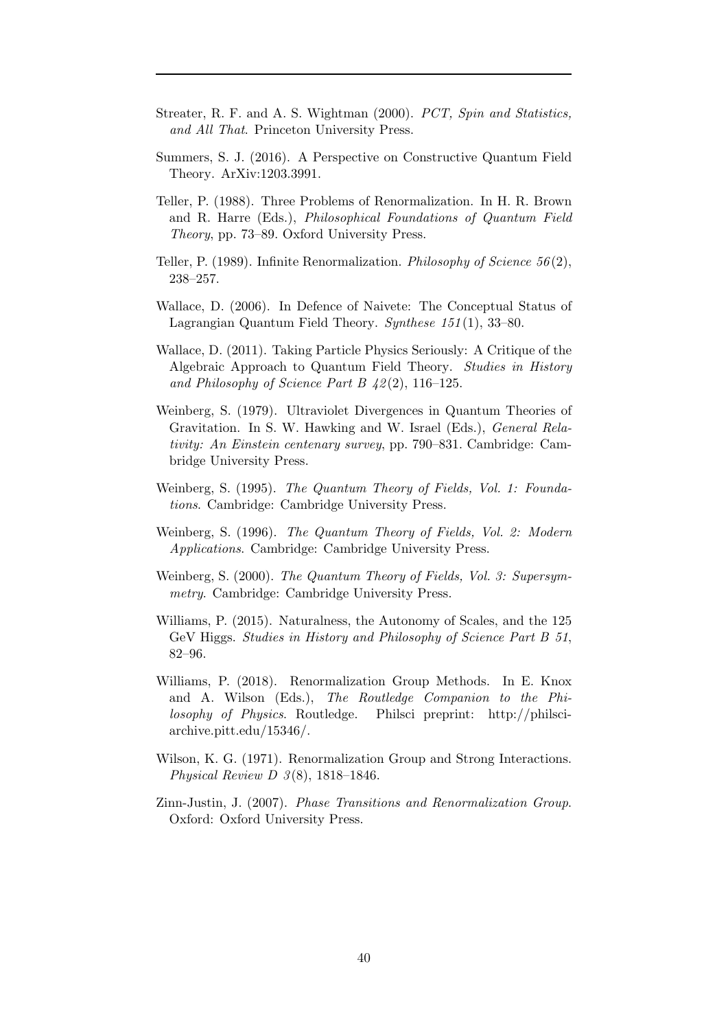Streater, R. F. and A. S. Wightman (2000). *PCT, Spin and Statistics, and All That*. Princeton University Press.

Summers, S. J. (2016). A Perspective on Constructive Quantum Field Theory. ArXiv:1203.3991.

Teller, P. (1988). Three Problems of Renormalization. In H. R. Brown and R. Harre (Eds.), *Philosophical Foundations of Quantum Field Theory*, pp. 73–89. Oxford University Press.

Teller, P. (1989). Infinite Renormalization. *Philosophy of Science 56*(2), 238–257.

Wallace, D. (2006). In Defence of Naivete: The Conceptual Status of Lagrangian Quantum Field Theory. *Synthese 151*(1), 33–80.

Wallace, D. (2011). Taking Particle Physics Seriously: A Critique of the Algebraic Approach to Quantum Field Theory. *Studies in History and Philosophy of Science Part B 42*(2), 116–125.

Weinberg, S. (1979). Ultraviolet Divergences in Quantum Theories of Gravitation. In S. W. Hawking and W. Israel (Eds.), *General Relativity: An Einstein centenary survey*, pp. 790–831. Cambridge: Cambridge University Press.

Weinberg, S. (1995). *The Quantum Theory of Fields, Vol. 1: Foundations*. Cambridge: Cambridge University Press.

Weinberg, S. (1996). *The Quantum Theory of Fields, Vol. 2: Modern Applications*. Cambridge: Cambridge University Press.

Weinberg, S. (2000). *The Quantum Theory of Fields, Vol. 3: Supersymmetry*. Cambridge: Cambridge University Press.

Williams, P. (2015). Naturalness, the Autonomy of Scales, and the 125 GeV Higgs. *Studies in History and Philosophy of Science Part B 51*, 82–96.

Williams, P. (2018). Renormalization Group Methods. In E. Knox and A. Wilson (Eds.), *The Routledge Companion to the Philosophy of Physics*. Routledge. Philsci preprint: http://philsci-archive.pitt.edu/15346/.

Wilson, K. G. (1971). Renormalization Group and Strong Interactions. *Physical Review D 3*(8), 1818–1846.

Zinn-Justin, J. (2007). *Phase Transitions and Renormalization Group*. Oxford: Oxford University Press.